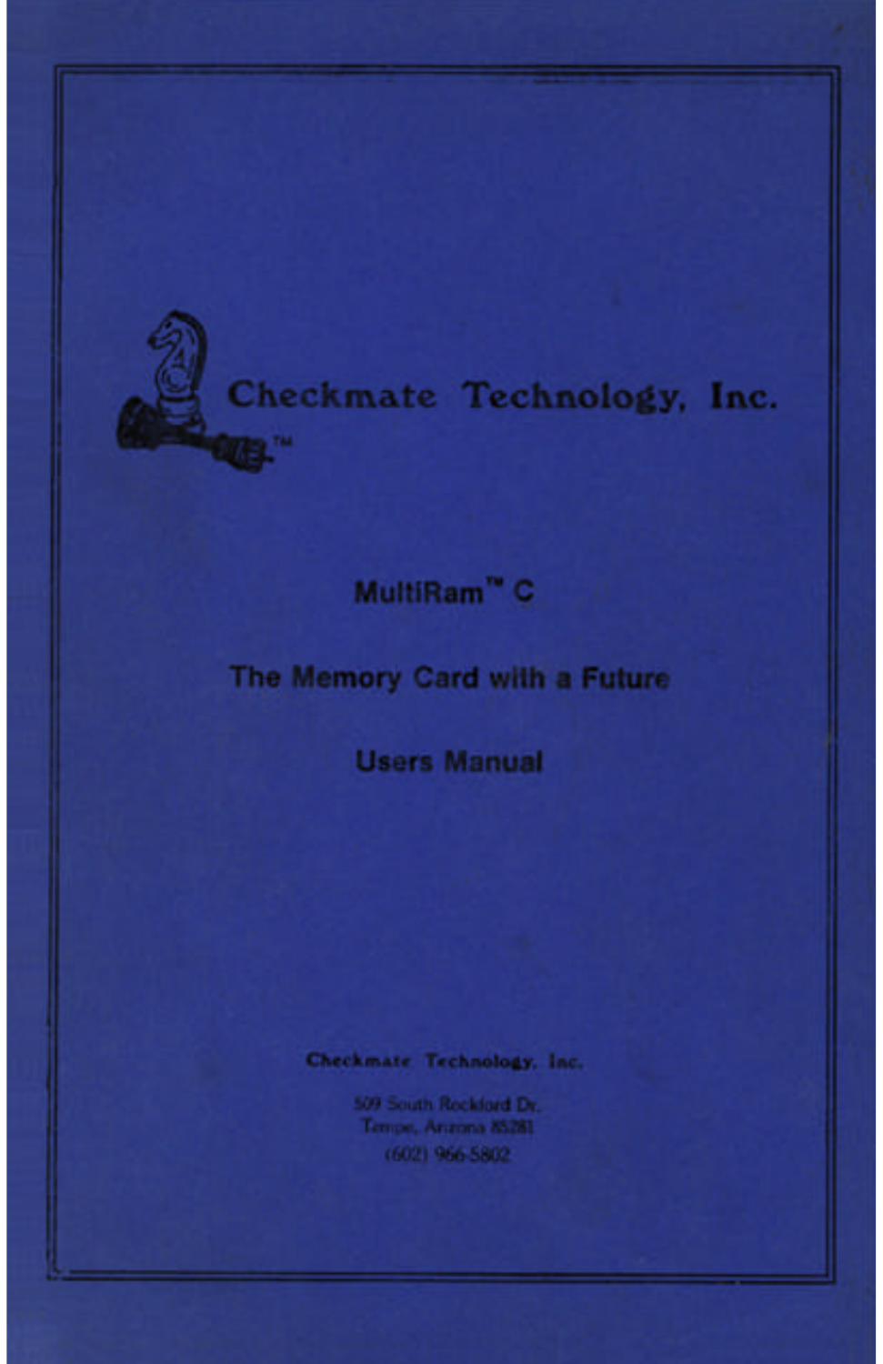Checkmate Technology, Inc.™

# MultiRam™ C

## The Memory Card with a Future

## Users Manual

**Checkmate Technology, Inc.**

509 South Rockford Dr.
Tempe, Arizona 85281
(602) 966-5802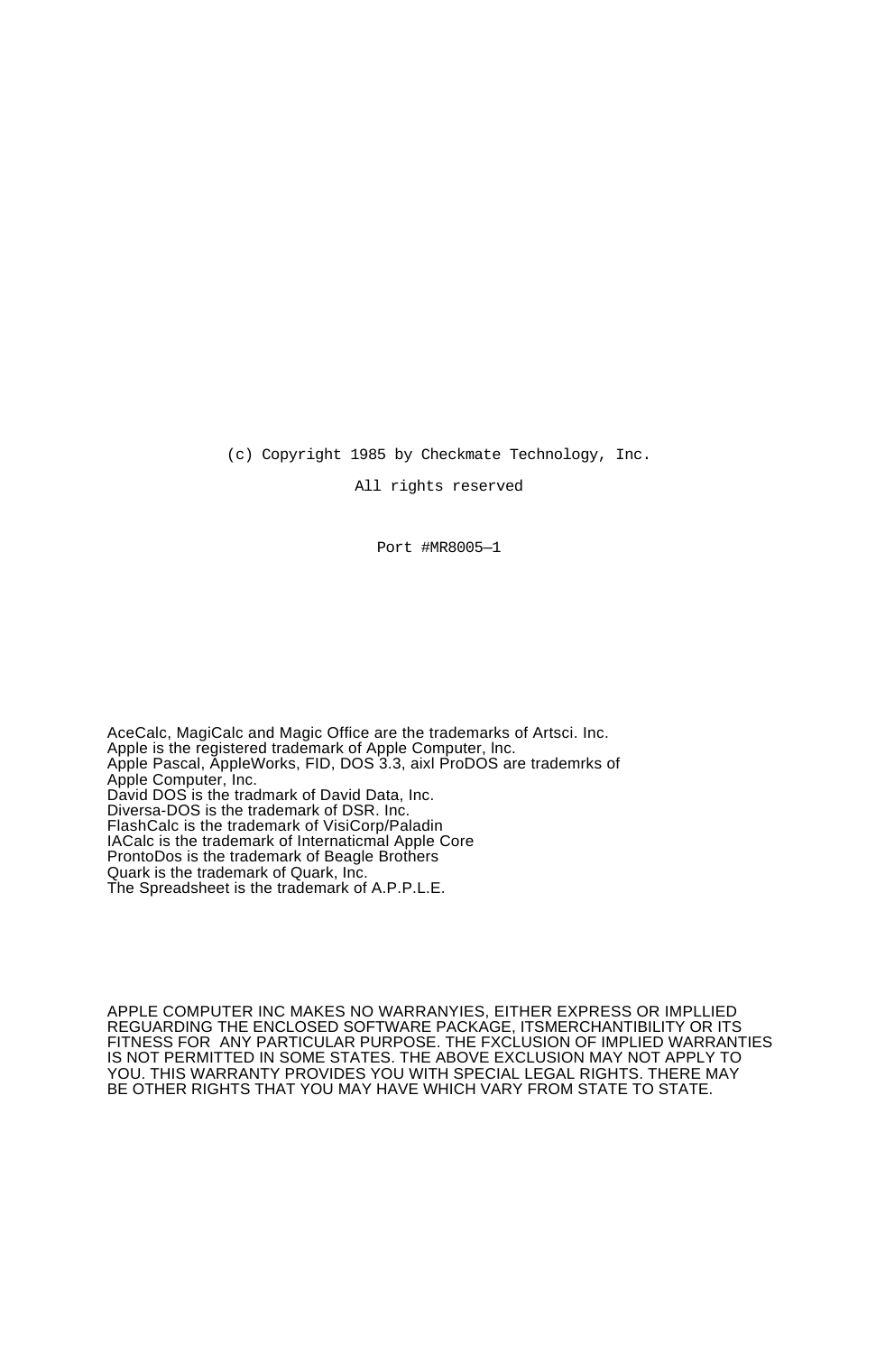(c) Copyright 1985 by Checkmate Technology, Inc.

All rights reserved

Port #MR8005—1

AceCalc, MagiCalc and Magic Office are the trademarks of Artsci. Inc.
Apple is the registered trademark of Apple Computer, lnc.
Apple Pascal, AppleWorks, FID, DOS 3.3, aixl ProDOS are trademrks of
Apple Computer, Inc.
David DOS is the tradmark of David Data, Inc.
Diversa-DOS is the trademark of DSR. Inc.
FlashCalc is the trademark of VisiCorp/Paladin
IACalc is the trademark of Internaticmal Apple Core
ProntoDos is the trademark of Beagle Brothers
Quark is the trademark of Quark, Inc.
The Spreadsheet is the trademark of A.P.P.L.E.

APPLE COMPUTER INC MAKES NO WARRANYIES, EITHER EXPRESS OR IMPLLIED REGUARDING THE ENCLOSED SOFTWARE PACKAGE, ITSMERCHANTIBILITY OR ITS FITNESS FOR ANY PARTICULAR PURPOSE. THE FXCLUSION OF IMPLIED WARRANTIES IS NOT PERMITTED IN SOME STATES. THE ABOVE EXCLUSION MAY NOT APPLY TO YOU. THIS WARRANTY PROVIDES YOU WITH SPECIAL LEGAL RIGHTS. THERE MAY BE OTHER RIGHTS THAT YOU MAY HAVE WHICH VARY FROM STATE TO STATE.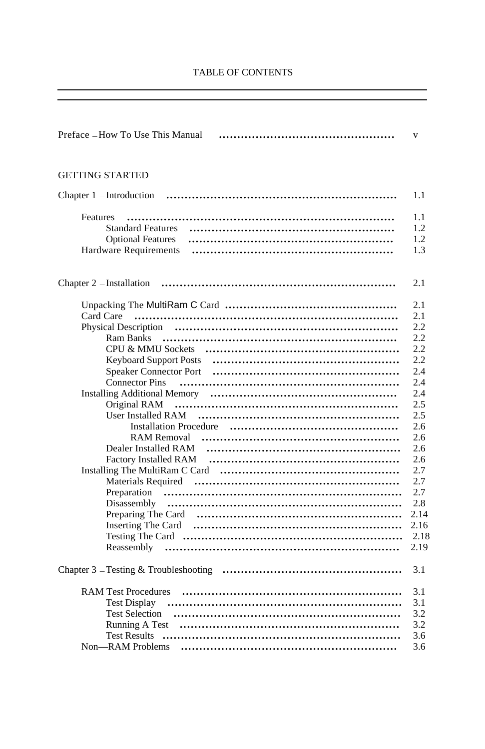# TABLE OF CONTENTS

| | |
|---|---|
| Preface – How To Use This Manual | v |
| **GETTING STARTED** | |
| Chapter 1 – Introduction | 1.1 |
| Features | 1.1 |
| Standard Features | 1.2 |
| Optional Features | 1.2 |
| Hardware Requirements | 1.3 |
| Chapter 2 – Installation | 2.1 |
| Unpacking The MultiRam C Card | 2.1 |
| Card Care | 2.1 |
| Physical Description | 2.2 |
| Ram Banks | 2.2 |
| CPU & MMU Sockets | 2.2 |
| Keyboard Support Posts | 2.2 |
| Speaker Connector Port | 2.4 |
| Connector Pins | 2.4 |
| Installing Additional Memory | 2.4 |
| Original RAM | 2.5 |
| User Installed RAM | 2.5 |
| Installation Procedure | 2.6 |
| RAM Removal | 2.6 |
| Dealer Installed RAM | 2.6 |
| Factory Installed RAM | 2.6 |
| Installing The MultiRam C Card | 2.7 |
| Materials Required | 2.7 |
| Preparation | 2.7 |
| Disassembly | 2.8 |
| Preparing The Card | 2.14 |
| Inserting The Card | 2.16 |
| Testing The Card | 2.18 |
| Reassembly | 2.19 |
| Chapter 3 – Testing & Troubleshooting | 3.1 |
| RAM Test Procedures | 3.1 |
| Test Display | 3.1 |
| Test Selection | 3.2 |
| Running A Test | 3.2 |
| Test Results | 3.6 |
| Non—RAM Problems | 3.6 |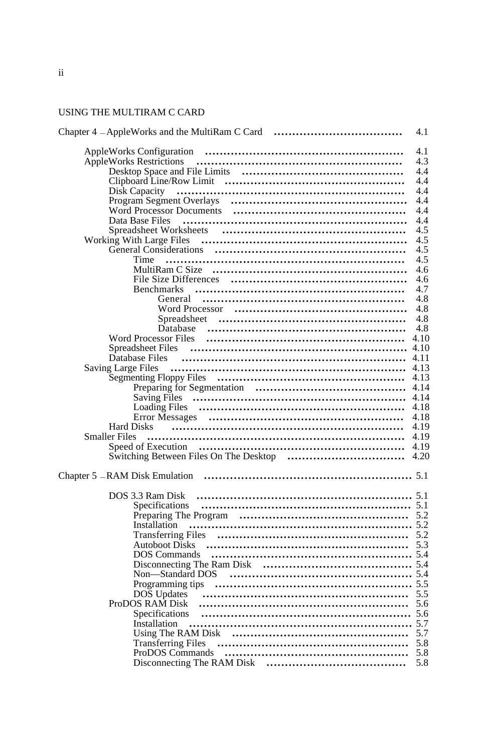USING THE MULTIRAM C CARD

Chapter 4 – AppleWorks and the MultiRam C Card ................................ 4.1

- AppleWorks Configuration ........................................ 4.1
- AppleWorks Restrictions ........................................ 4.3
  - Desktop Space and File Limits ........................................ 4.4
  - Clipboard Line/Row Limit ........................................ 4.4
  - Disk Capacity ........................................ 4.4
  - Program Segment Overlays ........................................ 4.4
  - Word Processor Documents ........................................ 4.4
  - Data Base Files ........................................ 4.4
  - Spreadsheet Worksheets ........................................ 4.5
- Working With Large Files ........................................ 4.5
  - General Considerations ........................................ 4.5
    - Time ........................................ 4.5
    - MultiRam C Size ........................................ 4.6
    - File Size Differences ........................................ 4.6
    - Benchmarks ........................................ 4.7
      - General ........................................ 4.8
      - Word Processor ........................................ 4.8
      - Spreadsheet ........................................ 4.8
      - Database ........................................ 4.8
  - Word Processor Files ........................................ 4.10
  - Spreadsheet Files ........................................ 4.10
  - Database Files ........................................ 4.11
- Saving Large Files ........................................ 4.13
  - Segmenting Floppy Files ........................................ 4.13
    - Preparing for Segmentation ........................................ 4.14
    - Saving Files ........................................ 4.14
    - Loading Files ........................................ 4.18
    - Error Messages ........................................ 4.18
  - Hard Disks ........................................ 4.19
- Smaller Files ........................................ 4.19
  - Speed of Execution ........................................ 4.19
  - Switching Between Files On The Desktop ........................................ 4.20

Chapter 5 – RAM Disk Emulation ........................................ 5.1

- DOS 3.3 Ram Disk ........................................ 5.1
  - Specifications ........................................ 5.1
  - Preparing The Program ........................................ 5.2
  - Installation ........................................ 5.2
  - Transferring Files ........................................ 5.2
  - Autoboot Disks ........................................ 5.3
  - DOS Commands ........................................ 5.4
  - Disconnecting The Ram Disk ........................................ 5.4
  - Non—Standard DOS ........................................ 5.4
  - Programming tips ........................................ 5.5
  - DOS Updates ........................................ 5.5
- ProDOS RAM Disk ........................................ 5.6
  - Specifications ........................................ 5.6
  - Installation ........................................ 5.7
  - Using The RAM Disk ........................................ 5.7
  - Transferring Files ........................................ 5.8
  - ProDOS Commands ........................................ 5.8
  - Disconnecting The RAM Disk ........................................ 5.8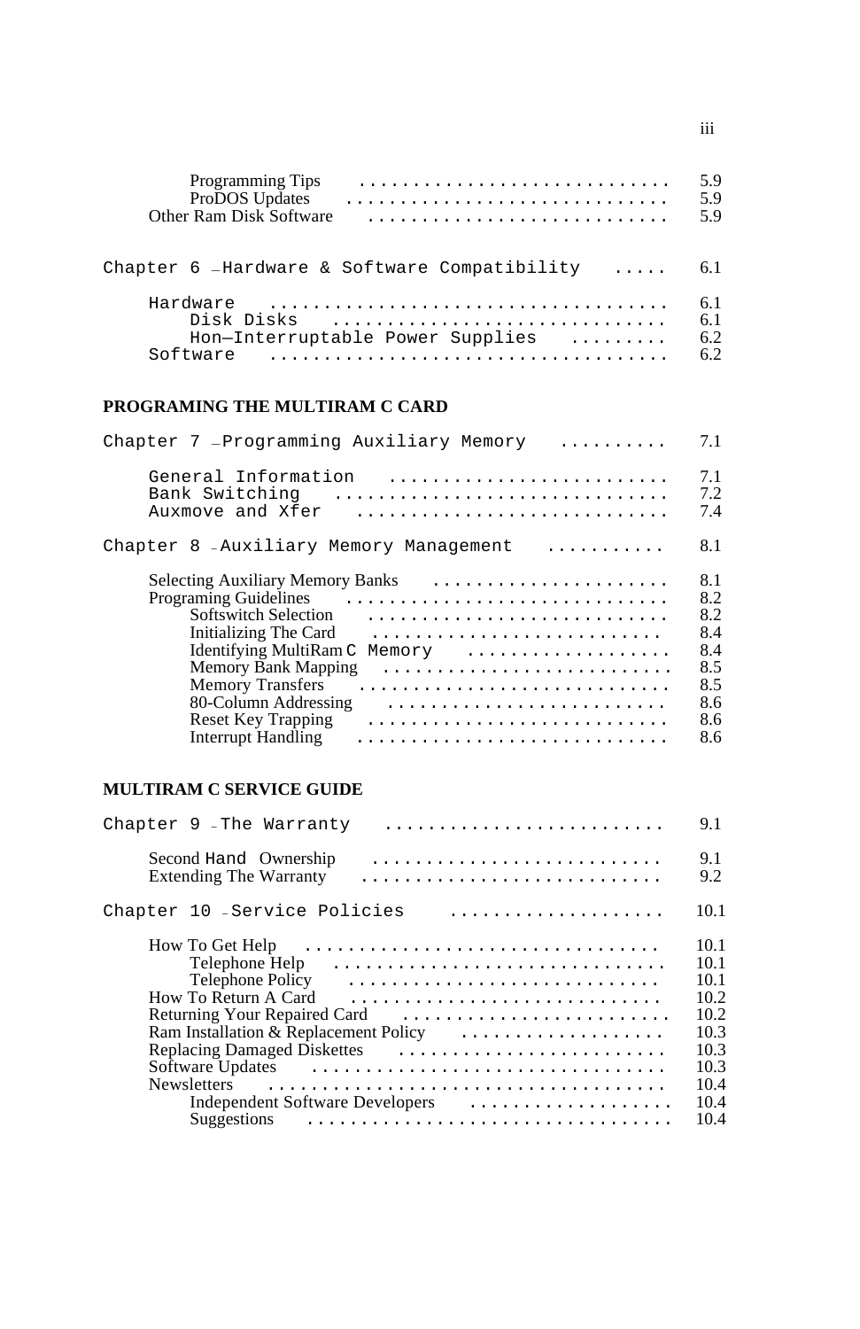| | |
|---|---|
| Programming Tips | 5.9 |
| ProDOS Updates | 5.9 |
| Other Ram Disk Software | 5.9 |

| | |
|---|---|
| Chapter 6 – Hardware & Software Compatibility | 6.1 |
| Hardware | 6.1 |
| Disk Disks | 6.1 |
| Hon–Interruptable Power Supplies | 6.2 |
| Software | 6.2 |

## PROGRAMING THE MULTIRAM C CARD

| | |
|---|---|
| Chapter 7 – Programming Auxiliary Memory | 7.1 |
| General Information | 7.1 |
| Bank Switching | 7.2 |
| Auxmove and Xfer | 7.4 |

| | |
|---|---|
| Chapter 8 – Auxiliary Memory Management | 8.1 |
| Selecting Auxiliary Memory Banks | 8.1 |
| Programing Guidelines | 8.2 |
| Softswitch Selection | 8.2 |
| Initializing The Card | 8.4 |
| Identifying MultiRam C Memory | 8.4 |
| Memory Bank Mapping | 8.5 |
| Memory Transfers | 8.5 |
| 80-Column Addressing | 8.6 |
| Reset Key Trapping | 8.6 |
| Interrupt Handling | 8.6 |

## MULTIRAM C SERVICE GUIDE

| | |
|---|---|
| Chapter 9 – The Warranty | 9.1 |
| Second Hand Ownership | 9.1 |
| Extending The Warranty | 9.2 |

| | |
|---|---|
| Chapter 10 – Service Policies | 10.1 |
| How To Get Help | 10.1 |
| Telephone Help | 10.1 |
| Telephone Policy | 10.1 |
| How To Return A Card | 10.2 |
| Returning Your Repaired Card | 10.2 |
| Ram Installation & Replacement Policy | 10.3 |
| Replacing Damaged Diskettes | 10.3 |
| Software Updates | 10.3 |
| Newsletters | 10.4 |
| Independent Software Developers | 10.4 |
| Suggestions | 10.4 |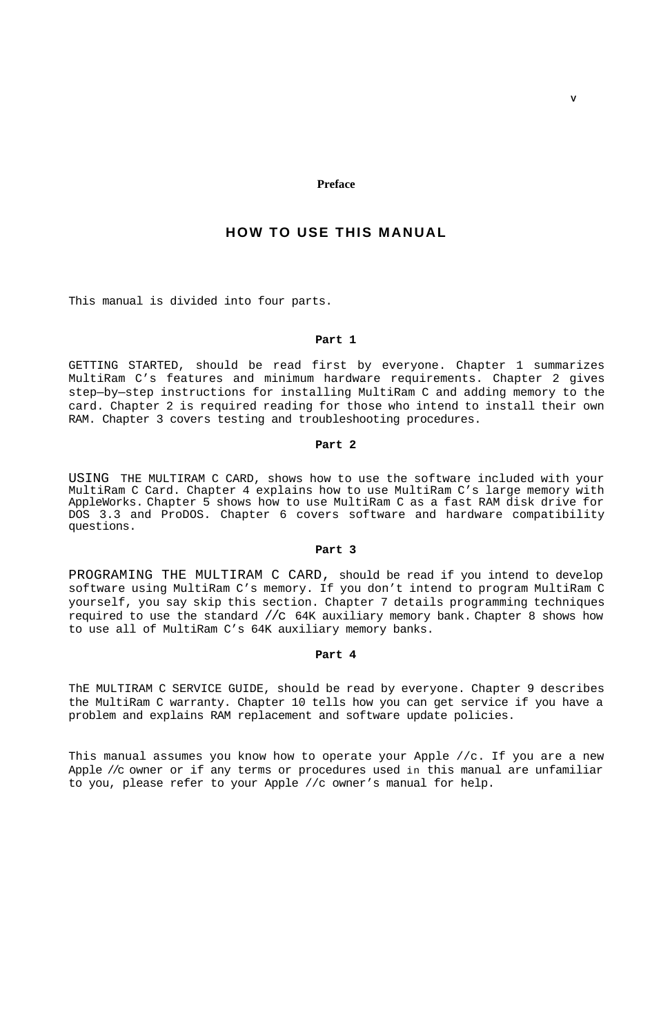Preface

# HOW TO USE THIS MANUAL

This manual is divided into four parts.

**Part 1**

GETTING STARTED, should be read first by everyone. Chapter 1 summarizes MultiRam C's features and minimum hardware requirements. Chapter 2 gives step—by—step instructions for installing MultiRam C and adding memory to the card. Chapter 2 is required reading for those who intend to install their own RAM. Chapter 3 covers testing and troubleshooting procedures.

**Part 2**

USING THE MULTIRAM C CARD, shows how to use the software included with your MultiRam C Card. Chapter 4 explains how to use MultiRam C's large memory with AppleWorks. Chapter 5 shows how to use MultiRam C as a fast RAM disk drive for DOS 3.3 and ProDOS. Chapter 6 covers software and hardware compatibility questions.

**Part 3**

PROGRAMING THE MULTIRAM C CARD, should be read if you intend to develop software using MultiRam C's memory. If you don't intend to program MultiRam C yourself, you say skip this section. Chapter 7 details programming techniques required to use the standard //c 64K auxiliary memory bank. Chapter 8 shows how to use all of MultiRam C's 64K auxiliary memory banks.

**Part 4**

ThE MULTIRAM C SERVICE GUIDE, should be read by everyone. Chapter 9 describes the MultiRam C warranty. Chapter 10 tells how you can get service if you have a problem and explains RAM replacement and software update policies.

This manual assumes you know how to operate your Apple //c. If you are a new Apple //c owner or if any terms or procedures used in this manual are unfamiliar to you, please refer to your Apple //c owner's manual for help.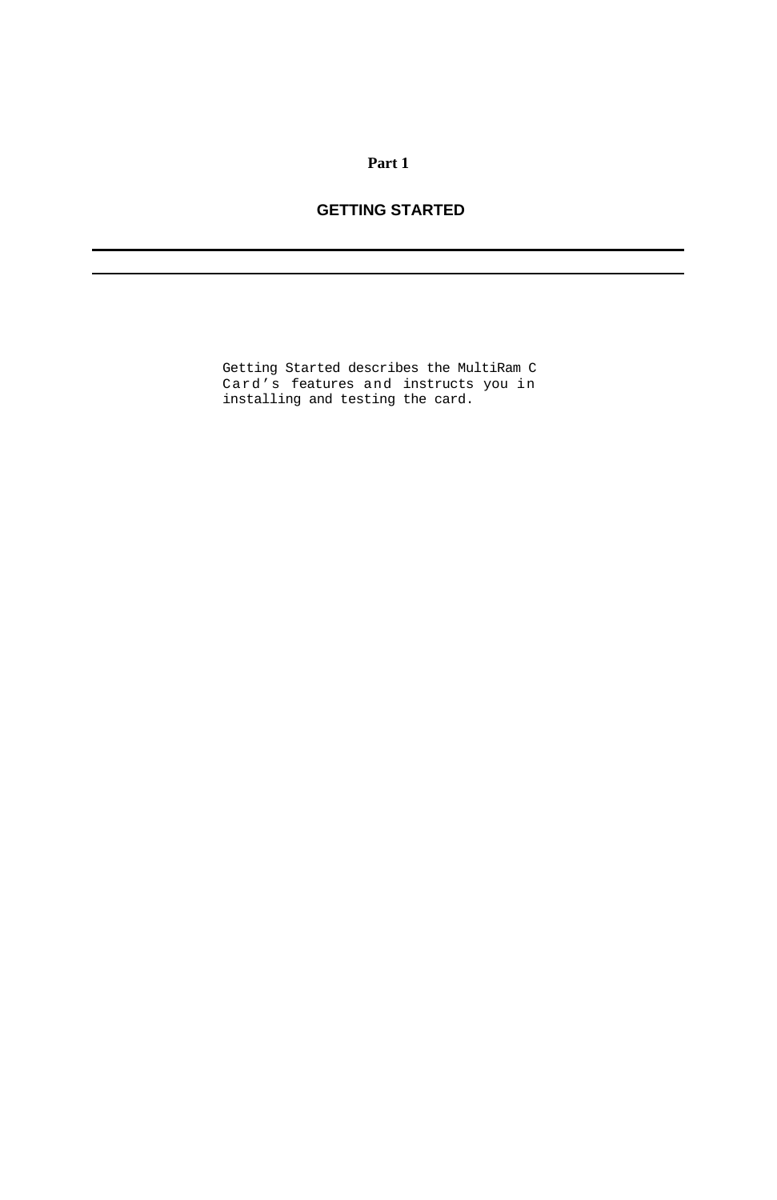# Part 1

## GETTING STARTED

---

Getting Started describes the MultiRam C Card's features and instructs you in installing and testing the card.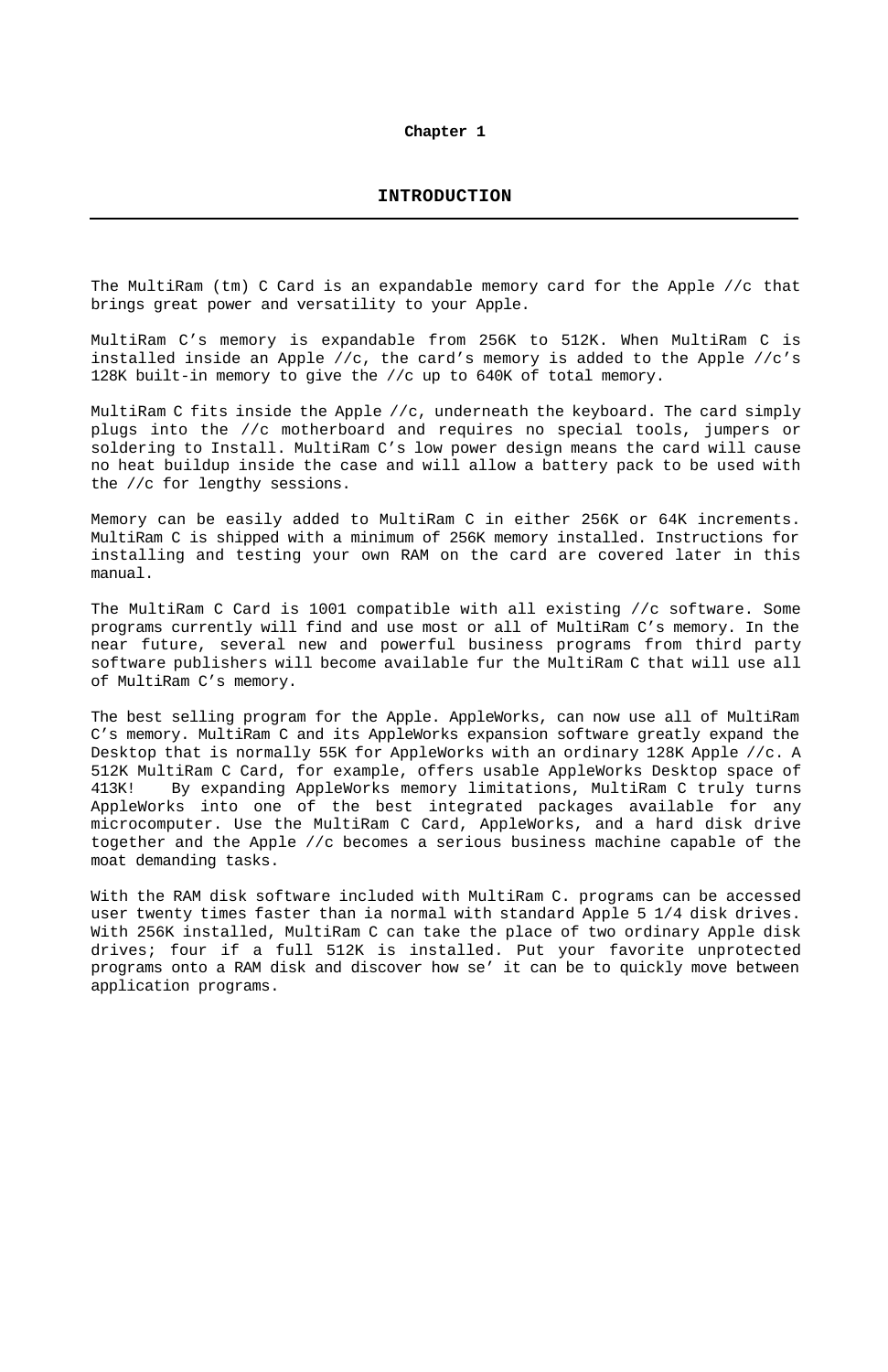**Chapter 1**

# INTRODUCTION

The MultiRam (tm) C Card is an expandable memory card for the Apple //c that brings great power and versatility to your Apple.

MultiRam C's memory is expandable from 256K to 512K. When MultiRam C is installed inside an Apple //c, the card's memory is added to the Apple //c's 128K built-in memory to give the //c up to 640K of total memory.

MultiRam C fits inside the Apple //c, underneath the keyboard. The card simply plugs into the //c motherboard and requires no special tools, jumpers or soldering to Install. MultiRam C's low power design means the card will cause no heat buildup inside the case and will allow a battery pack to be used with the //c for lengthy sessions.

Memory can be easily added to MultiRam C in either 256K or 64K increments. MultiRam C is shipped with a minimum of 256K memory installed. Instructions for installing and testing your own RAM on the card are covered later in this manual.

The MultiRam C Card is 1001 compatible with all existing //c software. Some programs currently will find and use most or all of MultiRam C's memory. In the near future, several new and powerful business programs from third party software publishers will become available fur the MultiRam C that will use all of MultiRam C's memory.

The best selling program for the Apple. AppleWorks, can now use all of MultiRam C's memory. MultiRam C and its AppleWorks expansion software greatly expand the Desktop that is normally 55K for AppleWorks with an ordinary 128K Apple //c. A 512K MultiRam C Card, for example, offers usable AppleWorks Desktop space of 413K! By expanding AppleWorks memory limitations, MultiRam C truly turns AppleWorks into one of the best integrated packages available for any microcomputer. Use the MultiRam C Card, AppleWorks, and a hard disk drive together and the Apple //c becomes a serious business machine capable of the moat demanding tasks.

With the RAM disk software included with MultiRam C. programs can be accessed user twenty times faster than ia normal with standard Apple 5 1/4 disk drives. With 256K installed, MultiRam C can take the place of two ordinary Apple disk drives; four if a full 512K is installed. Put your favorite unprotected programs onto a RAM disk and discover how se' it can be to quickly move between application programs.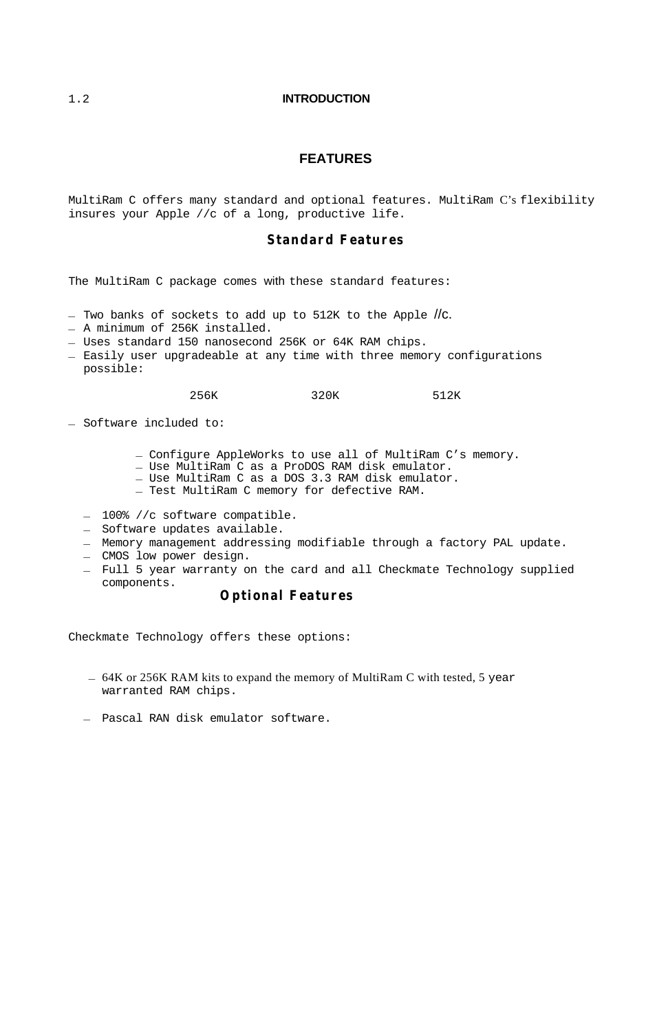# FEATURES

MultiRam C offers many standard and optional features. MultiRam C's flexibility insures your Apple //c of a long, productive life.

## Standard Features

The MultiRam C package comes with these standard features:

- Two banks of sockets to add up to 512K to the Apple //c.
- A minimum of 256K installed.
- Uses standard 150 nanosecond 256K or 64K RAM chips.
- Easily user upgradeable at any time with three memory configurations possible:

  256K &nbsp;&nbsp;&nbsp;&nbsp; 320K &nbsp;&nbsp;&nbsp;&nbsp; 512K

- Software included to:
  - Configure AppleWorks to use all of MultiRam C's memory.
  - Use MultiRam C as a ProDOS RAM disk emulator.
  - Use MultiRam C as a DOS 3.3 RAM disk emulator.
  - Test MultiRam C memory for defective RAM.
- 100% //c software compatible.
- Software updates available.
- Memory management addressing modifiable through a factory PAL update.
- CMOS low power design.
- Full 5 year warranty on the card and all Checkmate Technology supplied components.

## Optional Features

Checkmate Technology offers these options:

- 64K or 256K RAM kits to expand the memory of MultiRam C with tested, 5 year warranted RAM chips.
- Pascal RAN disk emulator software.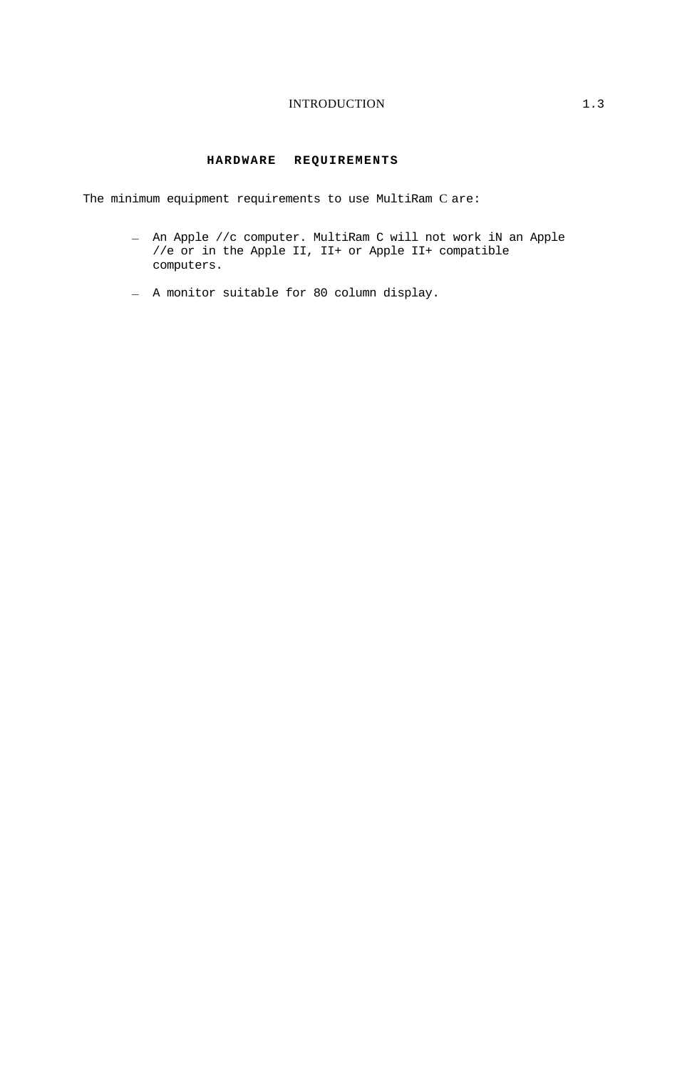## HARDWARE REQUIREMENTS

The minimum equipment requirements to use MultiRam C are:

- An Apple //c computer. MultiRam C will not work iN an Apple //e or in the Apple II, II+ or Apple II+ compatible computers.
- A monitor suitable for 80 column display.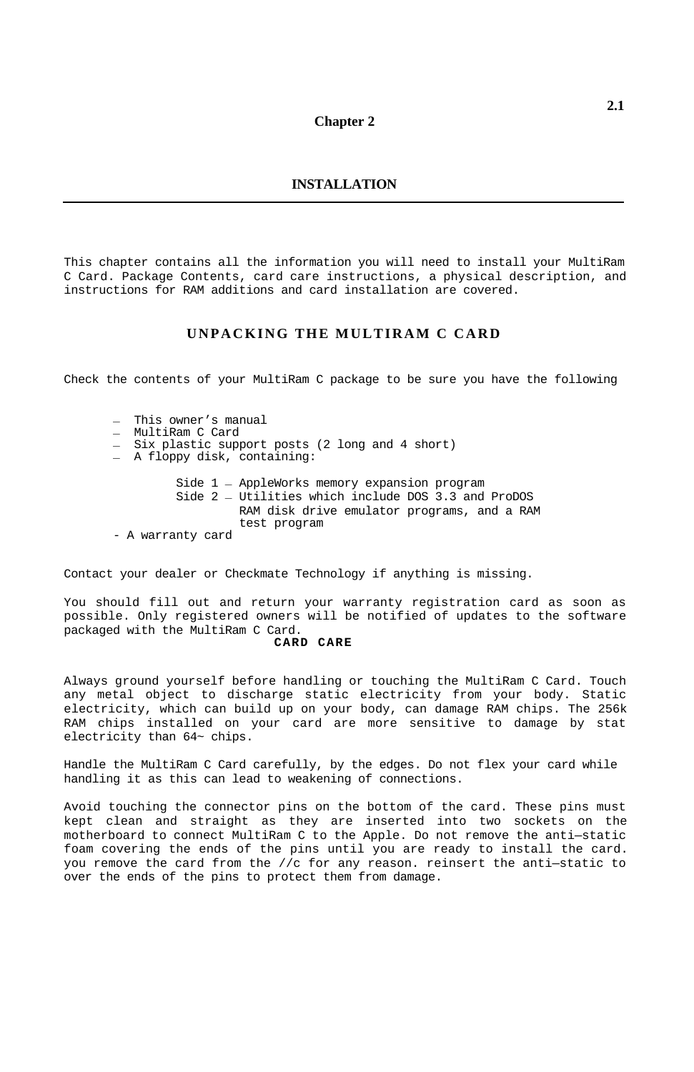# Chapter 2

## INSTALLATION

This chapter contains all the information you will need to install your MultiRam C Card. Package Contents, card care instructions, a physical description, and instructions for RAM additions and card installation are covered.

### UNPACKING THE MULTIRAM C CARD

Check the contents of your MultiRam C package to be sure you have the following

- This owner's manual
- MultiRam C Card
- Six plastic support posts (2 long and 4 short)
- A floppy disk, containing:

  Side 1 — AppleWorks memory expansion program
  Side 2 — Utilities which include DOS 3.3 and ProDOS RAM disk drive emulator programs, and a RAM test program
- A warranty card

Contact your dealer or Checkmate Technology if anything is missing.

You should fill out and return your warranty registration card as soon as possible. Only registered owners will be notified of updates to the software packaged with the MultiRam C Card.

### CARD CARE

Always ground yourself before handling or touching the MultiRam C Card. Touch any metal object to discharge static electricity from your body. Static electricity, which can build up on your body, can damage RAM chips. The 256k RAM chips installed on your card are more sensitive to damage by stat electricity than 64~ chips.

Handle the MultiRam C Card carefully, by the edges. Do not flex your card while handling it as this can lead to weakening of connections.

Avoid touching the connector pins on the bottom of the card. These pins must kept clean and straight as they are inserted into two sockets on the motherboard to connect MultiRam C to the Apple. Do not remove the anti—static foam covering the ends of the pins until you are ready to install the card. you remove the card from the //c for any reason. reinsert the anti—static to over the ends of the pins to protect them from damage.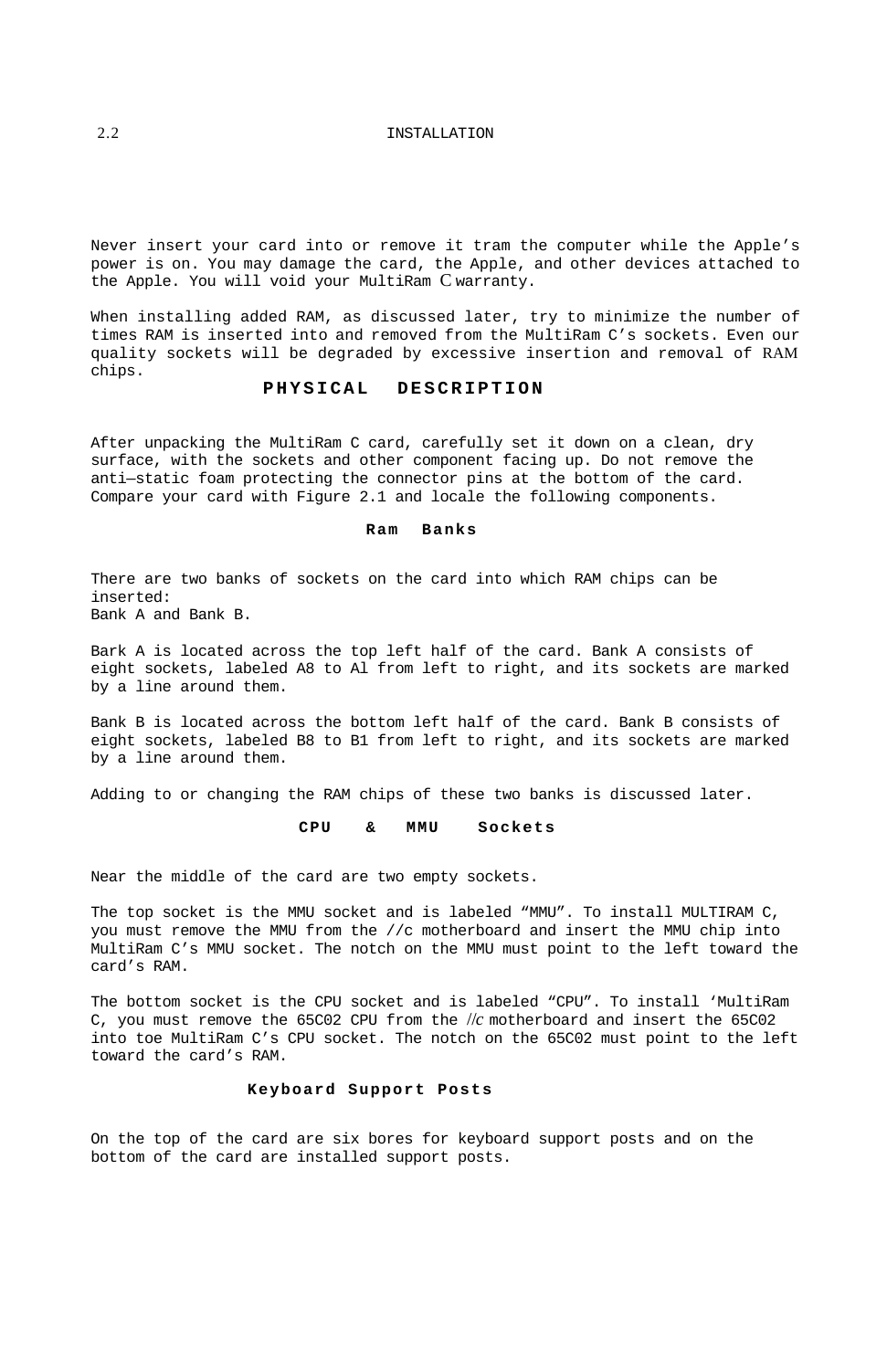Never insert your card into or remove it tram the computer while the Apple's power is on. You may damage the card, the Apple, and other devices attached to the Apple. You will void your MultiRam C warranty.

When installing added RAM, as discussed later, try to minimize the number of times RAM is inserted into and removed from the MultiRam C's sockets. Even our quality sockets will be degraded by excessive insertion and removal of RAM chips.

## PHYSICAL DESCRIPTION

After unpacking the MultiRam C card, carefully set it down on a clean, dry surface, with the sockets and other component facing up. Do not remove the anti—static foam protecting the connector pins at the bottom of the card. Compare your card with Figure 2.1 and locale the following components.

### Ram Banks

There are two banks of sockets on the card into which RAM chips can be inserted:
Bank A and Bank B.

Bark A is located across the top left half of the card. Bank A consists of eight sockets, labeled A8 to Al from left to right, and its sockets are marked by a line around them.

Bank B is located across the bottom left half of the card. Bank B consists of eight sockets, labeled B8 to B1 from left to right, and its sockets are marked by a line around them.

Adding to or changing the RAM chips of these two banks is discussed later.

### CPU & MMU Sockets

Near the middle of the card are two empty sockets.

The top socket is the MMU socket and is labeled “MMU”. To install MULTIRAM C, you must remove the MMU from the //c motherboard and insert the MMU chip into MultiRam C's MMU socket. The notch on the MMU must point to the left toward the card's RAM.

The bottom socket is the CPU socket and is labeled “CPU”. To install ‘MultiRam C, you must remove the 65C02 CPU from the //c motherboard and insert the 65C02 into toe MultiRam C's CPU socket. The notch on the 65C02 must point to the left toward the card's RAM.

### Keyboard Support Posts

On the top of the card are six bores for keyboard support posts and on the bottom of the card are installed support posts.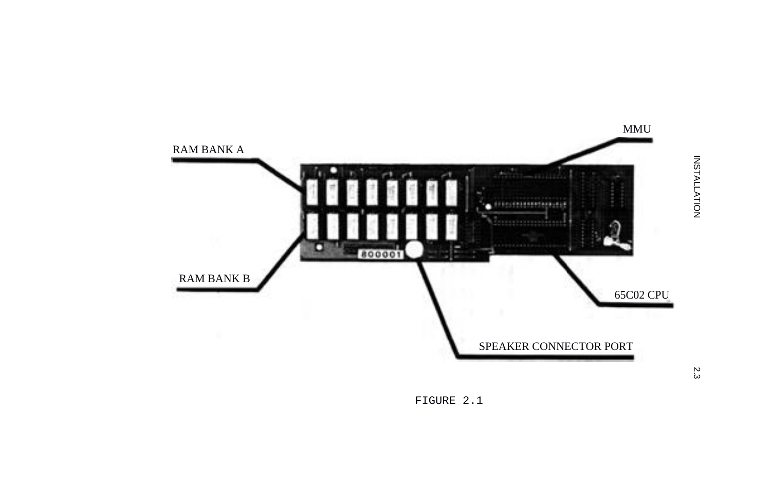RAM BANK A

MMU

RAM BANK B

65C02 CPU

SPEAKER CONNECTOR PORT

FIGURE 2.1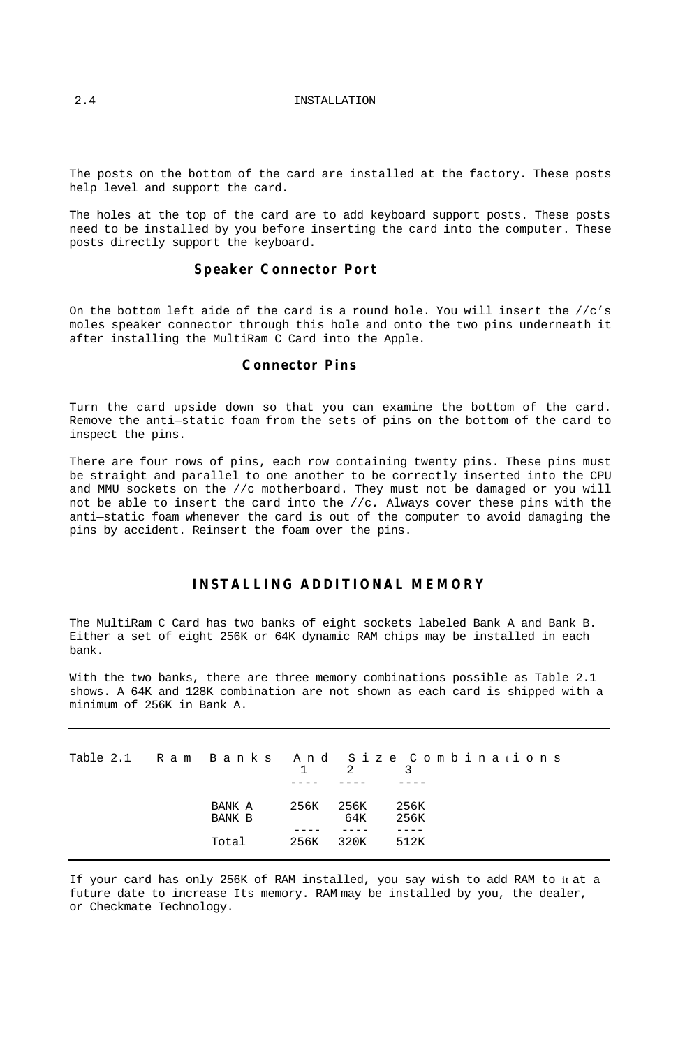The posts on the bottom of the card are installed at the factory. These posts help level and support the card.

The holes at the top of the card are to add keyboard support posts. These posts need to be installed by you before inserting the card into the computer. These posts directly support the keyboard.

### Speaker Connector Port

On the bottom left aide of the card is a round hole. You will insert the //c's moles speaker connector through this hole and onto the two pins underneath it after installing the MultiRam C Card into the Apple.

### Connector Pins

Turn the card upside down so that you can examine the bottom of the card. Remove the anti—static foam from the sets of pins on the bottom of the card to inspect the pins.

There are four rows of pins, each row containing twenty pins. These pins must be straight and parallel to one another to be correctly inserted into the CPU and MMU sockets on the //c motherboard. They must not be damaged or you will not be able to insert the card into the //c. Always cover these pins with the anti—static foam whenever the card is out of the computer to avoid damaging the pins by accident. Reinsert the foam over the pins.

## INSTALLING ADDITIONAL MEMORY

The MultiRam C Card has two banks of eight sockets labeled Bank A and Bank B. Either a set of eight 256K or 64K dynamic RAM chips may be installed in each bank.

With the two banks, there are three memory combinations possible as Table 2.1 shows. A 64K and 128K combination are not shown as each card is shipped with a minimum of 256K in Bank A.

Table 2.1 Ram Banks And Size Combinations

| | 1 | 2 | 3 |
|---|---|---|---|
| BANK A | 256K | 256K | 256K |
| BANK B | | 64K | 256K |
| Total | 256K | 320K | 512K |

If your card has only 256K of RAM installed, you say wish to add RAM to it at a future date to increase Its memory. RAM may be installed by you, the dealer, or Checkmate Technology.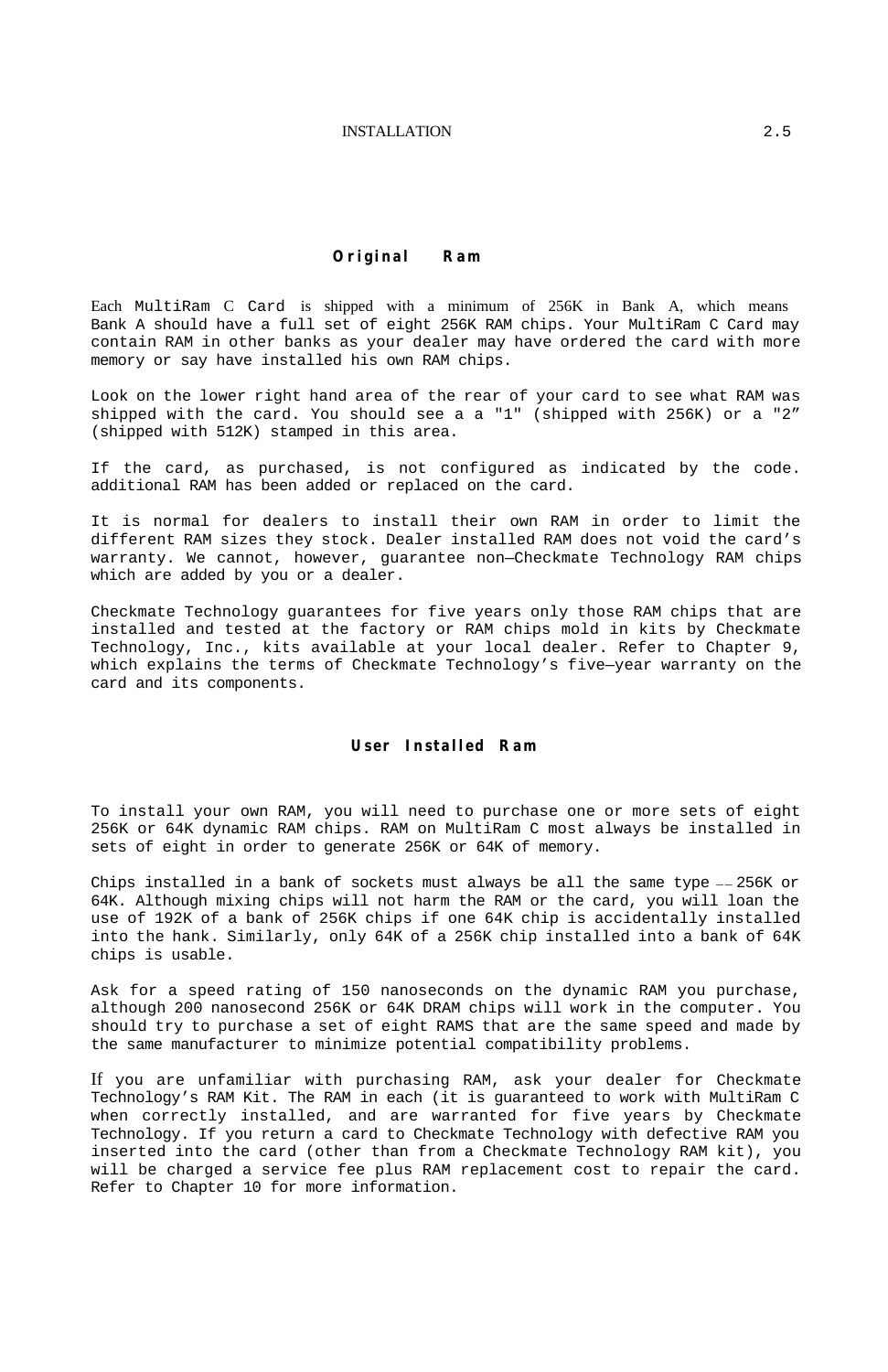## Original Ram

Each MultiRam C Card is shipped with a minimum of 256K in Bank A, which means Bank A should have a full set of eight 256K RAM chips. Your MultiRam C Card may contain RAM in other banks as your dealer may have ordered the card with more memory or say have installed his own RAM chips.

Look on the lower right hand area of the rear of your card to see what RAM was shipped with the card. You should see a a "1" (shipped with 256K) or a "2" (shipped with 512K) stamped in this area.

If the card, as purchased, is not configured as indicated by the code. additional RAM has been added or replaced on the card.

It is normal for dealers to install their own RAM in order to limit the different RAM sizes they stock. Dealer installed RAM does not void the card's warranty. We cannot, however, guarantee non—Checkmate Technology RAM chips which are added by you or a dealer.

Checkmate Technology guarantees for five years only those RAM chips that are installed and tested at the factory or RAM chips mold in kits by Checkmate Technology, Inc., kits available at your local dealer. Refer to Chapter 9, which explains the terms of Checkmate Technology's five—year warranty on the card and its components.

## User Installed Ram

To install your own RAM, you will need to purchase one or more sets of eight 256K or 64K dynamic RAM chips. RAM on MultiRam C most always be installed in sets of eight in order to generate 256K or 64K of memory.

Chips installed in a bank of sockets must always be all the same type —— 256K or 64K. Although mixing chips will not harm the RAM or the card, you will loan the use of 192K of a bank of 256K chips if one 64K chip is accidentally installed into the hank. Similarly, only 64K of a 256K chip installed into a bank of 64K chips is usable.

Ask for a speed rating of 150 nanoseconds on the dynamic RAM you purchase, although 200 nanosecond 256K or 64K DRAM chips will work in the computer. You should try to purchase a set of eight RAMS that are the same speed and made by the same manufacturer to minimize potential compatibility problems.

If you are unfamiliar with purchasing RAM, ask your dealer for Checkmate Technology's RAM Kit. The RAM in each (it is guaranteed to work with MultiRam C when correctly installed, and are warranted for five years by Checkmate Technology. If you return a card to Checkmate Technology with defective RAM you inserted into the card (other than from a Checkmate Technology RAM kit), you will be charged a service fee plus RAM replacement cost to repair the card. Refer to Chapter 10 for more information.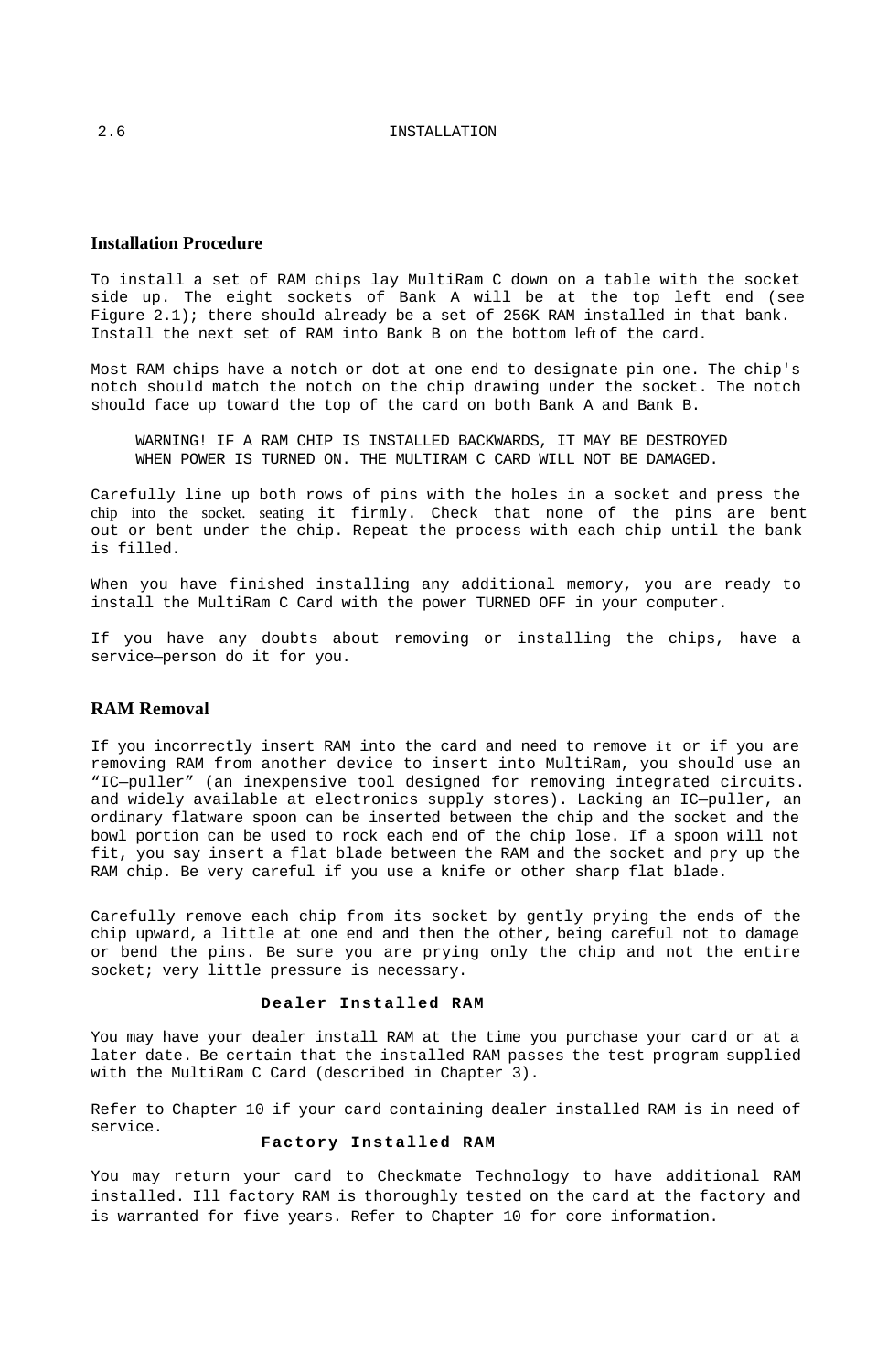## Installation Procedure

To install a set of RAM chips lay MultiRam C down on a table with the socket side up. The eight sockets of Bank A will be at the top left end (see Figure 2.1); there should already be a set of 256K RAM installed in that bank. Install the next set of RAM into Bank B on the bottom left of the card.

Most RAM chips have a notch or dot at one end to designate pin one. The chip's notch should match the notch on the chip drawing under the socket. The notch should face up toward the top of the card on both Bank A and Bank B.

> WARNING! IF A RAM CHIP IS INSTALLED BACKWARDS, IT MAY BE DESTROYED WHEN POWER IS TURNED ON. THE MULTIRAM C CARD WILL NOT BE DAMAGED.

Carefully line up both rows of pins with the holes in a socket and press the chip into the socket. seating it firmly. Check that none of the pins are bent out or bent under the chip. Repeat the process with each chip until the bank is filled.

When you have finished installing any additional memory, you are ready to install the MultiRam C Card with the power TURNED OFF in your computer.

If you have any doubts about removing or installing the chips, have a service—person do it for you.

## RAM Removal

If you incorrectly insert RAM into the card and need to remove it or if you are removing RAM from another device to insert into MultiRam, you should use an “IC—puller” (an inexpensive tool designed for removing integrated circuits. and widely available at electronics supply stores). Lacking an IC—puller, an ordinary flatware spoon can be inserted between the chip and the socket and the bowl portion can be used to rock each end of the chip lose. If a spoon will not fit, you say insert a flat blade between the RAM and the socket and pry up the RAM chip. Be very careful if you use a knife or other sharp flat blade.

Carefully remove each chip from its socket by gently prying the ends of the chip upward, a little at one end and then the other, being careful not to damage or bend the pins. Be sure you are prying only the chip and not the entire socket; very little pressure is necessary.

### Dealer Installed RAM

You may have your dealer install RAM at the time you purchase your card or at a later date. Be certain that the installed RAM passes the test program supplied with the MultiRam C Card (described in Chapter 3).

Refer to Chapter 10 if your card containing dealer installed RAM is in need of service.

### Factory Installed RAM

You may return your card to Checkmate Technology to have additional RAM installed. Ill factory RAM is thoroughly tested on the card at the factory and is warranted for five years. Refer to Chapter 10 for core information.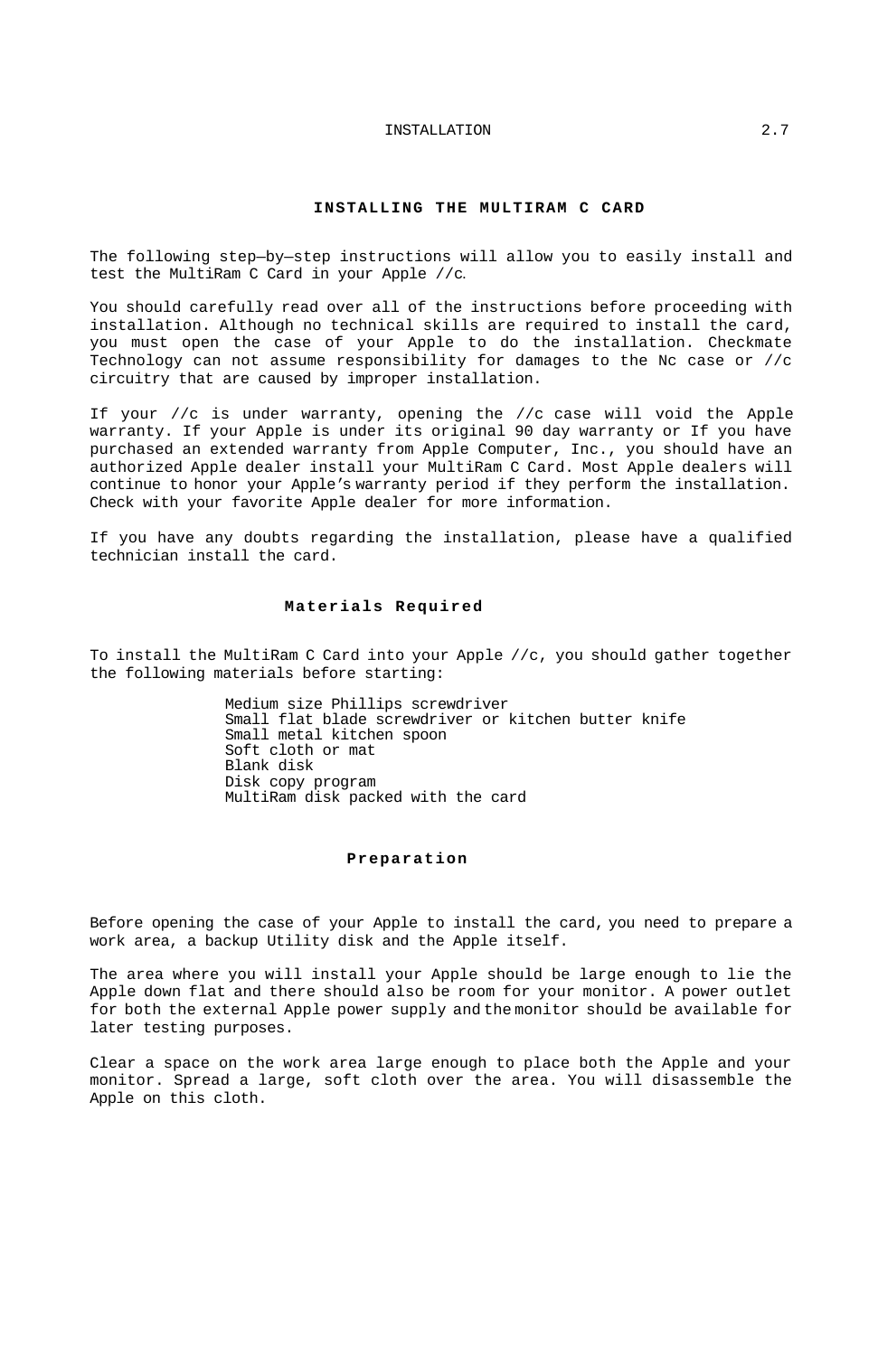# INSTALLING THE MULTIRAM C CARD

The following step—by—step instructions will allow you to easily install and test the MultiRam C Card in your Apple //c.

You should carefully read over all of the instructions before proceeding with installation. Although no technical skills are required to install the card, you must open the case of your Apple to do the installation. Checkmate Technology can not assume responsibility for damages to the Nc case or //c circuitry that are caused by improper installation.

If your //c is under warranty, opening the //c case will void the Apple warranty. If your Apple is under its original 90 day warranty or If you have purchased an extended warranty from Apple Computer, Inc., you should have an authorized Apple dealer install your MultiRam C Card. Most Apple dealers will continue to honor your Apple's warranty period if they perform the installation. Check with your favorite Apple dealer for more information.

If you have any doubts regarding the installation, please have a qualified technician install the card.

## Materials Required

To install the MultiRam C Card into your Apple //c, you should gather together the following materials before starting:

- Medium size Phillips screwdriver
- Small flat blade screwdriver or kitchen butter knife
- Small metal kitchen spoon
- Soft cloth or mat
- Blank disk
- Disk copy program
- MultiRam disk packed with the card

## Preparation

Before opening the case of your Apple to install the card, you need to prepare a work area, a backup Utility disk and the Apple itself.

The area where you will install your Apple should be large enough to lie the Apple down flat and there should also be room for your monitor. A power outlet for both the external Apple power supply and the monitor should be available for later testing purposes.

Clear a space on the work area large enough to place both the Apple and your monitor. Spread a large, soft cloth over the area. You will disassemble the Apple on this cloth.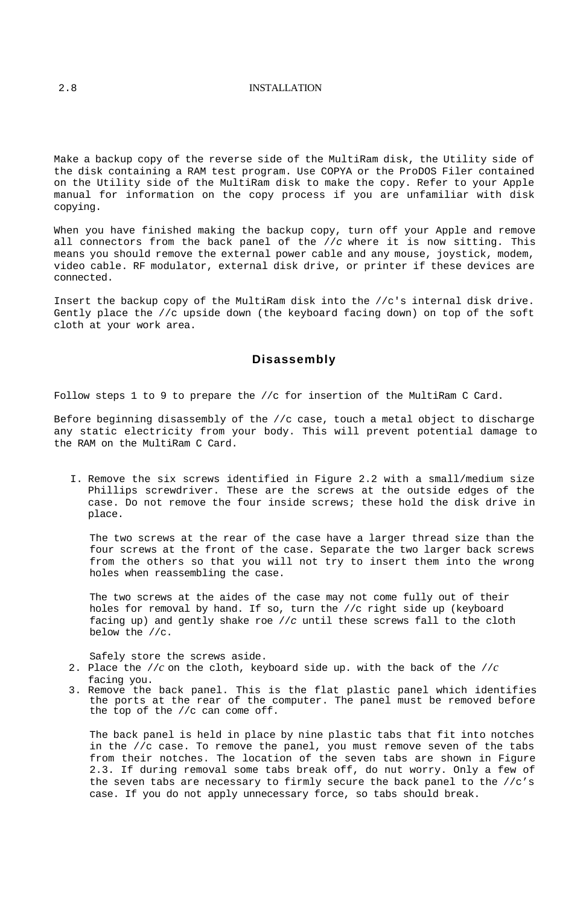Make a backup copy of the reverse side of the MultiRam disk, the Utility side of the disk containing a RAM test program. Use COPYA or the ProDOS Filer contained on the Utility side of the MultiRam disk to make the copy. Refer to your Apple manual for information on the copy process if you are unfamiliar with disk copying.

When you have finished making the backup copy, turn off your Apple and remove all connectors from the back panel of the *//c* where it is now sitting. This means you should remove the external power cable and any mouse, joystick, modem, video cable. RF modulator, external disk drive, or printer if these devices are connected.

Insert the backup copy of the MultiRam disk into the //c's internal disk drive. Gently place the //c upside down (the keyboard facing down) on top of the soft cloth at your work area.

## Disassembly

Follow steps 1 to 9 to prepare the //c for insertion of the MultiRam C Card.

Before beginning disassembly of the //c case, touch a metal object to discharge any static electricity from your body. This will prevent potential damage to the RAM on the MultiRam C Card.

I. Remove the six screws identified in Figure 2.2 with a small/medium size Phillips screwdriver. These are the screws at the outside edges of the case. Do not remove the four inside screws; these hold the disk drive in place.

   The two screws at the rear of the case have a larger thread size than the four screws at the front of the case. Separate the two larger back screws from the others so that you will not try to insert them into the wrong holes when reassembling the case.

   The two screws at the aides of the case may not come fully out of their holes for removal by hand. If so, turn the //c right side up (keyboard facing up) and gently shake roe *//c* until these screws fall to the cloth below the //c.

   Safely store the screws aside.

2. Place the *//c* on the cloth, keyboard side up. with the back of the *//c* facing you.
3. Remove the back panel. This is the flat plastic panel which identifies the ports at the rear of the computer. The panel must be removed before the top of the //c can come off.

   The back panel is held in place by nine plastic tabs that fit into notches in the //c case. To remove the panel, you must remove seven of the tabs from their notches. The location of the seven tabs are shown in Figure 2.3. If during removal some tabs break off, do nut worry. Only a few of the seven tabs are necessary to firmly secure the back panel to the //c’s case. If you do not apply unnecessary force, so tabs should break.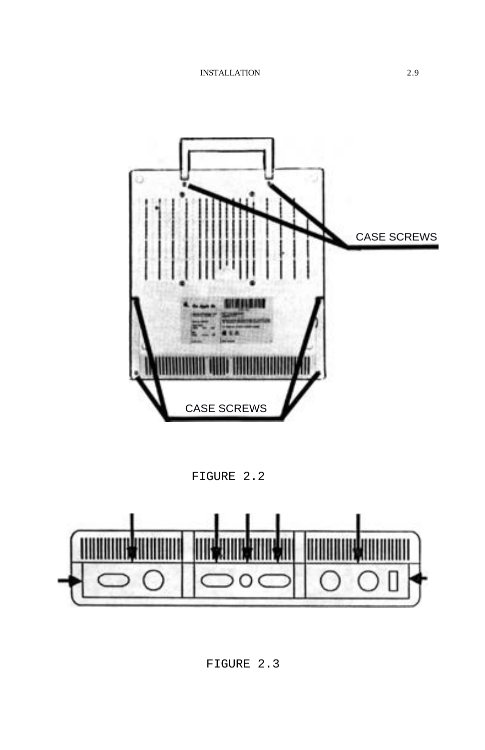CASE SCREWS

CASE SCREWS

FIGURE 2.2

FIGURE 2.3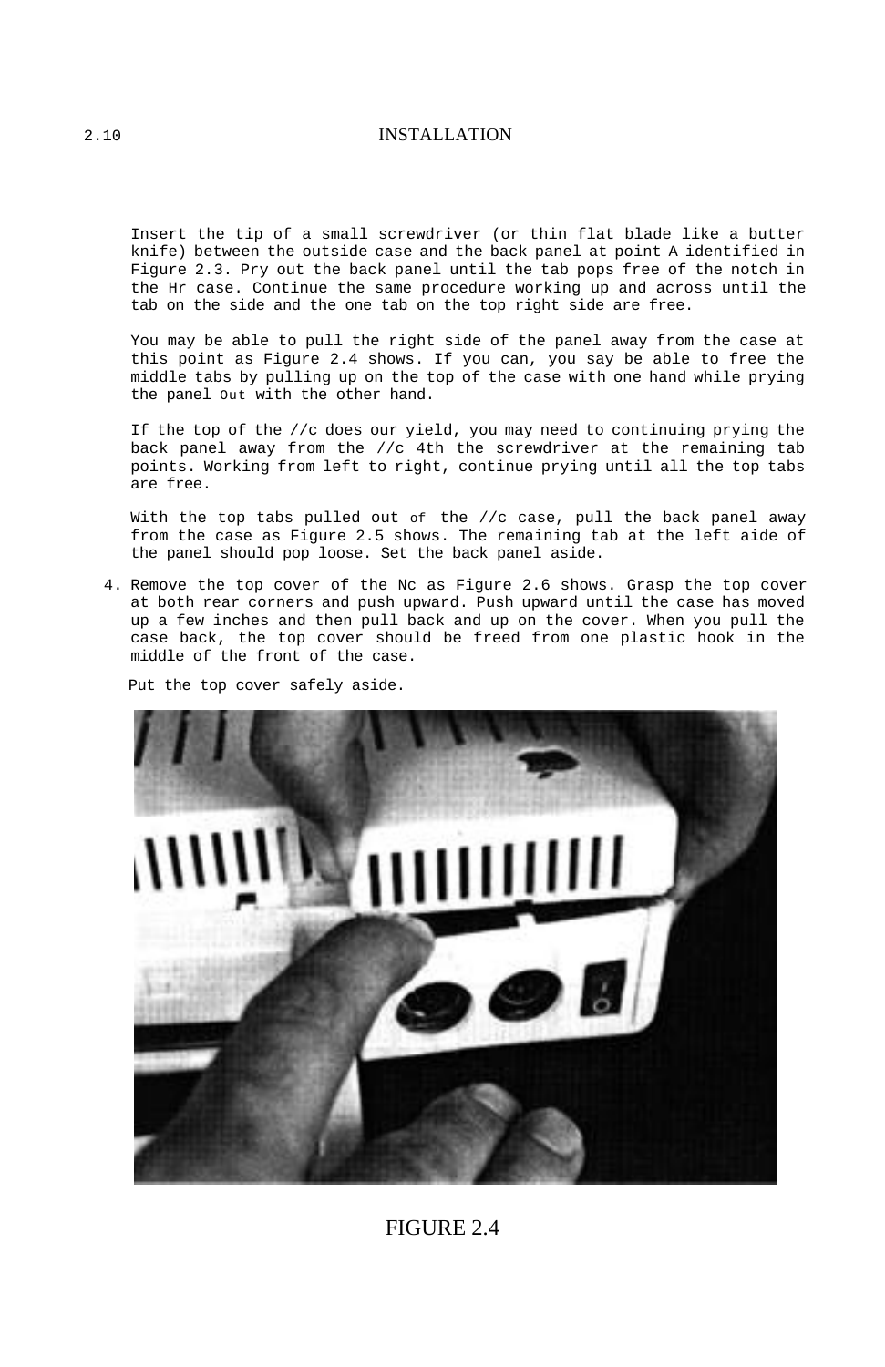Insert the tip of a small screwdriver (or thin flat blade like a butter knife) between the outside case and the back panel at point A identified in Figure 2.3. Pry out the back panel until the tab pops free of the notch in the Hr case. Continue the same procedure working up and across until the tab on the side and the one tab on the top right side are free.

You may be able to pull the right side of the panel away from the case at this point as Figure 2.4 shows. If you can, you say be able to free the middle tabs by pulling up on the top of the case with one hand while prying the panel Out with the other hand.

If the top of the //c does our yield, you may need to continuing prying the back panel away from the //c 4th the screwdriver at the remaining tab points. Working from left to right, continue prying until all the top tabs are free.

With the top tabs pulled out of the //c case, pull the back panel away from the case as Figure 2.5 shows. The remaining tab at the left aide of the panel should pop loose. Set the back panel aside.

4. Remove the top cover of the Nc as Figure 2.6 shows. Grasp the top cover at both rear corners and push upward. Push upward until the case has moved up a few inches and then pull back and up on the cover. When you pull the case back, the top cover should be freed from one plastic hook in the middle of the front of the case.

   Put the top cover safely aside.

FIGURE 2.4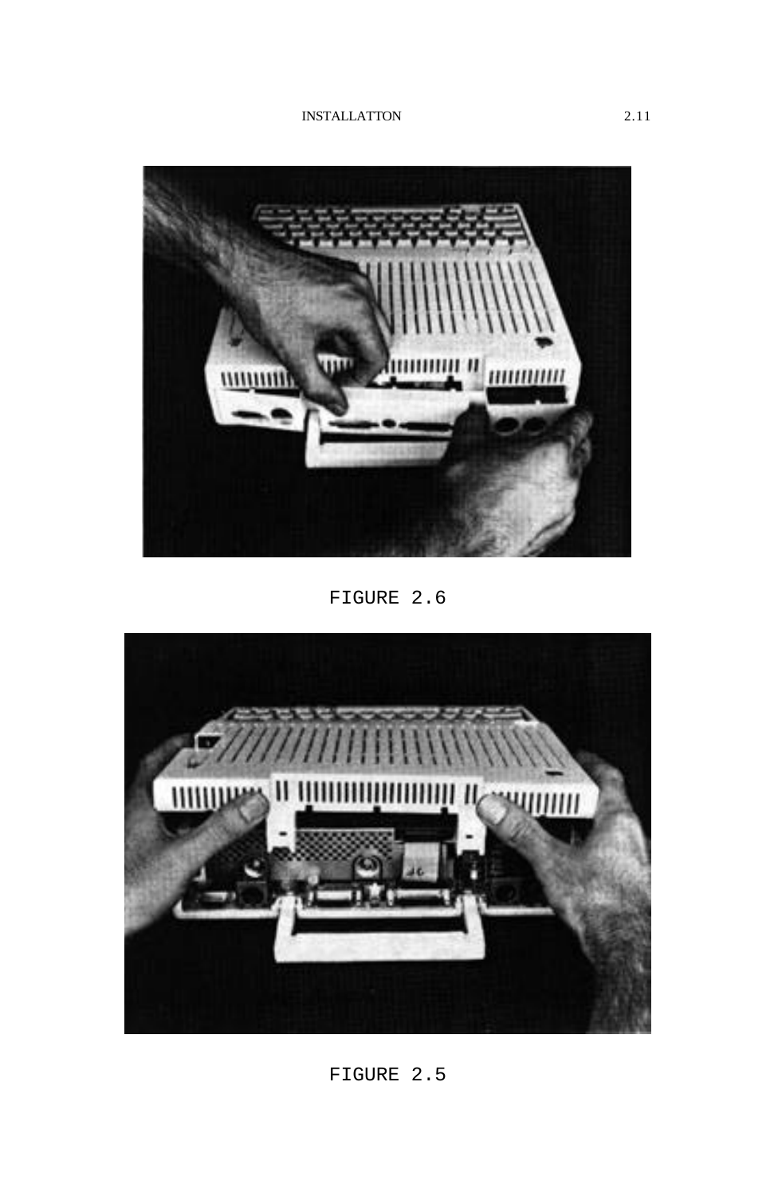FIGURE 2.6

FIGURE 2.5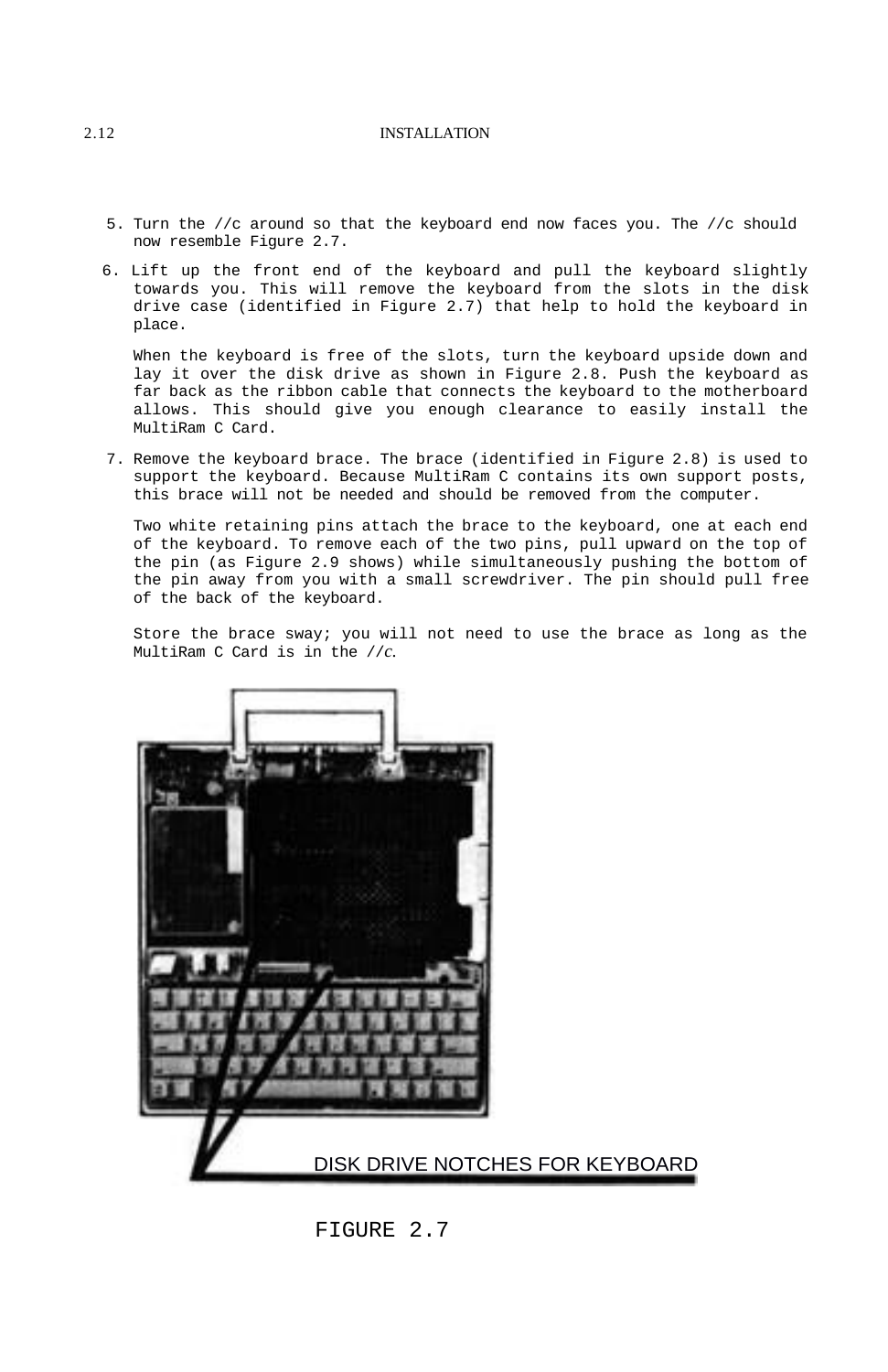5. Turn the //c around so that the keyboard end now faces you. The //c should now resemble Figure 2.7.

6. Lift up the front end of the keyboard and pull the keyboard slightly towards you. This will remove the keyboard from the slots in the disk drive case (identified in Figure 2.7) that help to hold the keyboard in place.

   When the keyboard is free of the slots, turn the keyboard upside down and lay it over the disk drive as shown in Figure 2.8. Push the keyboard as far back as the ribbon cable that connects the keyboard to the motherboard allows. This should give you enough clearance to easily install the MultiRam C Card.

7. Remove the keyboard brace. The brace (identified in Figure 2.8) is used to support the keyboard. Because MultiRam C contains its own support posts, this brace will not be needed and should be removed from the computer.

   Two white retaining pins attach the brace to the keyboard, one at each end of the keyboard. To remove each of the two pins, pull upward on the top of the pin (as Figure 2.9 shows) while simultaneously pushing the bottom of the pin away from you with a small screwdriver. The pin should pull free of the back of the keyboard.

   Store the brace sway; you will not need to use the brace as long as the MultiRam C Card is in the *//c*.

DISK DRIVE NOTCHES FOR KEYBOARD

FIGURE 2.7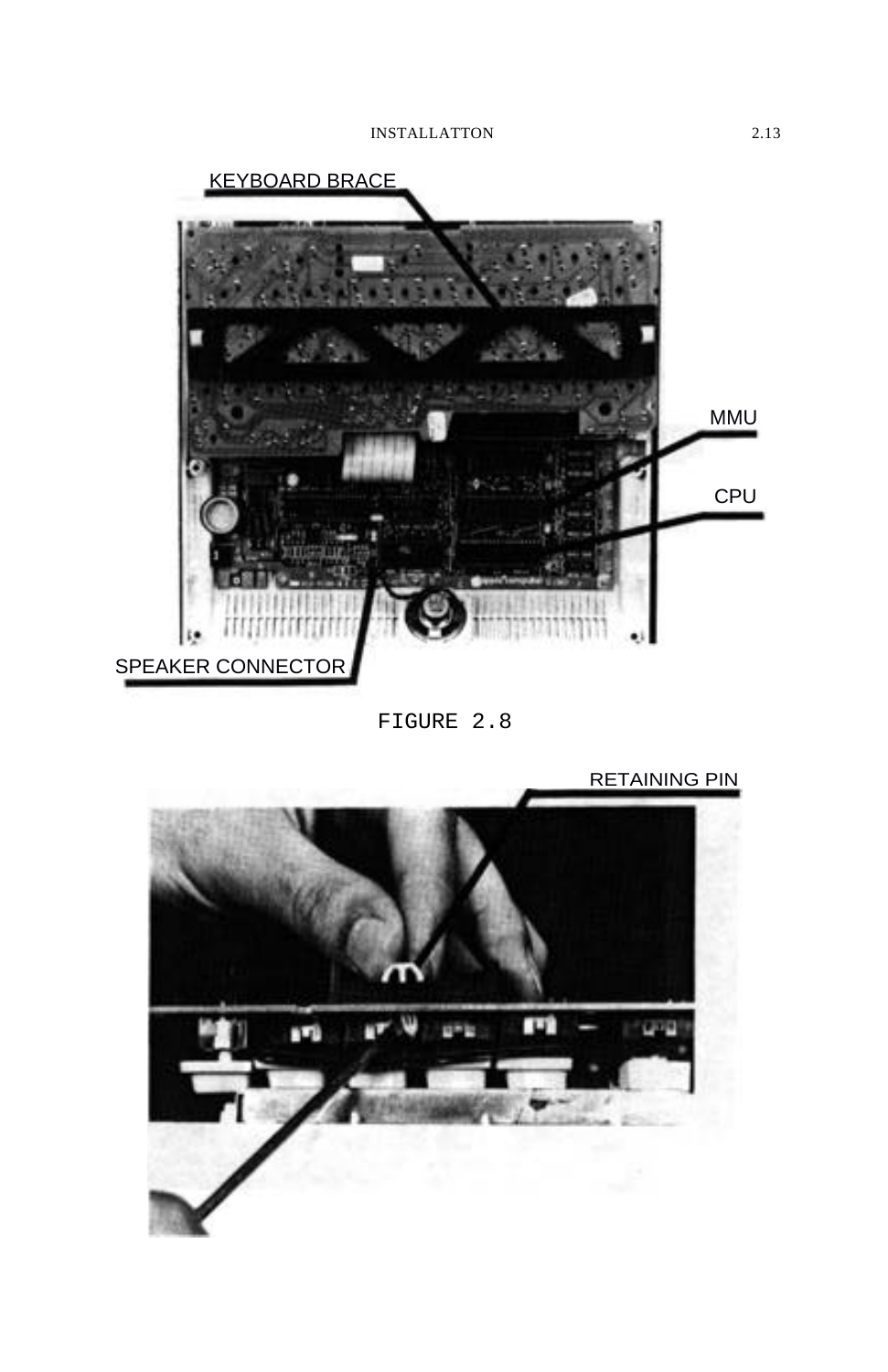KEYBOARD BRACE

MMU

CPU

SPEAKER CONNECTOR

FIGURE 2.8

RETAINING PIN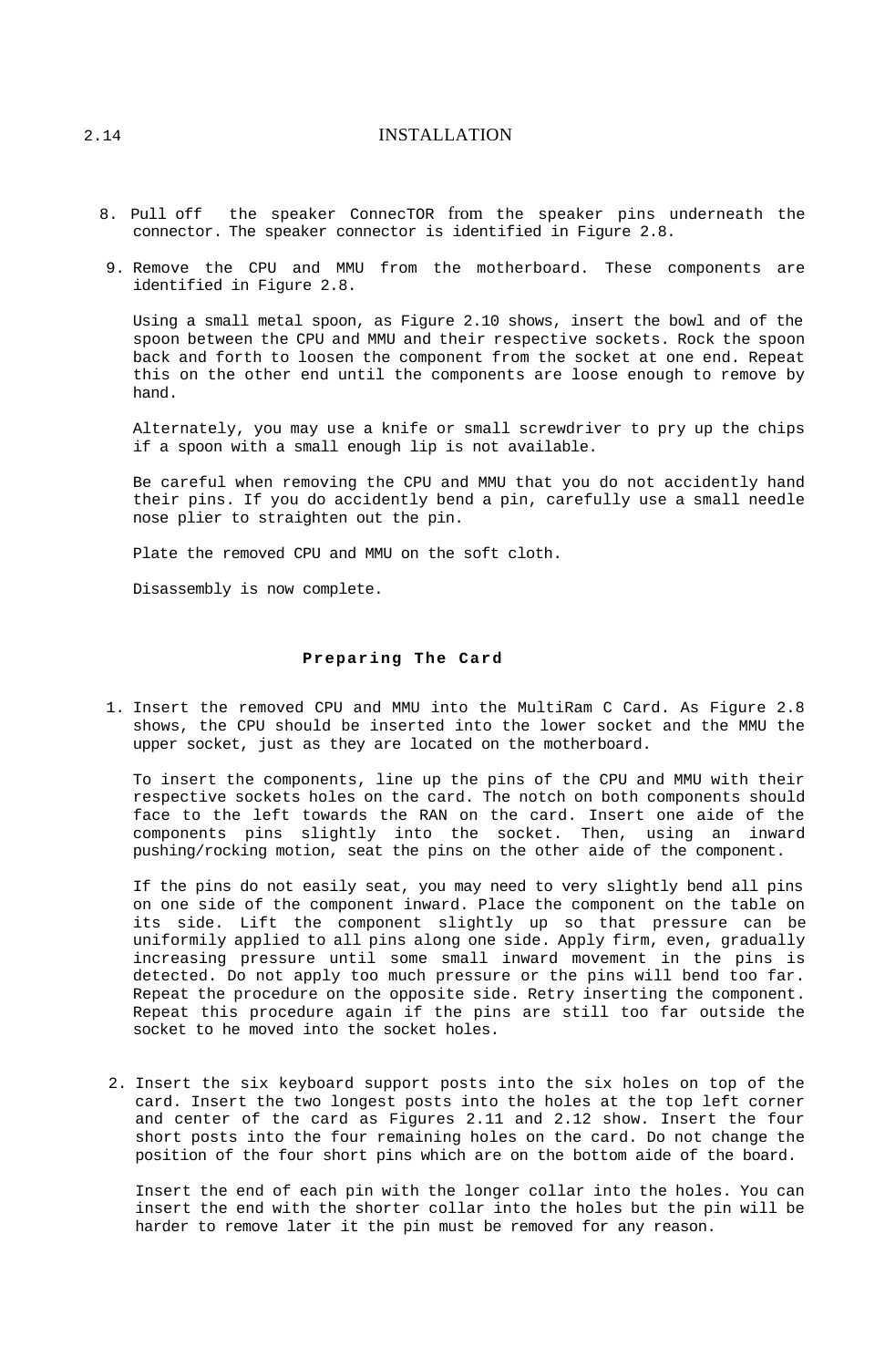8. Pull off the speaker ConnecTOR from the speaker pins underneath the connector. The speaker connector is identified in Figure 2.8.

9. Remove the CPU and MMU from the motherboard. These components are identified in Figure 2.8.

   Using a small metal spoon, as Figure 2.10 shows, insert the bowl and of the spoon between the CPU and MMU and their respective sockets. Rock the spoon back and forth to loosen the component from the socket at one end. Repeat this on the other end until the components are loose enough to remove by hand.

   Alternately, you may use a knife or small screwdriver to pry up the chips if a spoon with a small enough lip is not available.

   Be careful when removing the CPU and MMU that you do not accidently hand their pins. If you do accidently bend a pin, carefully use a small needle nose plier to straighten out the pin.

   Plate the removed CPU and MMU on the soft cloth.

   Disassembly is now complete.

### Preparing The Card

1. Insert the removed CPU and MMU into the MultiRam C Card. As Figure 2.8 shows, the CPU should be inserted into the lower socket and the MMU the upper socket, just as they are located on the motherboard.

   To insert the components, line up the pins of the CPU and MMU with their respective sockets holes on the card. The notch on both components should face to the left towards the RAN on the card. Insert one aide of the components pins slightly into the socket. Then, using an inward pushing/rocking motion, seat the pins on the other aide of the component.

   If the pins do not easily seat, you may need to very slightly bend all pins on one side of the component inward. Place the component on the table on its side. Lift the component slightly up so that pressure can be uniformily applied to all pins along one side. Apply firm, even, gradually increasing pressure until some small inward movement in the pins is detected. Do not apply too much pressure or the pins will bend too far. Repeat the procedure on the opposite side. Retry inserting the component. Repeat this procedure again if the pins are still too far outside the socket to he moved into the socket holes.

2. Insert the six keyboard support posts into the six holes on top of the card. Insert the two longest posts into the holes at the top left corner and center of the card as Figures 2.11 and 2.12 show. Insert the four short posts into the four remaining holes on the card. Do not change the position of the four short pins which are on the bottom aide of the board.

   Insert the end of each pin with the longer collar into the holes. You can insert the end with the shorter collar into the holes but the pin will be harder to remove later it the pin must be removed for any reason.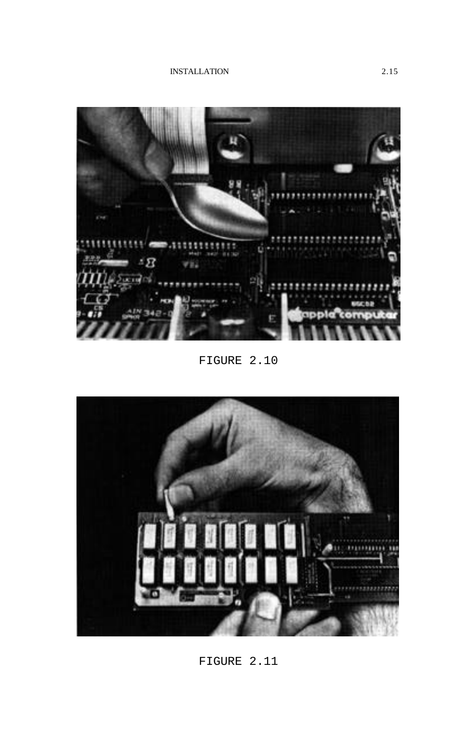FIGURE 2.10

FIGURE 2.11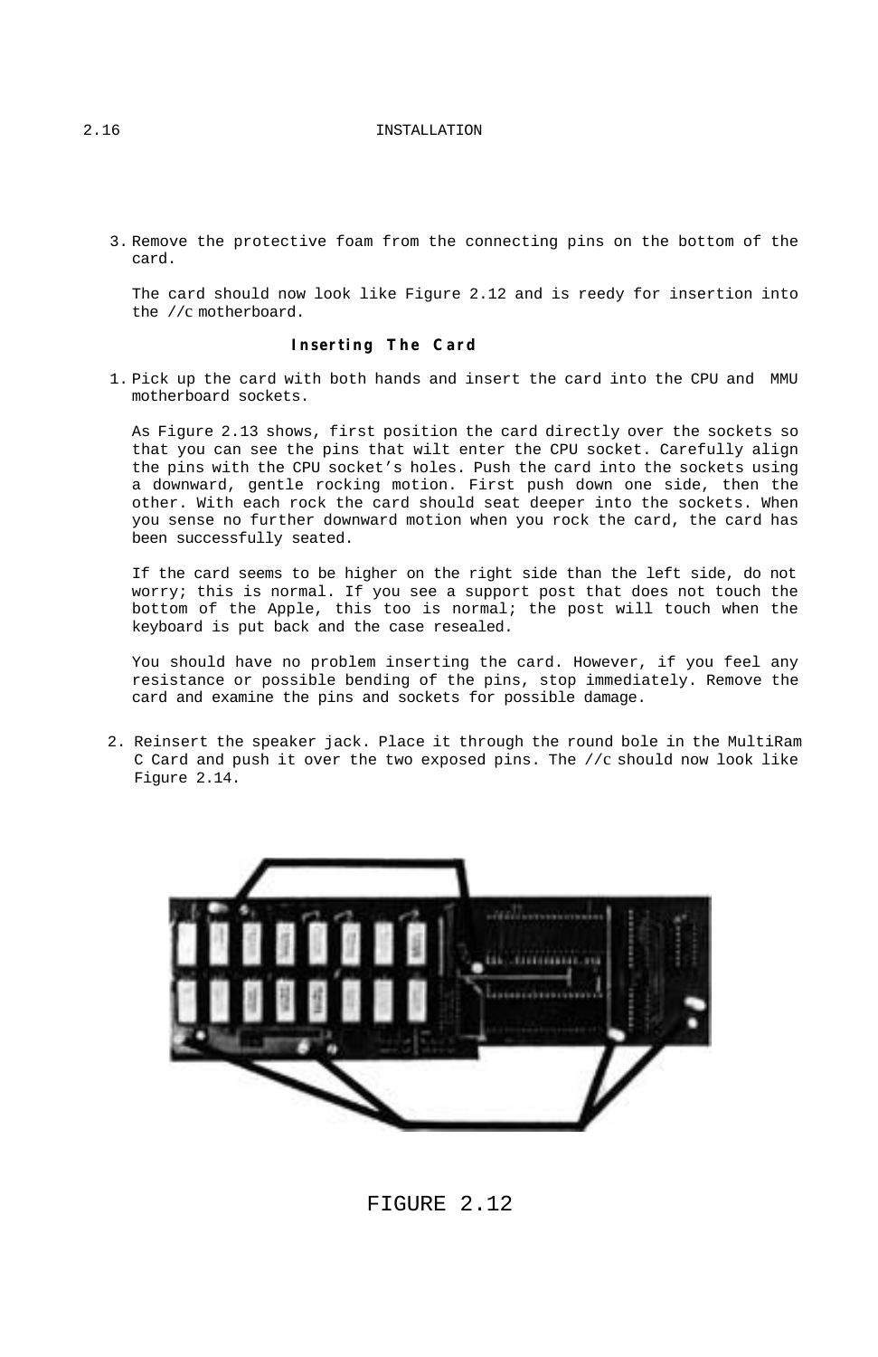3. Remove the protective foam from the connecting pins on the bottom of the card.

   The card should now look like Figure 2.12 and is reedy for insertion into the //c motherboard.

### Inserting The Card

1. Pick up the card with both hands and insert the card into the CPU and MMU motherboard sockets.

   As Figure 2.13 shows, first position the card directly over the sockets so that you can see the pins that wilt enter the CPU socket. Carefully align the pins with the CPU socket's holes. Push the card into the sockets using a downward, gentle rocking motion. First push down one side, then the other. With each rock the card should seat deeper into the sockets. When you sense no further downward motion when you rock the card, the card has been successfully seated.

   If the card seems to be higher on the right side than the left side, do not worry; this is normal. If you see a support post that does not touch the bottom of the Apple, this too is normal; the post will touch when the keyboard is put back and the case resealed.

   You should have no problem inserting the card. However, if you feel any resistance or possible bending of the pins, stop immediately. Remove the card and examine the pins and sockets for possible damage.

2. Reinsert the speaker jack. Place it through the round bole in the MultiRam C Card and push it over the two exposed pins. The //c should now look like Figure 2.14.

FIGURE 2.12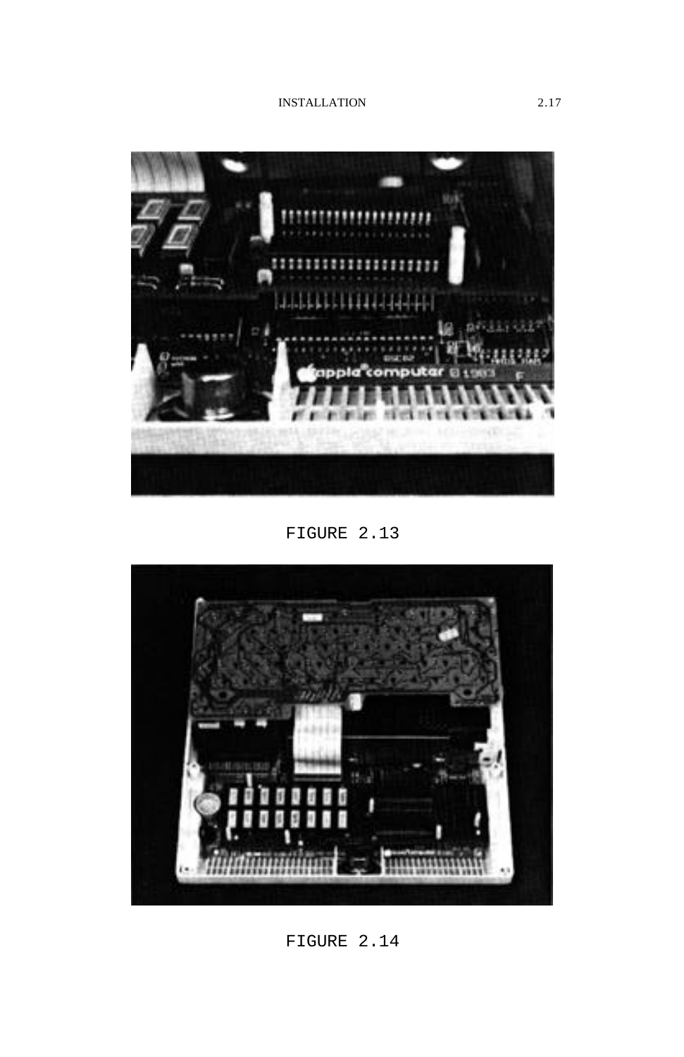FIGURE 2.13

FIGURE 2.14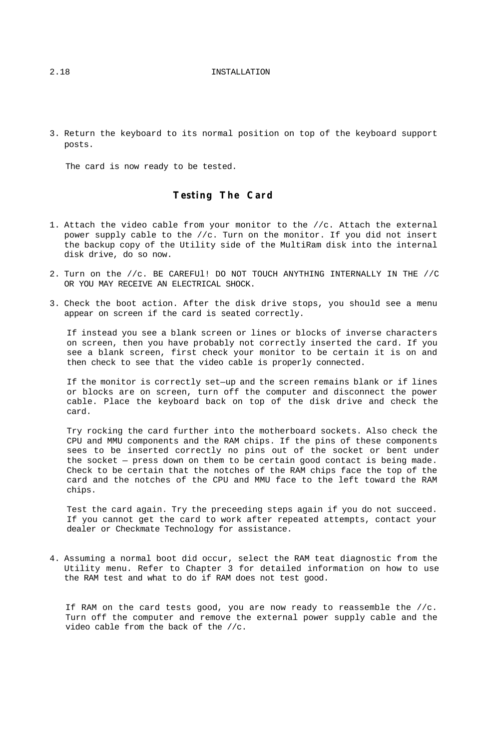3. Return the keyboard to its normal position on top of the keyboard support posts.

   The card is now ready to be tested.

## Testing The Card

1. Attach the video cable from your monitor to the //c. Attach the external power supply cable to the //c. Turn on the monitor. If you did not insert the backup copy of the Utility side of the MultiRam disk into the internal disk drive, do so now.

2. Turn on the //c. BE CAREFUl! DO NOT TOUCH ANYTHING INTERNALLY IN THE //C OR YOU MAY RECEIVE AN ELECTRICAL SHOCK.

3. Check the boot action. After the disk drive stops, you should see a menu appear on screen if the card is seated correctly.

   If instead you see a blank screen or lines or blocks of inverse characters on screen, then you have probably not correctly inserted the card. If you see a blank screen, first check your monitor to be certain it is on and then check to see that the video cable is properly connected.

   If the monitor is correctly set—up and the screen remains blank or if lines or blocks are on screen, turn off the computer and disconnect the power cable. Place the keyboard back on top of the disk drive and check the card.

   Try rocking the card further into the motherboard sockets. Also check the CPU and MMU components and the RAM chips. If the pins of these components sees to be inserted correctly no pins out of the socket or bent under the socket — press down on them to be certain good contact is being made. Check to be certain that the notches of the RAM chips face the top of the card and the notches of the CPU and MMU face to the left toward the RAM chips.

   Test the card again. Try the preceeding steps again if you do not succeed. If you cannot get the card to work after repeated attempts, contact your dealer or Checkmate Technology for assistance.

4. Assuming a normal boot did occur, select the RAM teat diagnostic from the Utility menu. Refer to Chapter 3 for detailed information on how to use the RAM test and what to do if RAM does not test good.

   If RAM on the card tests good, you are now ready to reassemble the //c. Turn off the computer and remove the external power supply cable and the video cable from the back of the //c.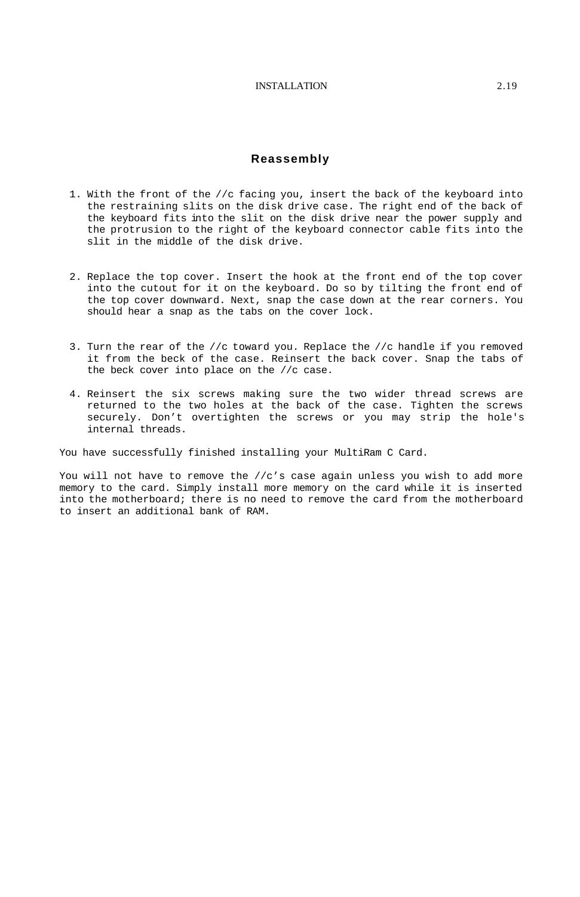## Reassembly

1. With the front of the //c facing you, insert the back of the keyboard into the restraining slits on the disk drive case. The right end of the back of the keyboard fits into the slit on the disk drive near the power supply and the protrusion to the right of the keyboard connector cable fits into the slit in the middle of the disk drive.

2. Replace the top cover. Insert the hook at the front end of the top cover into the cutout for it on the keyboard. Do so by tilting the front end of the top cover downward. Next, snap the case down at the rear corners. You should hear a snap as the tabs on the cover lock.

3. Turn the rear of the //c toward you. Replace the //c handle if you removed it from the beck of the case. Reinsert the back cover. Snap the tabs of the beck cover into place on the //c case.

4. Reinsert the six screws making sure the two wider thread screws are returned to the two holes at the back of the case. Tighten the screws securely. Don't overtighten the screws or you may strip the hole's internal threads.

You have successfully finished installing your MultiRam C Card.

You will not have to remove the //c's case again unless you wish to add more memory to the card. Simply install more memory on the card while it is inserted into the motherboard; there is no need to remove the card from the motherboard to insert an additional bank of RAM.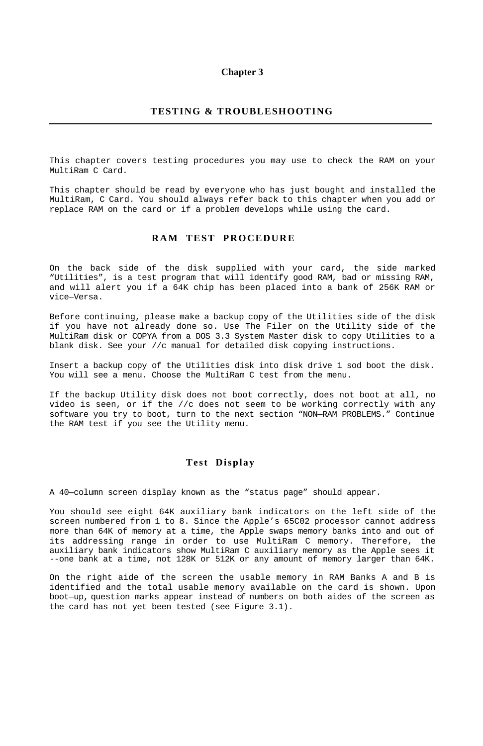# Chapter 3

## TESTING & TROUBLESHOOTING

This chapter covers testing procedures you may use to check the RAM on your MultiRam C Card.

This chapter should be read by everyone who has just bought and installed the MultiRam, C Card. You should always refer back to this chapter when you add or replace RAM on the card or if a problem develops while using the card.

### RAM TEST PROCEDURE

On the back side of the disk supplied with your card, the side marked “Utilities”, is a test program that will identify good RAM, bad or missing RAM, and will alert you if a 64K chip has been placed into a bank of 256K RAM or vice—Versa.

Before continuing, please make a backup copy of the Utilities side of the disk if you have not already done so. Use The Filer on the Utility side of the MultiRam disk or COPYA from a DOS 3.3 System Master disk to copy Utilities to a blank disk. See your //c manual for detailed disk copying instructions.

Insert a backup copy of the Utilities disk into disk drive 1 sod boot the disk. You will see a menu. Choose the MultiRam C test from the menu.

If the backup Utility disk does not boot correctly, does not boot at all, no video is seen, or if the //c does not seem to be working correctly with any software you try to boot, turn to the next section “NON—RAM PROBLEMS.” Continue the RAM test if you see the Utility menu.

### Test Display

A 40—column screen display known as the “status page” should appear.

You should see eight 64K auxiliary bank indicators on the left side of the screen numbered from 1 to 8. Since the Apple’s 65C02 processor cannot address more than 64K of memory at a time, the Apple swaps memory banks into and out of its addressing range in order to use MultiRam C memory. Therefore, the auxiliary bank indicators show MultiRam C auxiliary memory as the Apple sees it --one bank at a time, not 128K or 512K or any amount of memory larger than 64K.

On the right aide of the screen the usable memory in RAM Banks A and B is identified and the total usable memory available on the card is shown. Upon boot—up, question marks appear instead of numbers on both aides of the screen as the card has not yet been tested (see Figure 3.1).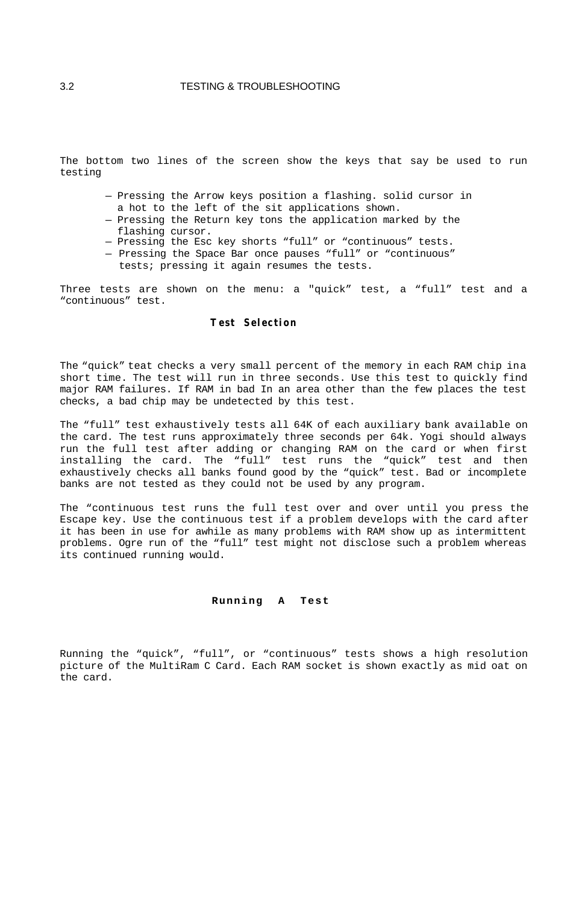The bottom two lines of the screen show the keys that say be used to run testing

- Pressing the Arrow keys position a flashing. solid cursor in a hot to the left of the sit applications shown.
- Pressing the Return key tons the application marked by the flashing cursor.
- Pressing the Esc key shorts “full” or “continuous” tests.
- Pressing the Space Bar once pauses “full” or “continuous” tests; pressing it again resumes the tests.

Three tests are shown on the menu: a "quick” test, a “full” test and a “continuous” test.

## Test Selection

The “quick” teat checks a very small percent of the memory in each RAM chip ina short time. The test will run in three seconds. Use this test to quickly find major RAM failures. If RAM in bad In an area other than the few places the test checks, a bad chip may be undetected by this test.

The “full” test exhaustively tests all 64K of each auxiliary bank available on the card. The test runs approximately three seconds per 64k. Yogi should always run the full test after adding or changing RAM on the card or when first installing the card. The “full” test runs the “quick” test and then exhaustively checks all banks found good by the “quick” test. Bad or incomplete banks are not tested as they could not be used by any program.

The “continuous test runs the full test over and over until you press the Escape key. Use the continuous test if a problem develops with the card after it has been in use for awhile as many problems with RAM show up as intermittent problems. Ogre run of the “full” test might not disclose such a problem whereas its continued running would.

## Running A Test

Running the “quick”, “full”, or “continuous” tests shows a high resolution picture of the MultiRam C Card. Each RAM socket is shown exactly as mid oat on the card.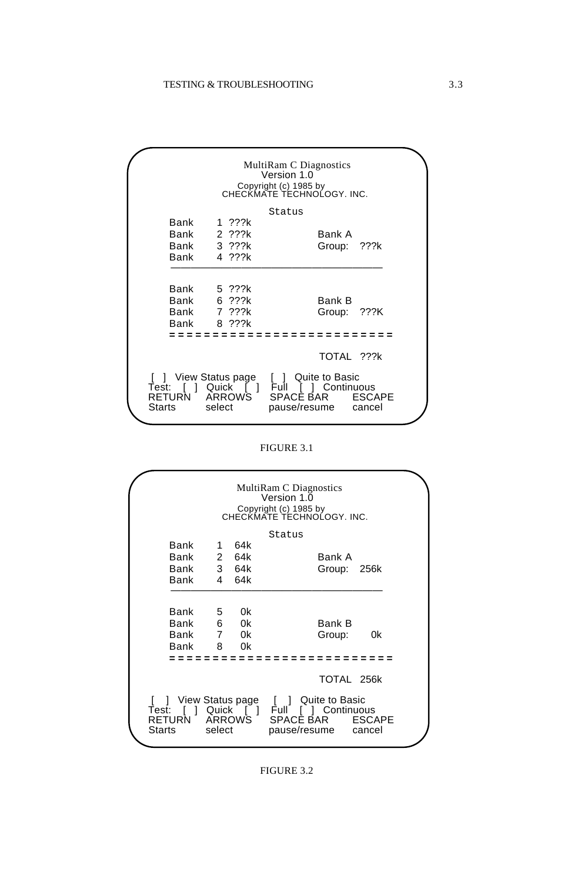```
                 MultiRam C Diagnostics
                      Version 1.0
                  Copyright (c) 1985 by
              CHECKMATE TECHNOLOGY. INC.

                        Status
   Bank     1 ???k
   Bank     2 ???k                  Bank A
   Bank     3 ???k                  Group:  ???k
   Bank     4 ???k
   ____________________________________________

   Bank     5 ???k
   Bank     6 ???k                  Bank B
   Bank     7 ???k                  Group:  ???K
   Bank     8 ???k
   =========================

                                    TOTAL  ???k

 [ ]  View Status page     [ ]  Quite to Basic
Test:  [ ]  Quick   [ ]   Full   [ ]  Continuous
RETURN    ARROWS      SPACE BAR       ESCAPE
Starts    select      pause/resume    cancel
```

FIGURE 3.1

```
                 MultiRam C Diagnostics
                      Version 1.0
                  Copyright (c) 1985 by
              CHECKMATE TECHNOLOGY. INC.

                        Status
   Bank     1   64k
   Bank     2   64k                 Bank A
   Bank     3   64k                 Group:   256k
   Bank     4   64k
   ____________________________________________

   Bank     5    0k
   Bank     6    0k                 Bank B
   Bank     7    0k                 Group:     0k
   Bank     8    0k
   =========================

                                    TOTAL  256k

 [ ]  View Status page     [ ]  Quite to Basic
Test:  [ ]  Quick   [ ]   Full   [ ]  Continuous
RETURN    ARROWS      SPACE BAR       ESCAPE
Starts    select      pause/resume    cancel
```

FIGURE 3.2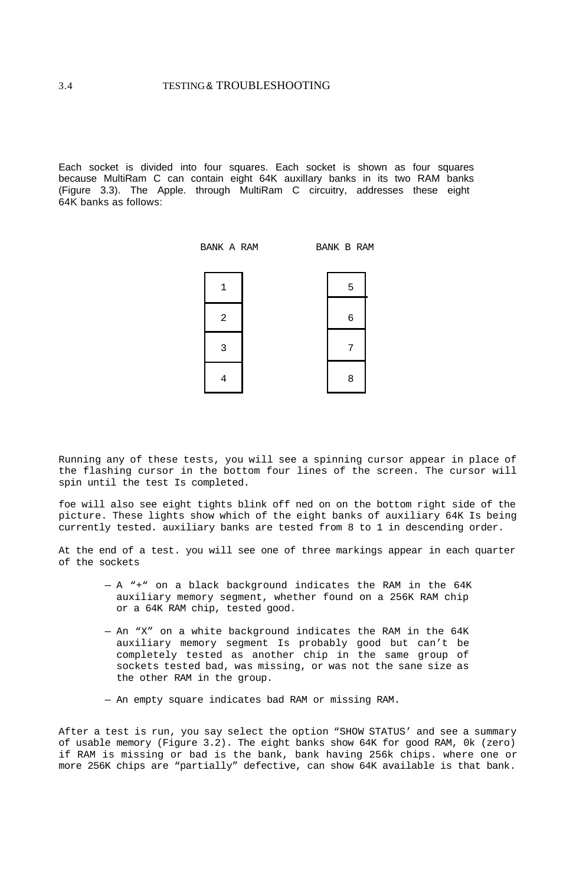Each socket is divided into four squares. Each socket is shown as four squares because MultiRam C can contain eight 64K auxillary banks in its two RAM banks (Figure 3.3). The Apple. through MultiRam C circuitry, addresses these eight 64K banks as follows:

| BANK A RAM | BANK B RAM |
|---|---|
| 1 | 5 |
| 2 | 6 |
| 3 | 7 |
| 4 | 8 |

Running any of these tests, you will see a spinning cursor appear in place of the flashing cursor in the bottom four lines of the screen. The cursor will spin until the test Is completed.

foe will also see eight tights blink off ned on on the bottom right side of the picture. These lights show which of the eight banks of auxiliary 64K Is being currently tested. auxiliary banks are tested from 8 to 1 in descending order.

At the end of a test. you will see one of three markings appear in each quarter of the sockets

- A "+" on a black background indicates the RAM in the 64K auxiliary memory segment, whether found on a 256K RAM chip or a 64K RAM chip, tested good.
- An "X" on a white background indicates the RAM in the 64K auxiliary memory segment Is probably good but can't be completely tested as another chip in the same group of sockets tested bad, was missing, or was not the sane size as the other RAM in the group.
- An empty square indicates bad RAM or missing RAM.

After a test is run, you say select the option "SHOW STATUS' and see a summary of usable memory (Figure 3.2). The eight banks show 64K for good RAM, 0k (zero) if RAM is missing or bad is the bank, bank having 256k chips. where one or more 256K chips are "partially" defective, can show 64K available is that bank.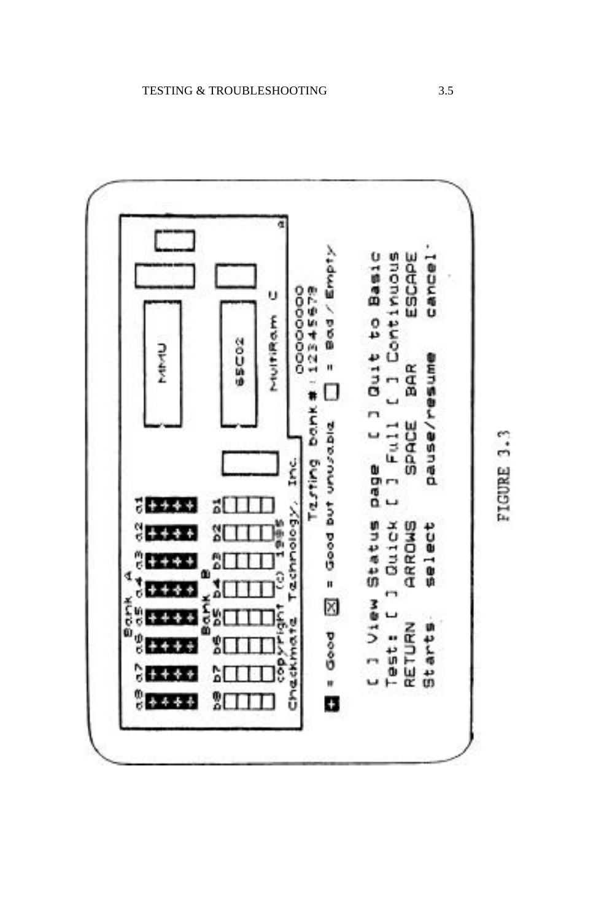```
        Bank A
a8  a7  a6  a5  a4  a3  a2  a1
++++ ++++ ++++ ++++ ++++ ++++ ++++ ++++          MMU
        Bank B
b8  b7  b6  b5  b4  b3  b2  b1                   65C02

copyright (c) 1985                               MultiRam C
Checkmate Technology, Inc.

                          Testing bank # : 00000000
                                           12345678

+ = Good   X = Good but unusable   [] = Bad / Empty

[ ] View Status page      [ ] Quit to Basic
Test: [ ] Quick   [ ] Full   [ ] Continuous
RETURN     ARROWS     SPACE BAR       ESCAPE
Starts     select     pause/resume    cancel
```

FIGURE 3.3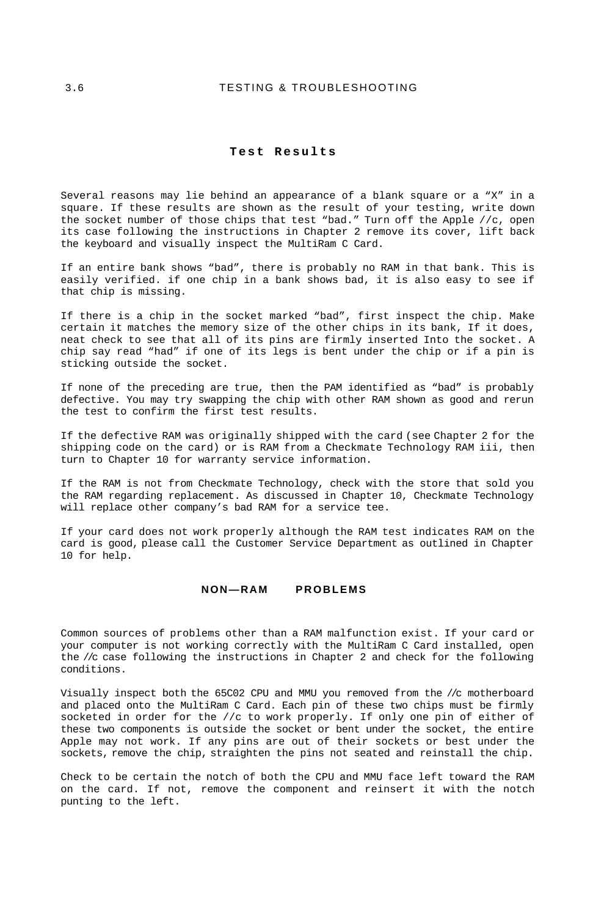## Test Results

Several reasons may lie behind an appearance of a blank square or a "X" in a square. If these results are shown as the result of your testing, write down the socket number of those chips that test "bad." Turn off the Apple //c, open its case following the instructions in Chapter 2 remove its cover, lift back the keyboard and visually inspect the MultiRam C Card.

If an entire bank shows "bad", there is probably no RAM in that bank. This is easily verified. if one chip in a bank shows bad, it is also easy to see if that chip is missing.

If there is a chip in the socket marked "bad", first inspect the chip. Make certain it matches the memory size of the other chips in its bank, If it does, neat check to see that all of its pins are firmly inserted Into the socket. A chip say read "had" if one of its legs is bent under the chip or if a pin is sticking outside the socket.

If none of the preceding are true, then the PAM identified as "bad" is probably defective. You may try swapping the chip with other RAM shown as good and rerun the test to confirm the first test results.

If the defective RAM was originally shipped with the card (see Chapter 2 for the shipping code on the card) or is RAM from a Checkmate Technology RAM iii, then turn to Chapter 10 for warranty service information.

If the RAM is not from Checkmate Technology, check with the store that sold you the RAM regarding replacement. As discussed in Chapter 10, Checkmate Technology will replace other company's bad RAM for a service tee.

If your card does not work properly although the RAM test indicates RAM on the card is good, please call the Customer Service Department as outlined in Chapter 10 for help.

## NON—RAM PROBLEMS

Common sources of problems other than a RAM malfunction exist. If your card or your computer is not working correctly with the MultiRam C Card installed, open the //c case following the instructions in Chapter 2 and check for the following conditions.

Visually inspect both the 65C02 CPU and MMU you removed from the //c motherboard and placed onto the MultiRam C Card. Each pin of these two chips must be firmly socketed in order for the //c to work properly. If only one pin of either of these two components is outside the socket or bent under the socket, the entire Apple may not work. If any pins are out of their sockets or best under the sockets, remove the chip, straighten the pins not seated and reinstall the chip.

Check to be certain the notch of both the CPU and MMU face left toward the RAM on the card. If not, remove the component and reinsert it with the notch punting to the left.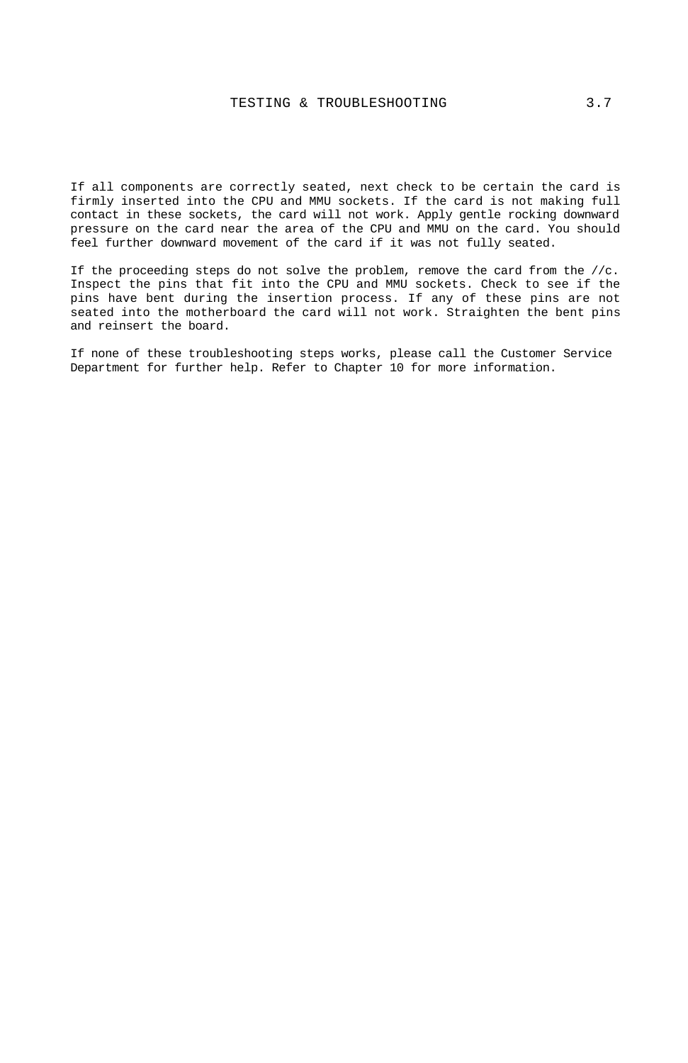If all components are correctly seated, next check to be certain the card is firmly inserted into the CPU and MMU sockets. If the card is not making full contact in these sockets, the card will not work. Apply gentle rocking downward pressure on the card near the area of the CPU and MMU on the card. You should feel further downward movement of the card if it was not fully seated.

If the proceeding steps do not solve the problem, remove the card from the //c. Inspect the pins that fit into the CPU and MMU sockets. Check to see if the pins have bent during the insertion process. If any of these pins are not seated into the motherboard the card will not work. Straighten the bent pins and reinsert the board.

If none of these troubleshooting steps works, please call the Customer Service Department for further help. Refer to Chapter 10 for more information.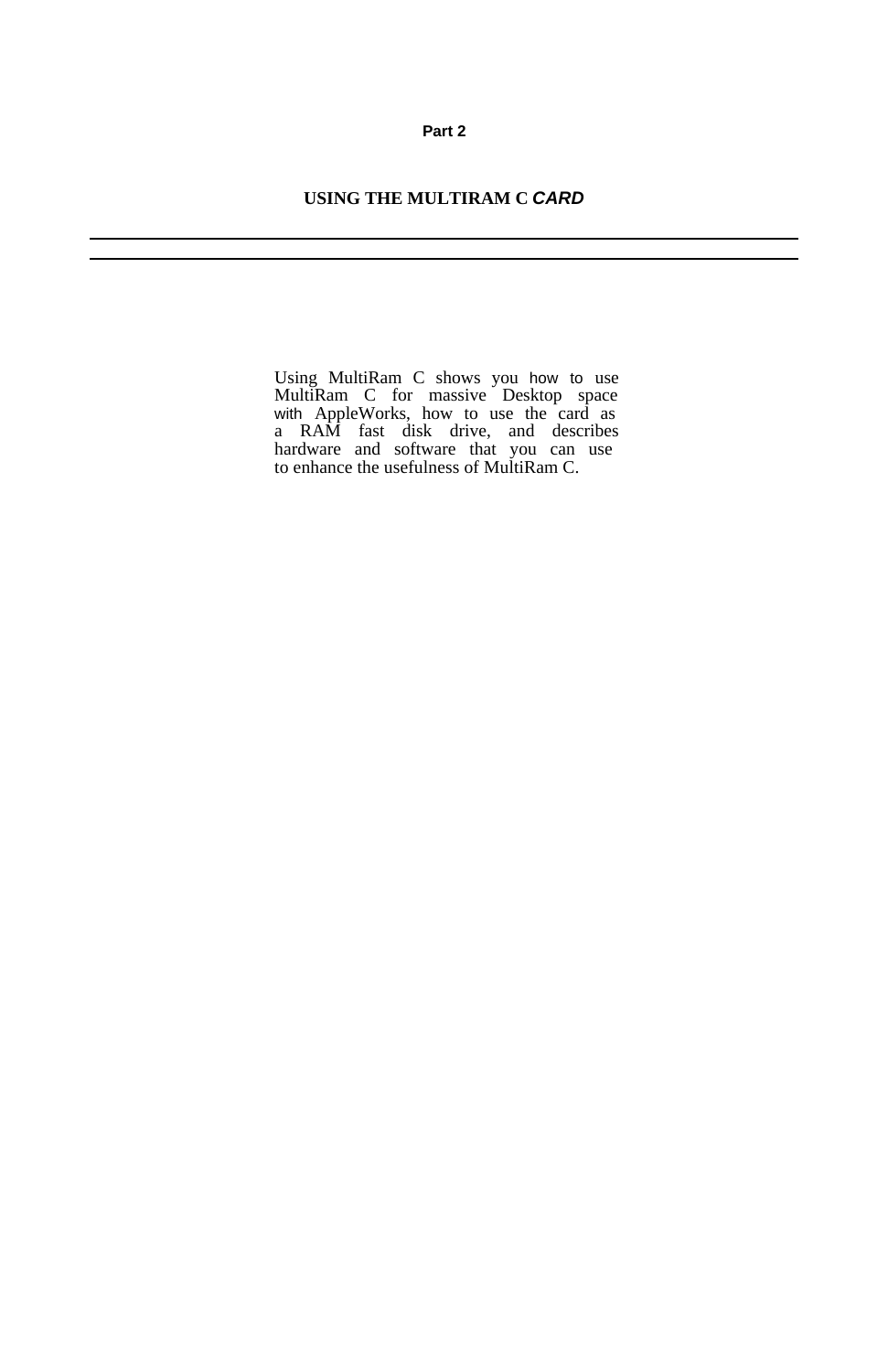**Part 2**

# USING THE MULTIRAM C *CARD*

---

---

Using MultiRam C shows you how to use MultiRam C for massive Desktop space with AppleWorks, how to use the card as a RAM fast disk drive, and describes hardware and software that you can use to enhance the usefulness of MultiRam C.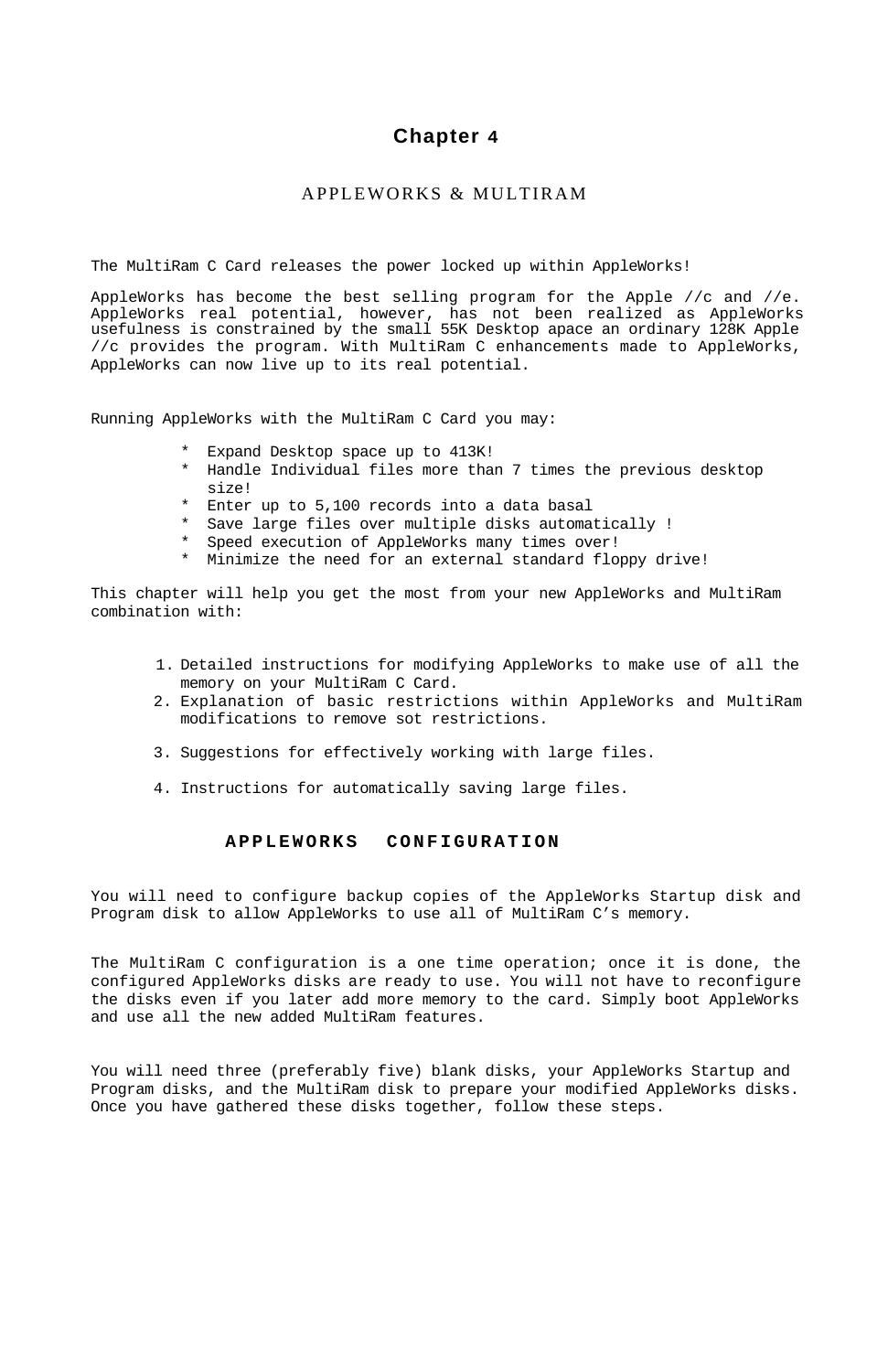# Chapter 4

## APPLEWORKS & MULTIRAM

The MultiRam C Card releases the power locked up within AppleWorks!

AppleWorks has become the best selling program for the Apple //c and //e. AppleWorks real potential, however, has not been realized as AppleWorks usefulness is constrained by the small 55K Desktop apace an ordinary 128K Apple //c provides the program. With MultiRam C enhancements made to AppleWorks, AppleWorks can now live up to its real potential.

Running AppleWorks with the MultiRam C Card you may:

* Expand Desktop space up to 413K!
* Handle Individual files more than 7 times the previous desktop size!
* Enter up to 5,100 records into a data basal
* Save large files over multiple disks automatically !
* Speed execution of AppleWorks many times over!
* Minimize the need for an external standard floppy drive!

This chapter will help you get the most from your new AppleWorks and MultiRam combination with:

1. Detailed instructions for modifying AppleWorks to make use of all the memory on your MultiRam C Card.
2. Explanation of basic restrictions within AppleWorks and MultiRam modifications to remove sot restrictions.
3. Suggestions for effectively working with large files.
4. Instructions for automatically saving large files.

### APPLEWORKS CONFIGURATION

You will need to configure backup copies of the AppleWorks Startup disk and Program disk to allow AppleWorks to use all of MultiRam C's memory.

The MultiRam C configuration is a one time operation; once it is done, the configured AppleWorks disks are ready to use. You will not have to reconfigure the disks even if you later add more memory to the card. Simply boot AppleWorks and use all the new added MultiRam features.

You will need three (preferably five) blank disks, your AppleWorks Startup and Program disks, and the MultiRam disk to prepare your modified AppleWorks disks. Once you have gathered these disks together, follow these steps.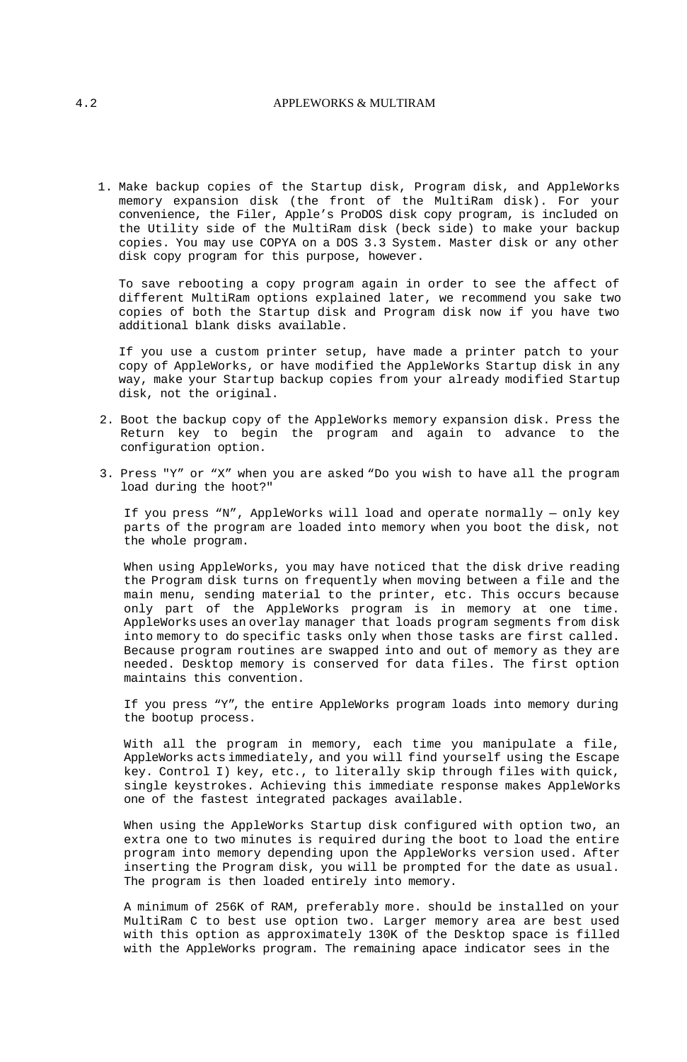1. Make backup copies of the Startup disk, Program disk, and AppleWorks memory expansion disk (the front of the MultiRam disk). For your convenience, the Filer, Apple's ProDOS disk copy program, is included on the Utility side of the MultiRam disk (beck side) to make your backup copies. You may use COPYA on a DOS 3.3 System. Master disk or any other disk copy program for this purpose, however.

   To save rebooting a copy program again in order to see the affect of different MultiRam options explained later, we recommend you sake two copies of both the Startup disk and Program disk now if you have two additional blank disks available.

   If you use a custom printer setup, have made a printer patch to your copy of AppleWorks, or have modified the AppleWorks Startup disk in any way, make your Startup backup copies from your already modified Startup disk, not the original.

2. Boot the backup copy of the AppleWorks memory expansion disk. Press the Return key to begin the program and again to advance to the configuration option.

3. Press "Y" or "X" when you are asked "Do you wish to have all the program load during the hoot?"

   If you press "N", AppleWorks will load and operate normally — only key parts of the program are loaded into memory when you boot the disk, not the whole program.

   When using AppleWorks, you may have noticed that the disk drive reading the Program disk turns on frequently when moving between a file and the main menu, sending material to the printer, etc. This occurs because only part of the AppleWorks program is in memory at one time. AppleWorks uses an overlay manager that loads program segments from disk into memory to do specific tasks only when those tasks are first called. Because program routines are swapped into and out of memory as they are needed. Desktop memory is conserved for data files. The first option maintains this convention.

   If you press "Y", the entire AppleWorks program loads into memory during the bootup process.

   With all the program in memory, each time you manipulate a file, AppleWorks acts immediately, and you will find yourself using the Escape key. Control I) key, etc., to literally skip through files with quick, single keystrokes. Achieving this immediate response makes AppleWorks one of the fastest integrated packages available.

   When using the AppleWorks Startup disk configured with option two, an extra one to two minutes is required during the boot to load the entire program into memory depending upon the AppleWorks version used. After inserting the Program disk, you will be prompted for the date as usual. The program is then loaded entirely into memory.

   A minimum of 256K of RAM, preferably more. should be installed on your MultiRam C to best use option two. Larger memory area are best used with this option as approximately 130K of the Desktop space is filled with the AppleWorks program. The remaining apace indicator sees in the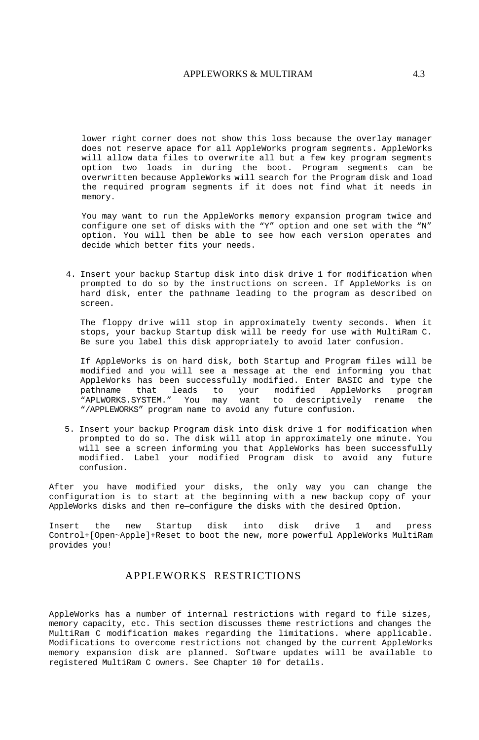lower right corner does not show this loss because the overlay manager does not reserve apace for all AppleWorks program segments. AppleWorks will allow data files to overwrite all but a few key program segments option two loads in during the boot. Program segments can be overwritten because AppleWorks will search for the Program disk and load the required program segments if it does not find what it needs in memory.

You may want to run the AppleWorks memory expansion program twice and configure one set of disks with the “Y” option and one set with the “N” option. You will then be able to see how each version operates and decide which better fits your needs.

4. Insert your backup Startup disk into disk drive 1 for modification when prompted to do so by the instructions on screen. If AppleWorks is on hard disk, enter the pathname leading to the program as described on screen.

   The floppy drive will stop in approximately twenty seconds. When it stops, your backup Startup disk will be reedy for use with MultiRam C. Be sure you label this disk appropriately to avoid later confusion.

   If AppleWorks is on hard disk, both Startup and Program files will be modified and you will see a message at the end informing you that AppleWorks has been successfully modified. Enter BASIC and type the pathname that leads to your modified AppleWorks program “APLWORKS.SYSTEM.” You may want to descriptively rename the “/APPLEWORKS” program name to avoid any future confusion.

5. Insert your backup Program disk into disk drive 1 for modification when prompted to do so. The disk will atop in approximately one minute. You will see a screen informing you that AppleWorks has been successfully modified. Label your modified Program disk to avoid any future confusion.

After you have modified your disks, the only way you can change the configuration is to start at the beginning with a new backup copy of your AppleWorks disks and then re—configure the disks with the desired Option.

Insert the new Startup disk into disk drive 1 and press Control+[Open~Apple]+Reset to boot the new, more powerful AppleWorks MultiRam provides you!

## APPLEWORKS RESTRICTIONS

AppleWorks has a number of internal restrictions with regard to file sizes, memory capacity, etc. This section discusses theme restrictions and changes the MultiRam C modification makes regarding the limitations. where applicable. Modifications to overcome restrictions not changed by the current AppleWorks memory expansion disk are planned. Software updates will be available to registered MultiRam C owners. See Chapter 10 for details.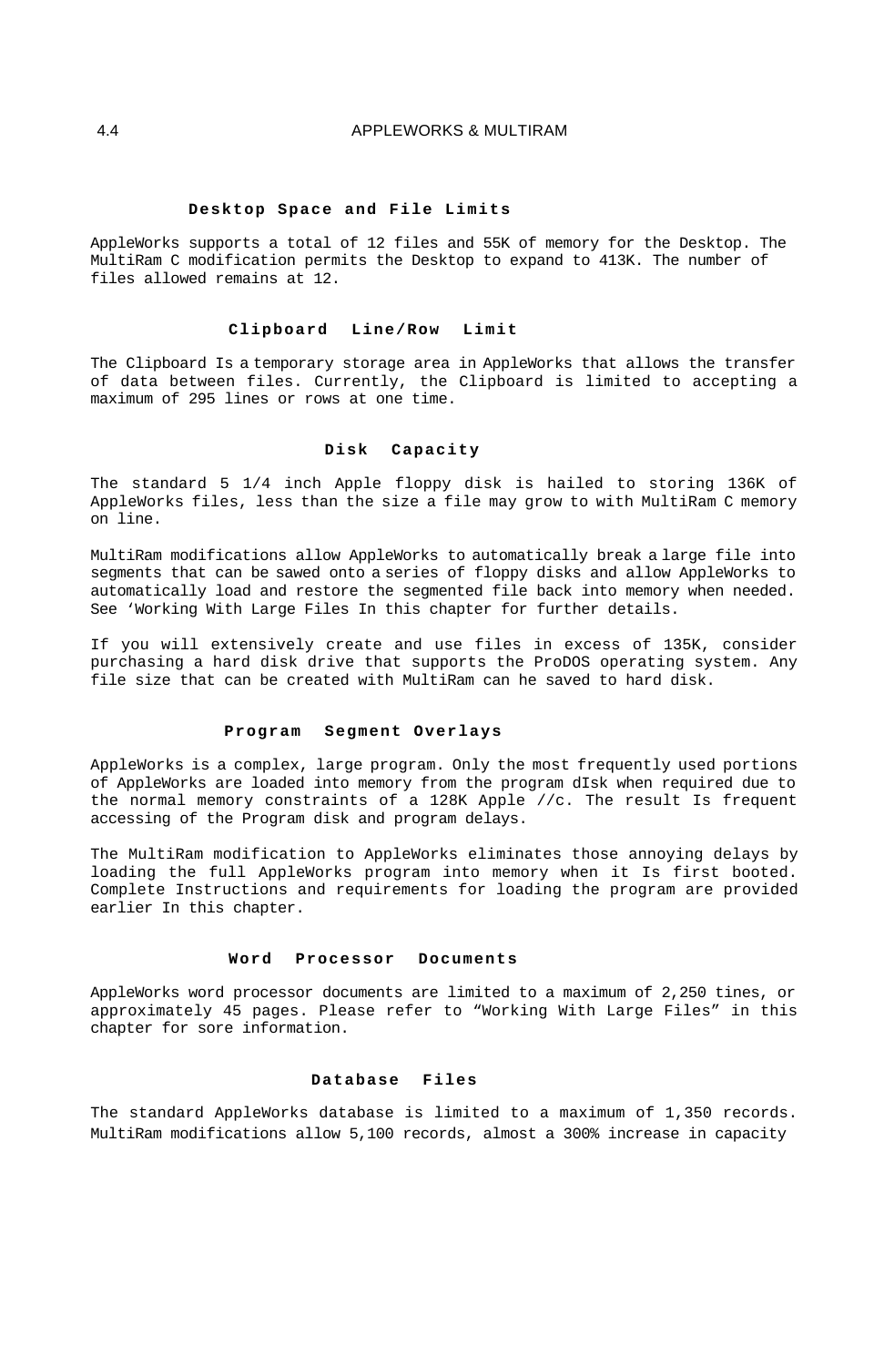### Desktop Space and File Limits

AppleWorks supports a total of 12 files and 55K of memory for the Desktop. The MultiRam C modification permits the Desktop to expand to 413K. The number of files allowed remains at 12.

### Clipboard Line/Row Limit

The Clipboard Is a temporary storage area in AppleWorks that allows the transfer of data between files. Currently, the Clipboard is limited to accepting a maximum of 295 lines or rows at one time.

### Disk Capacity

The standard 5 1/4 inch Apple floppy disk is hailed to storing 136K of AppleWorks files, less than the size a file may grow to with MultiRam C memory on line.

MultiRam modifications allow AppleWorks to automatically break a large file into segments that can be sawed onto a series of floppy disks and allow AppleWorks to automatically load and restore the segmented file back into memory when needed. See 'Working With Large Files In this chapter for further details.

If you will extensively create and use files in excess of 135K, consider purchasing a hard disk drive that supports the ProDOS operating system. Any file size that can be created with MultiRam can he saved to hard disk.

### Program Segment Overlays

AppleWorks is a complex, large program. Only the most frequently used portions of AppleWorks are loaded into memory from the program dIsk when required due to the normal memory constraints of a 128K Apple //c. The result Is frequent accessing of the Program disk and program delays.

The MultiRam modification to AppleWorks eliminates those annoying delays by loading the full AppleWorks program into memory when it Is first booted. Complete Instructions and requirements for loading the program are provided earlier In this chapter.

### Word Processor Documents

AppleWorks word processor documents are limited to a maximum of 2,250 tines, or approximately 45 pages. Please refer to "Working With Large Files" in this chapter for sore information.

### Database Files

The standard AppleWorks database is limited to a maximum of 1,350 records. MultiRam modifications allow 5,100 records, almost a 300% increase in capacity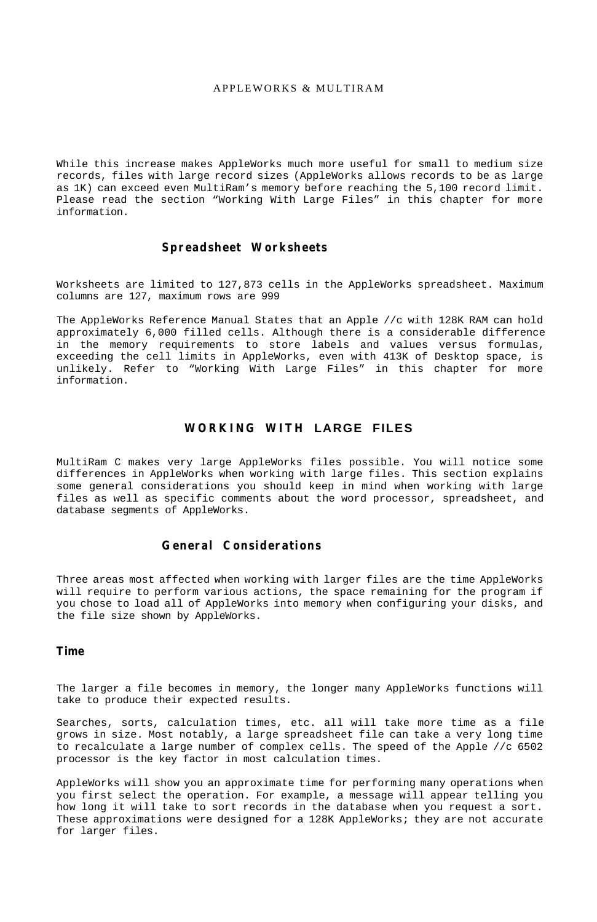While this increase makes AppleWorks much more useful for small to medium size records, files with large record sizes (AppleWorks allows records to be as large as 1K) can exceed even MultiRam's memory before reaching the 5,100 record limit. Please read the section "Working With Large Files" in this chapter for more information.

### Spreadsheet Worksheets

Worksheets are limited to 127,873 cells in the AppleWorks spreadsheet. Maximum columns are 127, maximum rows are 999

The AppleWorks Reference Manual States that an Apple //c with 128K RAM can hold approximately 6,000 filled cells. Although there is a considerable difference in the memory requirements to store labels and values versus formulas, exceeding the cell limits in AppleWorks, even with 413K of Desktop space, is unlikely. Refer to "Working With Large Files" in this chapter for more information.

## WORKING WITH LARGE FILES

MultiRam C makes very large AppleWorks files possible. You will notice some differences in AppleWorks when working with large files. This section explains some general considerations you should keep in mind when working with large files as well as specific comments about the word processor, spreadsheet, and database segments of AppleWorks.

### General Considerations

Three areas most affected when working with larger files are the time AppleWorks will require to perform various actions, the space remaining for the program if you chose to load all of AppleWorks into memory when configuring your disks, and the file size shown by AppleWorks.

#### Time

The larger a file becomes in memory, the longer many AppleWorks functions will take to produce their expected results.

Searches, sorts, calculation times, etc. all will take more time as a file grows in size. Most notably, a large spreadsheet file can take a very long time to recalculate a large number of complex cells. The speed of the Apple //c 6502 processor is the key factor in most calculation times.

AppleWorks will show you an approximate time for performing many operations when you first select the operation. For example, a message will appear telling you how long it will take to sort records in the database when you request a sort. These approximations were designed for a 128K AppleWorks; they are not accurate for larger files.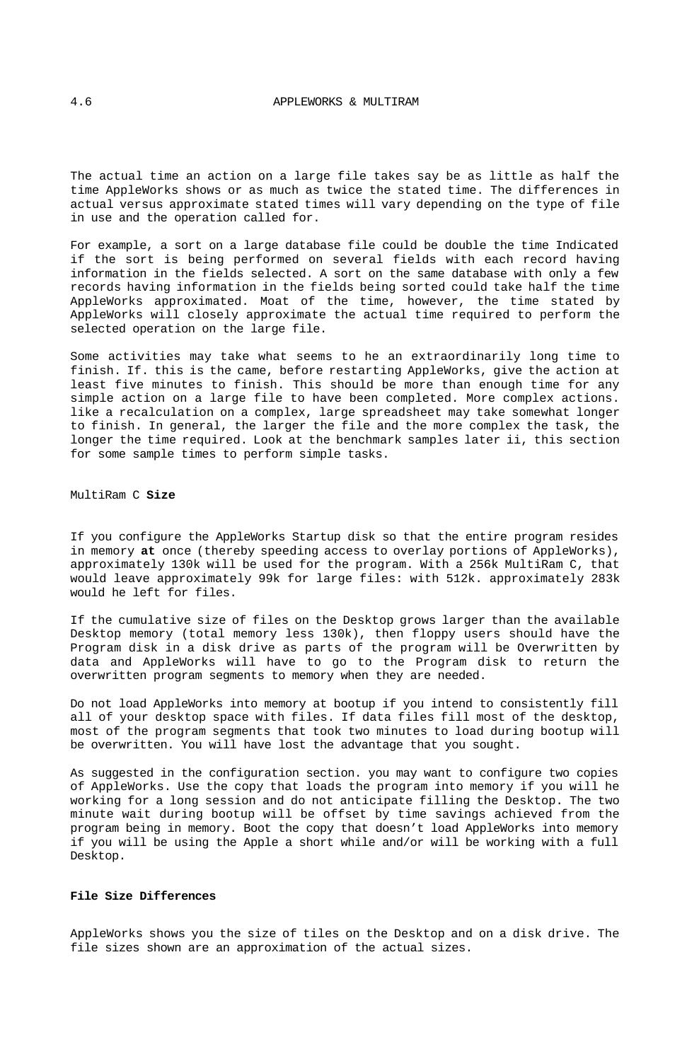The actual time an action on a large file takes say be as little as half the time AppleWorks shows or as much as twice the stated time. The differences in actual versus approximate stated times will vary depending on the type of file in use and the operation called for.

For example, a sort on a large database file could be double the time Indicated if the sort is being performed on several fields with each record having information in the fields selected. A sort on the same database with only a few records having information in the fields being sorted could take half the time AppleWorks approximated. Moat of the time, however, the time stated by AppleWorks will closely approximate the actual time required to perform the selected operation on the large file.

Some activities may take what seems to he an extraordinarily long time to finish. If. this is the came, before restarting AppleWorks, give the action at least five minutes to finish. This should be more than enough time for any simple action on a large file to have been completed. More complex actions. like a recalculation on a complex, large spreadsheet may take somewhat longer to finish. In general, the larger the file and the more complex the task, the longer the time required. Look at the benchmark samples later ii, this section for some sample times to perform simple tasks.

### MultiRam C **Size**

If you configure the AppleWorks Startup disk so that the entire program resides in memory **at** once (thereby speeding access to overlay portions of AppleWorks), approximately 130k will be used for the program. With a 256k MultiRam C, that would leave approximately 99k for large files: with 512k. approximately 283k would he left for files.

If the cumulative size of files on the Desktop grows larger than the available Desktop memory (total memory less 130k), then floppy users should have the Program disk in a disk drive as parts of the program will be Overwritten by data and AppleWorks will have to go to the Program disk to return the overwritten program segments to memory when they are needed.

Do not load AppleWorks into memory at bootup if you intend to consistently fill all of your desktop space with files. If data files fill most of the desktop, most of the program segments that took two minutes to load during bootup will be overwritten. You will have lost the advantage that you sought.

As suggested in the configuration section. you may want to configure two copies of AppleWorks. Use the copy that loads the program into memory if you will he working for a long session and do not anticipate filling the Desktop. The two minute wait during bootup will be offset by time savings achieved from the program being in memory. Boot the copy that doesn't load AppleWorks into memory if you will be using the Apple a short while and/or will be working with a full Desktop.

### **File Size Differences**

AppleWorks shows you the size of tiles on the Desktop and on a disk drive. The file sizes shown are an approximation of the actual sizes.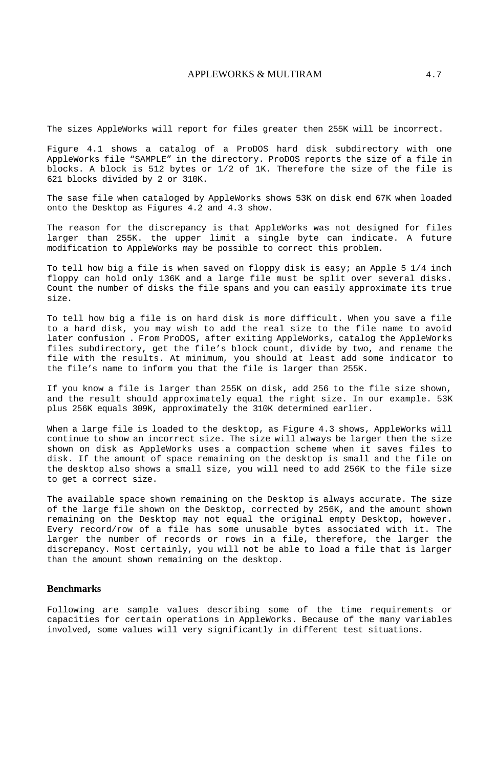The sizes AppleWorks will report for files greater then 255K will be incorrect.

Figure 4.1 shows a catalog of a ProDOS hard disk subdirectory with one AppleWorks file “SAMPLE” in the directory. ProDOS reports the size of a file in blocks. A block is 512 bytes or 1/2 of 1K. Therefore the size of the file is 621 blocks divided by 2 or 310K.

The sase file when cataloged by AppleWorks shows 53K on disk end 67K when loaded onto the Desktop as Figures 4.2 and 4.3 show.

The reason for the discrepancy is that AppleWorks was not designed for files larger than 255K. the upper limit a single byte can indicate. A future modification to AppleWorks may be possible to correct this problem.

To tell how big a file is when saved on floppy disk is easy; an Apple 5 1/4 inch floppy can hold only 136K and a large file must be split over several disks. Count the number of disks the file spans and you can easily approximate its true size.

To tell how big a file is on hard disk is more difficult. When you save a file to a hard disk, you may wish to add the real size to the file name to avoid later confusion . From ProDOS, after exiting AppleWorks, catalog the AppleWorks files subdirectory, get the file’s block count, divide by two, and rename the file with the results. At minimum, you should at least add some indicator to the file’s name to inform you that the file is larger than 255K.

If you know a file is larger than 255K on disk, add 256 to the file size shown, and the result should approximately equal the right size. In our example. 53K plus 256K equals 309K, approximately the 310K determined earlier.

When a large file is loaded to the desktop, as Figure 4.3 shows, AppleWorks will continue to show an incorrect size. The size will always be larger then the size shown on disk as AppleWorks uses a compaction scheme when it saves files to disk. If the amount of space remaining on the desktop is small and the file on the desktop also shows a small size, you will need to add 256K to the file size to get a correct size.

The available space shown remaining on the Desktop is always accurate. The size of the large file shown on the Desktop, corrected by 256K, and the amount shown remaining on the Desktop may not equal the original empty Desktop, however. Every record/row of a file has some unusable bytes associated with it. The larger the number of records or rows in a file, therefore, the larger the discrepancy. Most certainly, you will not be able to load a file that is larger than the amount shown remaining on the desktop.

## Benchmarks

Following are sample values describing some of the time requirements or capacities for certain operations in AppleWorks. Because of the many variables involved, some values will very significantly in different test situations.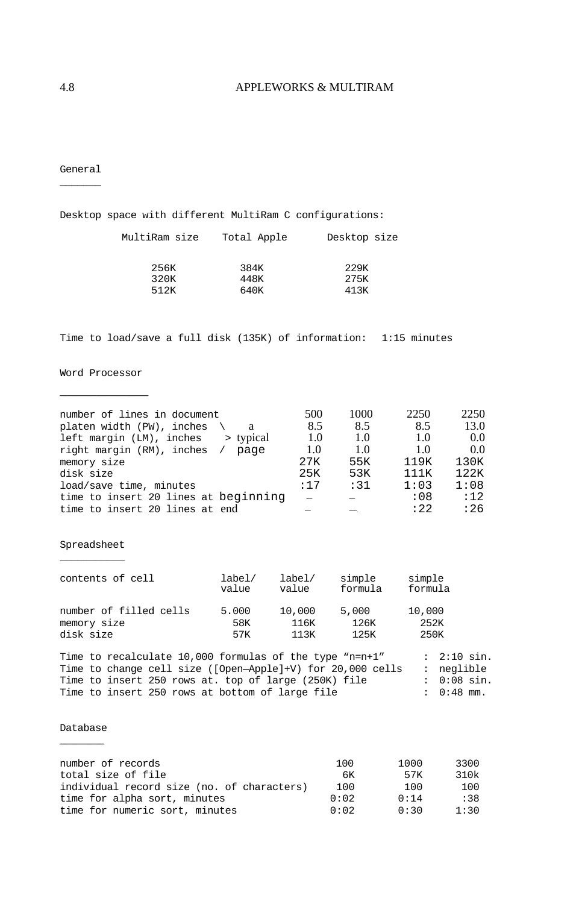## General

Desktop space with different MultiRam C configurations:

| MultiRam size | Total Apple | Desktop size |
|---|---|---|
| 256K | 384K | 229K |
| 320K | 448K | 275K |
| 512K | 640K | 413K |

Time to load/save a full disk (135K) of information: 1:15 minutes

## Word Processor

| | | 500 | 1000 | 2250 | 2250 |
|---|---|---|---|---|---|
| number of lines in document | | 500 | 1000 | 2250 | 2250 |
| platen width (PW), inches | \ a | 8.5 | 8.5 | 8.5 | 13.0 |
| left margin (LM), inches | > typical | 1.0 | 1.0 | 1.0 | 0.0 |
| right margin (RM), inches | / page | 1.0 | 1.0 | 1.0 | 0.0 |
| memory size | | 27K | 55K | 119K | 130K |
| disk size | | 25K | 53K | 111K | 122K |
| load/save time, minutes | | :17 | :31 | 1:03 | 1:08 |
| time to insert 20 lines at beginning | | – | – | :08 | :12 |
| time to insert 20 lines at end | | – | – | :22 | :26 |

## Spreadsheet

| contents of cell | label/ value | label/ value | simple formula | simple formula |
|---|---|---|---|---|
| number of filled cells | 5.000 | 10,000 | 5,000 | 10,000 |
| memory size | 58K | 116K | 126K | 252K |
| disk size | 57K | 113K | 125K | 250K |

Time to recalculate 10,000 formulas of the type "n=n+1" : 2:10 sin.
Time to change cell size ([Open—Apple]+V) for 20,000 cells : neglible
Time to insert 250 rows at. top of large (250K) file : 0:08 sin.
Time to insert 250 rows at bottom of large file : 0:48 mm.

## Database

| number of records | 100 | 1000 | 3300 |
|---|---|---|---|
| total size of file | 6K | 57K | 310k |
| individual record size (no. of characters) | 100 | 100 | 100 |
| time for alpha sort, minutes | 0:02 | 0:14 | :38 |
| time for numeric sort, minutes | 0:02 | 0:30 | 1:30 |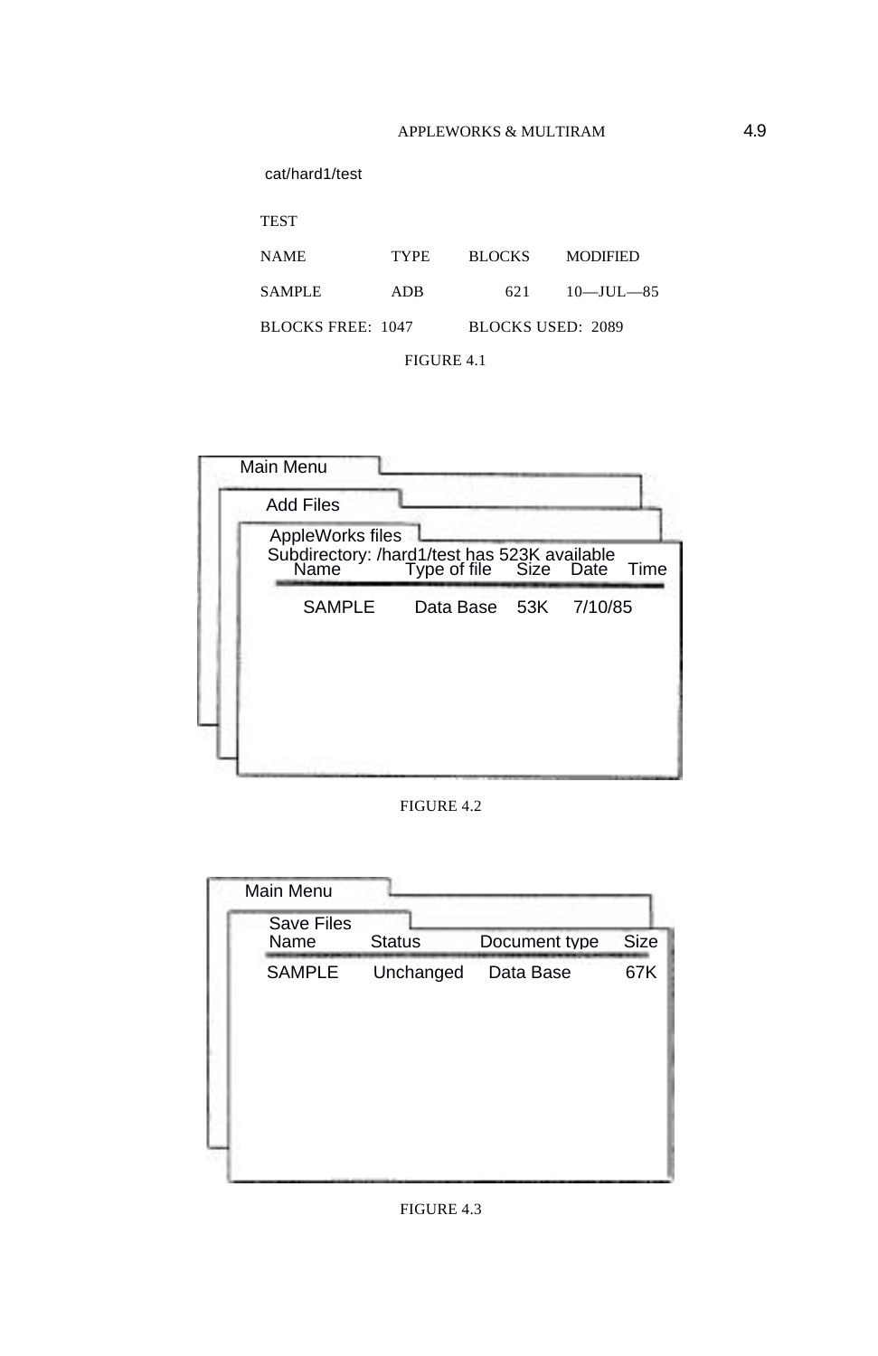```
cat/hard1/test

TEST

NAME            TYPE      BLOCKS      MODIFIED

SAMPLE          ADB          621      10—JUL—85

BLOCKS FREE:  1047        BLOCKS USED:  2089
```

FIGURE 4.1

```
Main Menu
  Add Files
    AppleWorks files
    Subdirectory: /hard1/test has 523K available
       Name          Type of file    Size   Date    Time
    ------------------------------------------------------
       SAMPLE        Data Base       53K    7/10/85
```

FIGURE 4.2

```
Main Menu
  Save Files
  Name         Status        Document type    Size
  -------------------------------------------------
  SAMPLE       Unchanged     Data Base        67K
```

FIGURE 4.3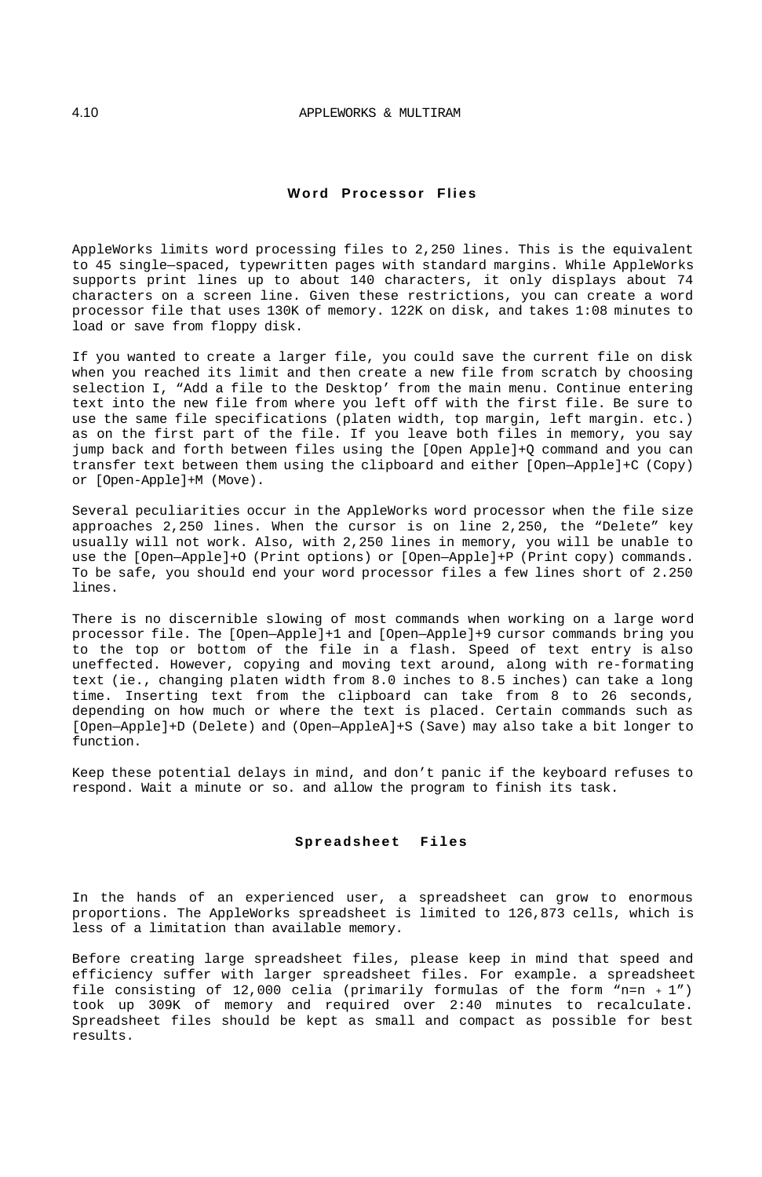## Word Processor Flies

AppleWorks limits word processing files to 2,250 lines. This is the equivalent to 45 single—spaced, typewritten pages with standard margins. While AppleWorks supports print lines up to about 140 characters, it only displays about 74 characters on a screen line. Given these restrictions, you can create a word processor file that uses 130K of memory. 122K on disk, and takes 1:08 minutes to load or save from floppy disk.

If you wanted to create a larger file, you could save the current file on disk when you reached its limit and then create a new file from scratch by choosing selection I, “Add a file to the Desktop’ from the main menu. Continue entering text into the new file from where you left off with the first file. Be sure to use the same file specifications (platen width, top margin, left margin. etc.) as on the first part of the file. If you leave both files in memory, you say jump back and forth between files using the [Open Apple]+Q command and you can transfer text between them using the clipboard and either [Open—Apple]+C (Copy) or [Open-Apple]+M (Move).

Several peculiarities occur in the AppleWorks word processor when the file size approaches 2,250 lines. When the cursor is on line 2,250, the “Delete” key usually will not work. Also, with 2,250 lines in memory, you will be unable to use the [Open—Apple]+O (Print options) or [Open—Apple]+P (Print copy) commands. To be safe, you should end your word processor files a few lines short of 2.250 lines.

There is no discernible slowing of most commands when working on a large word processor file. The [Open—Apple]+1 and [Open—Apple]+9 cursor commands bring you to the top or bottom of the file in a flash. Speed of text entry is also uneffected. However, copying and moving text around, along with re-formating text (ie., changing platen width from 8.0 inches to 8.5 inches) can take a long time. Inserting text from the clipboard can take from 8 to 26 seconds, depending on how much or where the text is placed. Certain commands such as [Open—Apple]+D (Delete) and (Open—AppleA]+S (Save) may also take a bit longer to function.

Keep these potential delays in mind, and don’t panic if the keyboard refuses to respond. Wait a minute or so. and allow the program to finish its task.

## Spreadsheet Files

In the hands of an experienced user, a spreadsheet can grow to enormous proportions. The AppleWorks spreadsheet is limited to 126,873 cells, which is less of a limitation than available memory.

Before creating large spreadsheet files, please keep in mind that speed and efficiency suffer with larger spreadsheet files. For example. a spreadsheet file consisting of 12,000 celia (primarily formulas of the form “n=n + 1”) took up 309K of memory and required over 2:40 minutes to recalculate. Spreadsheet files should be kept as small and compact as possible for best results.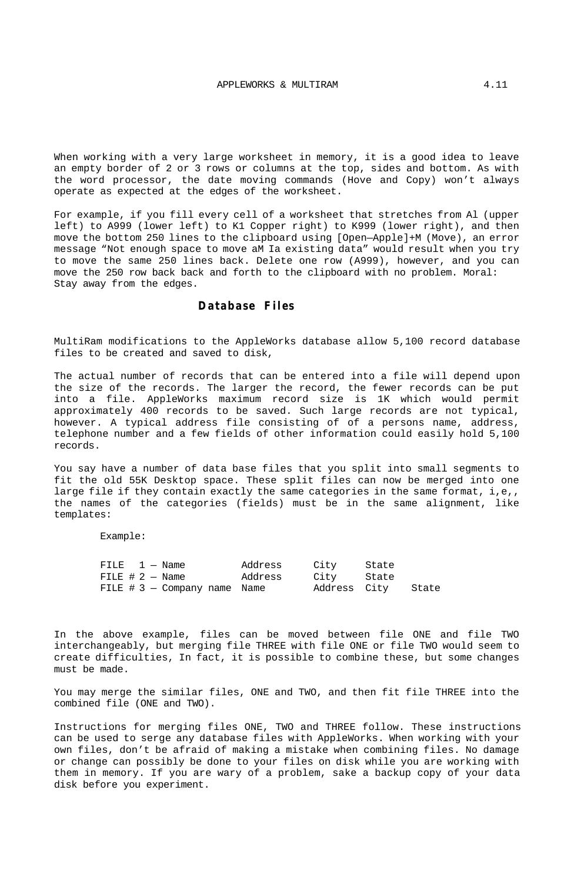When working with a very large worksheet in memory, it is a good idea to leave an empty border of 2 or 3 rows or columns at the top, sides and bottom. As with the word processor, the date moving commands (Hove and Copy) won't always operate as expected at the edges of the worksheet.

For example, if you fill every cell of a worksheet that stretches from Al (upper left) to A999 (lower left) to K1 Copper right) to K999 (lower right), and then move the bottom 250 lines to the clipboard using [Open—Apple]+M (Move), an error message "Not enough space to move aM Ia existing data" would result when you try to move the same 250 lines back. Delete one row (A999), however, and you can move the 250 row back back and forth to the clipboard with no problem. Moral: Stay away from the edges.

## Database Files

MultiRam modifications to the AppleWorks database allow 5,100 record database files to be created and saved to disk,

The actual number of records that can be entered into a file will depend upon the size of the records. The larger the record, the fewer records can be put into a file. AppleWorks maximum record size is 1K which would permit approximately 400 records to be saved. Such large records are not typical, however. A typical address file consisting of of a persons name, address, telephone number and a few fields of other information could easily hold 5,100 records.

You say have a number of data base files that you split into small segments to fit the old 55K Desktop space. These split files can now be merged into one large file if they contain exactly the same categories in the same format, i,e,, the names of the categories (fields) must be in the same alignment, like templates:

Example:

```
FILE   1 — Name          Address     City     State
FILE # 2 — Name          Address     City     State
FILE # 3 — Company name  Name        Address  City    State
```

In the above example, files can be moved between file ONE and file TWO interchangeably, but merging file THREE with file ONE or file TWO would seem to create difficulties, In fact, it is possible to combine these, but some changes must be made.

You may merge the similar files, ONE and TWO, and then fit file THREE into the combined file (ONE and TWO).

Instructions for merging files ONE, TWO and THREE follow. These instructions can be used to serge any database files with AppleWorks. When working with your own files, don't be afraid of making a mistake when combining files. No damage or change can possibly be done to your files on disk while you are working with them in memory. If you are wary of a problem, sake a backup copy of your data disk before you experiment.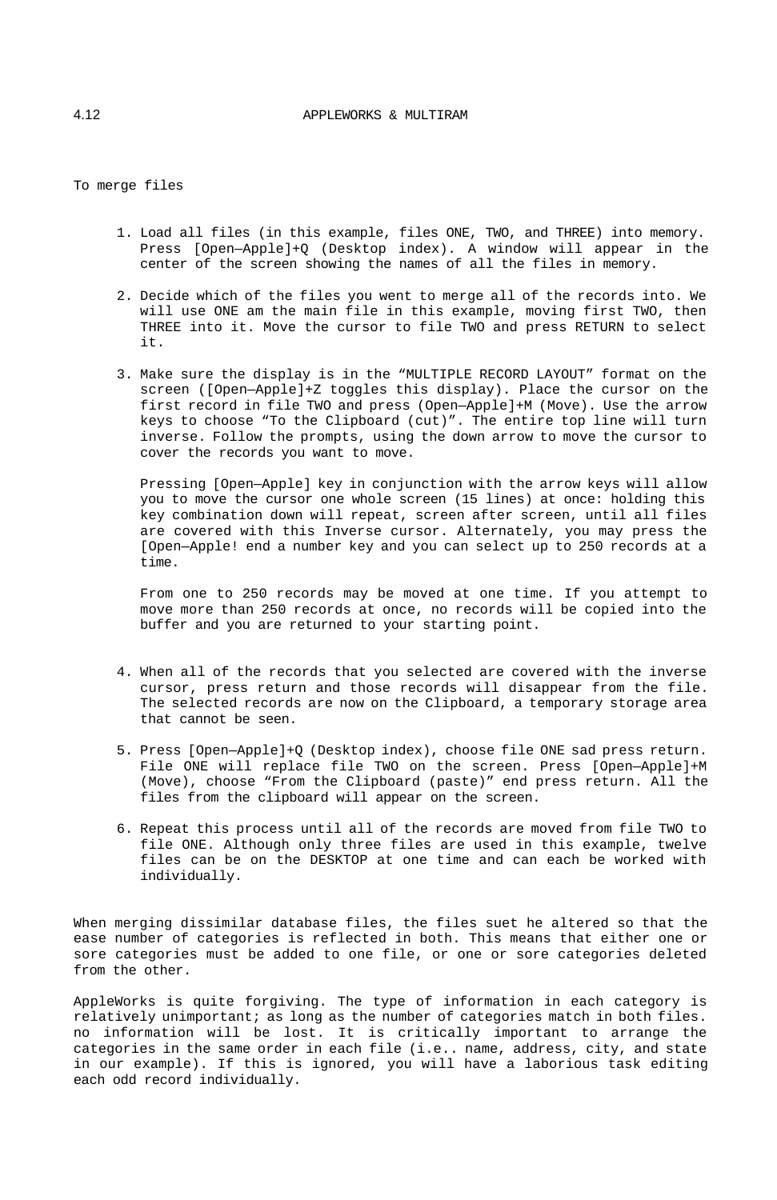To merge files

1. Load all files (in this example, files ONE, TWO, and THREE) into memory. Press [Open—Apple]+Q (Desktop index). A window will appear in the center of the screen showing the names of all the files in memory.

2. Decide which of the files you went to merge all of the records into. We will use ONE am the main file in this example, moving first TWO, then THREE into it. Move the cursor to file TWO and press RETURN to select it.

3. Make sure the display is in the "MULTIPLE RECORD LAYOUT" format on the screen ([Open—Apple]+Z toggles this display). Place the cursor on the first record in file TWO and press (Open—Apple]+M (Move). Use the arrow keys to choose "To the Clipboard (cut)". The entire top line will turn inverse. Follow the prompts, using the down arrow to move the cursor to cover the records you want to move.

   Pressing [Open—Apple] key in conjunction with the arrow keys will allow you to move the cursor one whole screen (15 lines) at once: holding this key combination down will repeat, screen after screen, until all files are covered with this Inverse cursor. Alternately, you may press the [Open—Apple! end a number key and you can select up to 250 records at a time.

   From one to 250 records may be moved at one time. If you attempt to move more than 250 records at once, no records will be copied into the buffer and you are returned to your starting point.

4. When all of the records that you selected are covered with the inverse cursor, press return and those records will disappear from the file. The selected records are now on the Clipboard, a temporary storage area that cannot be seen.

5. Press [Open—Apple]+Q (Desktop index), choose file ONE sad press return. File ONE will replace file TWO on the screen. Press [Open—Apple]+M (Move), choose "From the Clipboard (paste)" end press return. All the files from the clipboard will appear on the screen.

6. Repeat this process until all of the records are moved from file TWO to file ONE. Although only three files are used in this example, twelve files can be on the DESKTOP at one time and can each be worked with individually.

When merging dissimilar database files, the files suet he altered so that the ease number of categories is reflected in both. This means that either one or sore categories must be added to one file, or one or sore categories deleted from the other.

AppleWorks is quite forgiving. The type of information in each category is relatively unimportant; as long as the number of categories match in both files. no information will be lost. It is critically important to arrange the categories in the same order in each file (i.e.. name, address, city, and state in our example). If this is ignored, you will have a laborious task editing each odd record individually.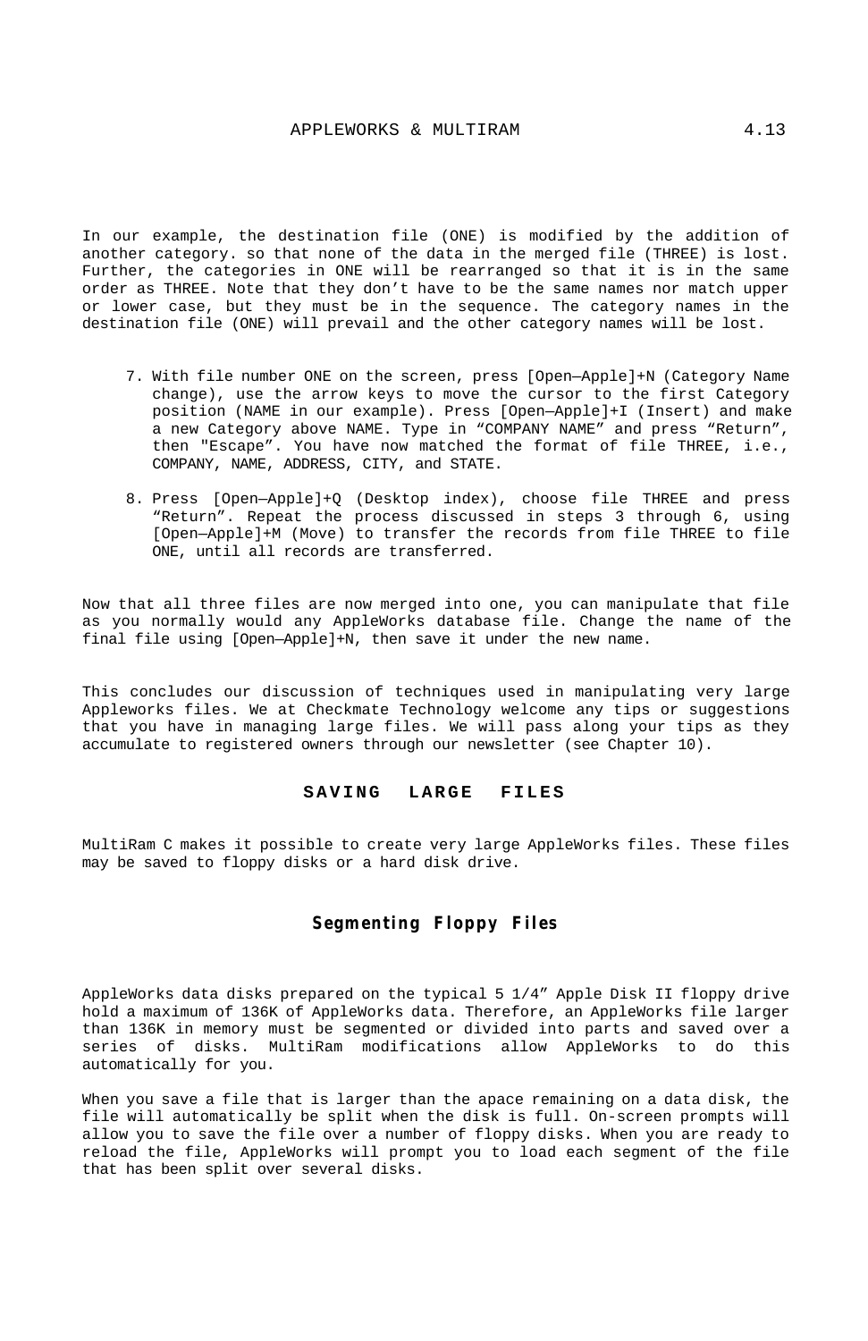In our example, the destination file (ONE) is modified by the addition of another category. so that none of the data in the merged file (THREE) is lost. Further, the categories in ONE will be rearranged so that it is in the same order as THREE. Note that they don't have to be the same names nor match upper or lower case, but they must be in the sequence. The category names in the destination file (ONE) will prevail and the other category names will be lost.

7. With file number ONE on the screen, press [Open—Apple]+N (Category Name change), use the arrow keys to move the cursor to the first Category position (NAME in our example). Press [Open—Apple]+I (Insert) and make a new Category above NAME. Type in "COMPANY NAME" and press "Return", then "Escape". You have now matched the format of file THREE, i.e., COMPANY, NAME, ADDRESS, CITY, and STATE.

8. Press [Open—Apple]+Q (Desktop index), choose file THREE and press "Return". Repeat the process discussed in steps 3 through 6, using [Open—Apple]+M (Move) to transfer the records from file THREE to file ONE, until all records are transferred.

Now that all three files are now merged into one, you can manipulate that file as you normally would any AppleWorks database file. Change the name of the final file using [Open—Apple]+N, then save it under the new name.

This concludes our discussion of techniques used in manipulating very large Appleworks files. We at Checkmate Technology welcome any tips or suggestions that you have in managing large files. We will pass along your tips as they accumulate to registered owners through our newsletter (see Chapter 10).

## SAVING LARGE FILES

MultiRam C makes it possible to create very large AppleWorks files. These files may be saved to floppy disks or a hard disk drive.

### Segmenting Floppy Files

AppleWorks data disks prepared on the typical 5 1/4" Apple Disk II floppy drive hold a maximum of 136K of AppleWorks data. Therefore, an AppleWorks file larger than 136K in memory must be segmented or divided into parts and saved over a series of disks. MultiRam modifications allow AppleWorks to do this automatically for you.

When you save a file that is larger than the apace remaining on a data disk, the file will automatically be split when the disk is full. On-screen prompts will allow you to save the file over a number of floppy disks. When you are ready to reload the file, AppleWorks will prompt you to load each segment of the file that has been split over several disks.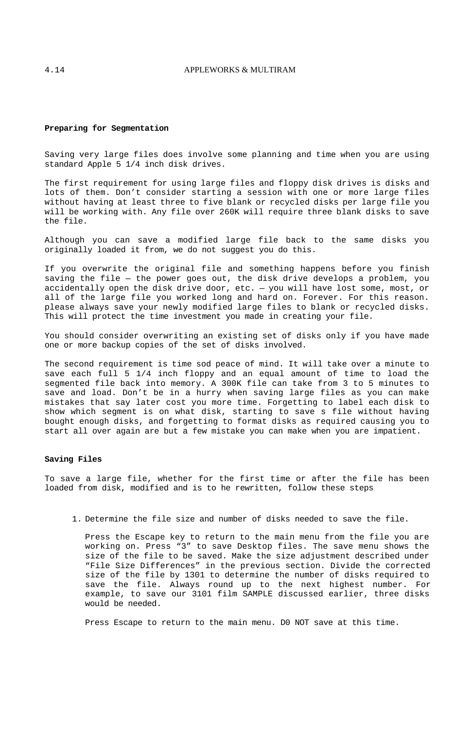**Preparing for Segmentation**

Saving very large files does involve some planning and time when you are using standard Apple 5 1/4 inch disk drives.

The first requirement for using large files and floppy disk drives is disks and lots of them. Don't consider starting a session with one or more large files without having at least three to five blank or recycled disks per large file you will be working with. Any file over 260K will require three blank disks to save the file.

Although you can save a modified large file back to the same disks you originally loaded it from, we do not suggest you do this.

If you overwrite the original file and something happens before you finish saving the file — the power goes out, the disk drive develops a problem, you accidentally open the disk drive door, etc. — you will have lost some, most, or all of the large file you worked long and hard on. Forever. For this reason. please always save your newly modified large files to blank or recycled disks. This will protect the time investment you made in creating your file.

You should consider overwriting an existing set of disks only if you have made one or more backup copies of the set of disks involved.

The second requirement is time sod peace of mind. It will take over a minute to save each full 5 1/4 inch floppy and an equal amount of time to load the segmented file back into memory. A 300K file can take from 3 to 5 minutes to save and load. Don't be in a hurry when saving large files as you can make mistakes that say later cost you more time. Forgetting to label each disk to show which segment is on what disk, starting to save s file without having bought enough disks, and forgetting to format disks as required causing you to start all over again are but a few mistake you can make when you are impatient.

**Saving Files**

To save a large file, whether for the first time or after the file has been loaded from disk, modified and is to he rewritten, follow these steps

1. Determine the file size and number of disks needed to save the file.

   Press the Escape key to return to the main menu from the file you are working on. Press "3" to save Desktop files. The save menu shows the size of the file to be saved. Make the size adjustment described under "File Size Differences" in the previous section. Divide the corrected size of the file by 1301 to determine the number of disks required to save the file. Always round up to the next highest number. For example, to save our 3101 film SAMPLE discussed earlier, three disks would be needed.

   Press Escape to return to the main menu. D0 NOT save at this time.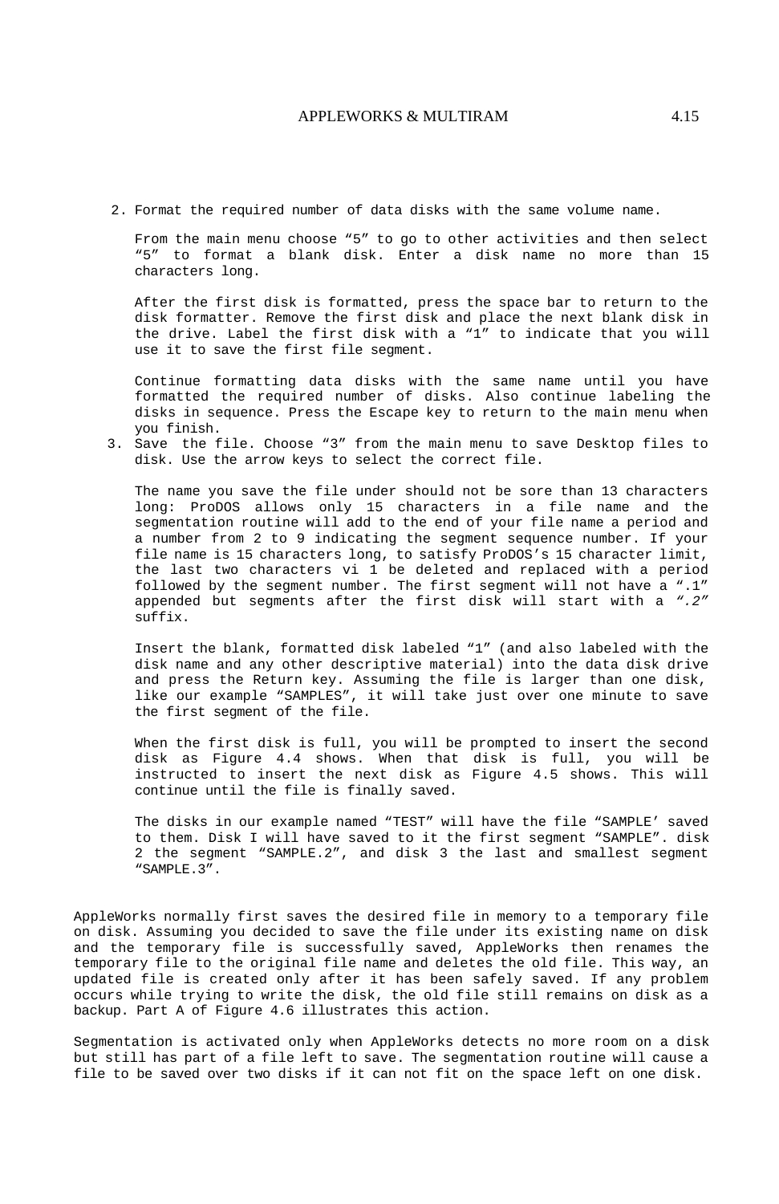2. Format the required number of data disks with the same volume name.

   From the main menu choose “5” to go to other activities and then select “5” to format a blank disk. Enter a disk name no more than 15 characters long.

   After the first disk is formatted, press the space bar to return to the disk formatter. Remove the first disk and place the next blank disk in the drive. Label the first disk with a “1” to indicate that you will use it to save the first file segment.

   Continue formatting data disks with the same name until you have formatted the required number of disks. Also continue labeling the disks in sequence. Press the Escape key to return to the main menu when you finish.

3. Save the file. Choose “3” from the main menu to save Desktop files to disk. Use the arrow keys to select the correct file.

   The name you save the file under should not be sore than 13 characters long: ProDOS allows only 15 characters in a file name and the segmentation routine will add to the end of your file name a period and a number from 2 to 9 indicating the segment sequence number. If your file name is 15 characters long, to satisfy ProDOS’s 15 character limit, the last two characters vi 1 be deleted and replaced with a period followed by the segment number. The first segment will not have a “.1” appended but segments after the first disk will start with a *“.2”* suffix.

   Insert the blank, formatted disk labeled “1” (and also labeled with the disk name and any other descriptive material) into the data disk drive and press the Return key. Assuming the file is larger than one disk, like our example “SAMPLES”, it will take just over one minute to save the first segment of the file.

   When the first disk is full, you will be prompted to insert the second disk as Figure 4.4 shows. When that disk is full, you will be instructed to insert the next disk as Figure 4.5 shows. This will continue until the file is finally saved.

   The disks in our example named “TEST” will have the file “SAMPLE’ saved to them. Disk I will have saved to it the first segment “SAMPLE”. disk 2 the segment “SAMPLE.2”, and disk 3 the last and smallest segment “SAMPLE.3”.

AppleWorks normally first saves the desired file in memory to a temporary file on disk. Assuming you decided to save the file under its existing name on disk and the temporary file is successfully saved, AppleWorks then renames the temporary file to the original file name and deletes the old file. This way, an updated file is created only after it has been safely saved. If any problem occurs while trying to write the disk, the old file still remains on disk as a backup. Part A of Figure 4.6 illustrates this action.

Segmentation is activated only when AppleWorks detects no more room on a disk but still has part of a file left to save. The segmentation routine will cause a file to be saved over two disks if it can not fit on the space left on one disk.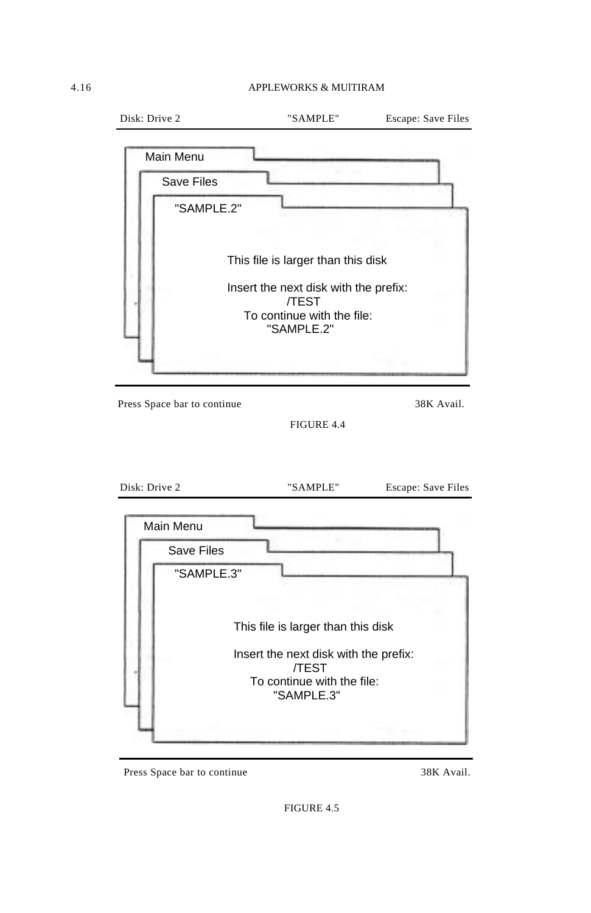```
Disk: Drive 2                    "SAMPLE"          Escape: Save Files

Main Menu
  Save Files
    "SAMPLE.2"

              This file is larger than this disk

              Insert the next disk with the prefix:
                          /TEST
                To continue with the file:
                        "SAMPLE.2"

Press Space bar to continue                                  38K Avail.
```

FIGURE 4.4

```
Disk: Drive 2                    "SAMPLE"          Escape: Save Files

Main Menu
  Save Files
    "SAMPLE.3"

              This file is larger than this disk

              Insert the next disk with the prefix:
                          /TEST
                To continue with the file:
                        "SAMPLE.3"

Press Space bar to continue                                  38K Avail.
```

FIGURE 4.5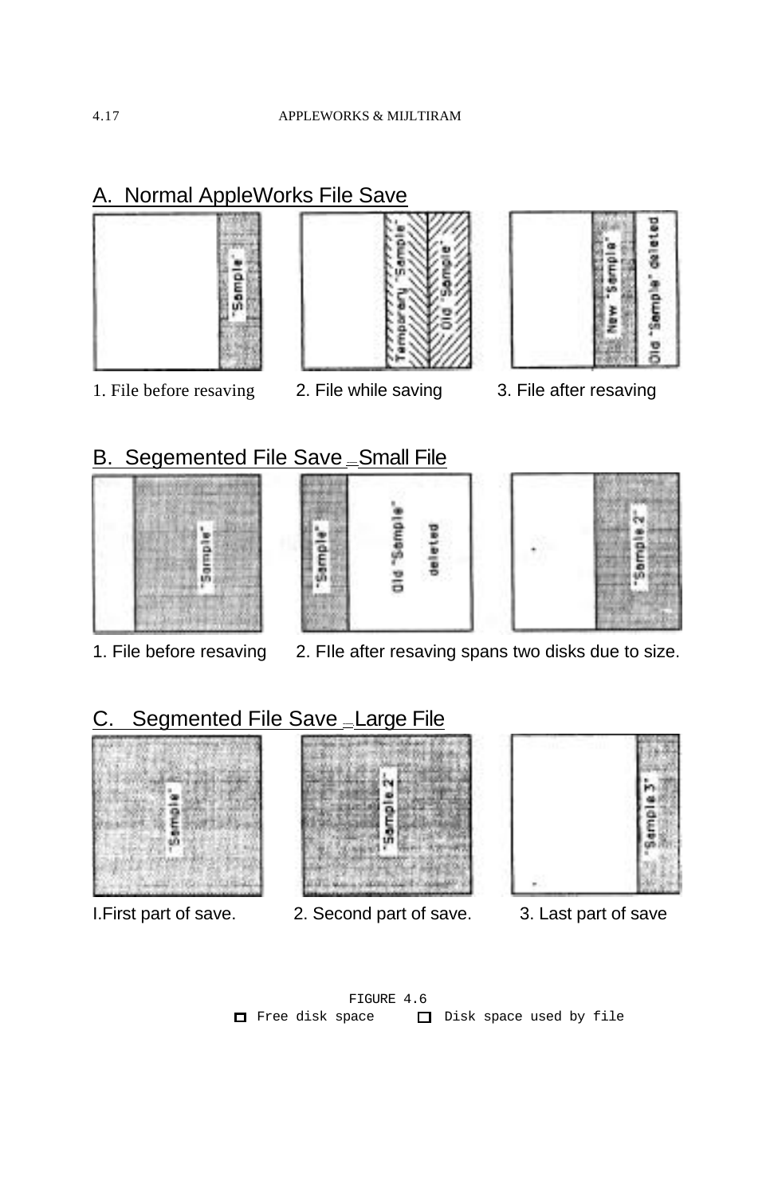## A. Normal AppleWorks File Save

"Sample"

Temporary "Sample" | Old "Sample"

New "Sample" | Old "Sample" deleted

1. File before resaving 2. File while saving 3. File after resaving

## B. Segemented File Save _ Small File

"Sample"

"Sample" | Old "Sample" deleted

"Sample 2"

1. File before resaving 2. FIle after resaving spans two disks due to size.

## C. Segmented File Save _ Large File

"Sample"

"Sample 2"

"Sample 3"

I.First part of save. 2. Second part of save. 3. Last part of save

FIGURE 4.6

Free disk space   Disk space used by file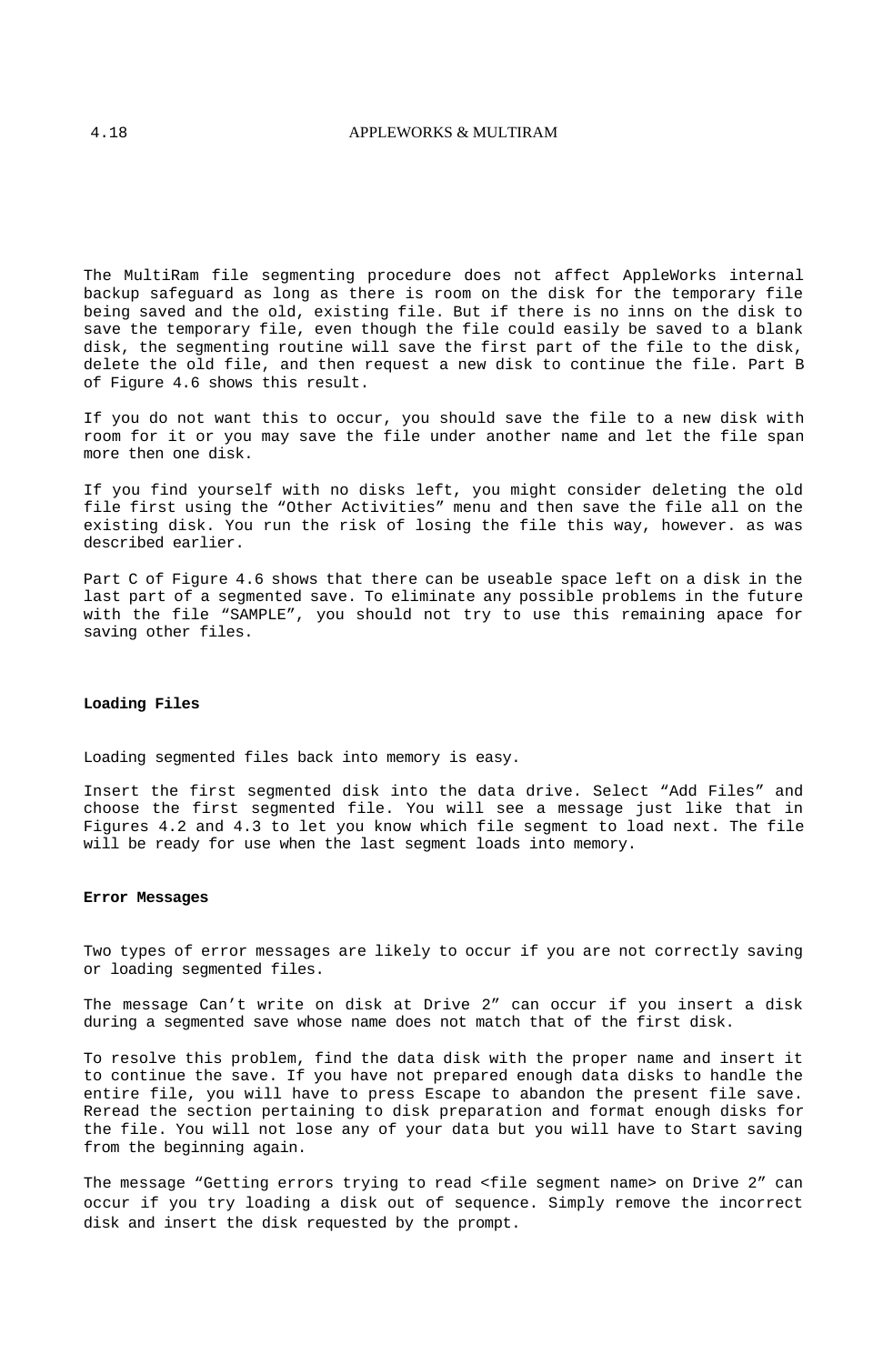The MultiRam file segmenting procedure does not affect AppleWorks internal backup safeguard as long as there is room on the disk for the temporary file being saved and the old, existing file. But if there is no inns on the disk to save the temporary file, even though the file could easily be saved to a blank disk, the segmenting routine will save the first part of the file to the disk, delete the old file, and then request a new disk to continue the file. Part B of Figure 4.6 shows this result.

If you do not want this to occur, you should save the file to a new disk with room for it or you may save the file under another name and let the file span more then one disk.

If you find yourself with no disks left, you might consider deleting the old file first using the “Other Activities” menu and then save the file all on the existing disk. You run the risk of losing the file this way, however. as was described earlier.

Part C of Figure 4.6 shows that there can be useable space left on a disk in the last part of a segmented save. To eliminate any possible problems in the future with the file “SAMPLE”, you should not try to use this remaining apace for saving other files.

**Loading Files**

Loading segmented files back into memory is easy.

Insert the first segmented disk into the data drive. Select “Add Files” and choose the first segmented file. You will see a message just like that in Figures 4.2 and 4.3 to let you know which file segment to load next. The file will be ready for use when the last segment loads into memory.

**Error Messages**

Two types of error messages are likely to occur if you are not correctly saving or loading segmented files.

The message Can’t write on disk at Drive 2” can occur if you insert a disk during a segmented save whose name does not match that of the first disk.

To resolve this problem, find the data disk with the proper name and insert it to continue the save. If you have not prepared enough data disks to handle the entire file, you will have to press Escape to abandon the present file save. Reread the section pertaining to disk preparation and format enough disks for the file. You will not lose any of your data but you will have to Start saving from the beginning again.

The message “Getting errors trying to read <file segment name> on Drive 2” can occur if you try loading a disk out of sequence. Simply remove the incorrect disk and insert the disk requested by the prompt.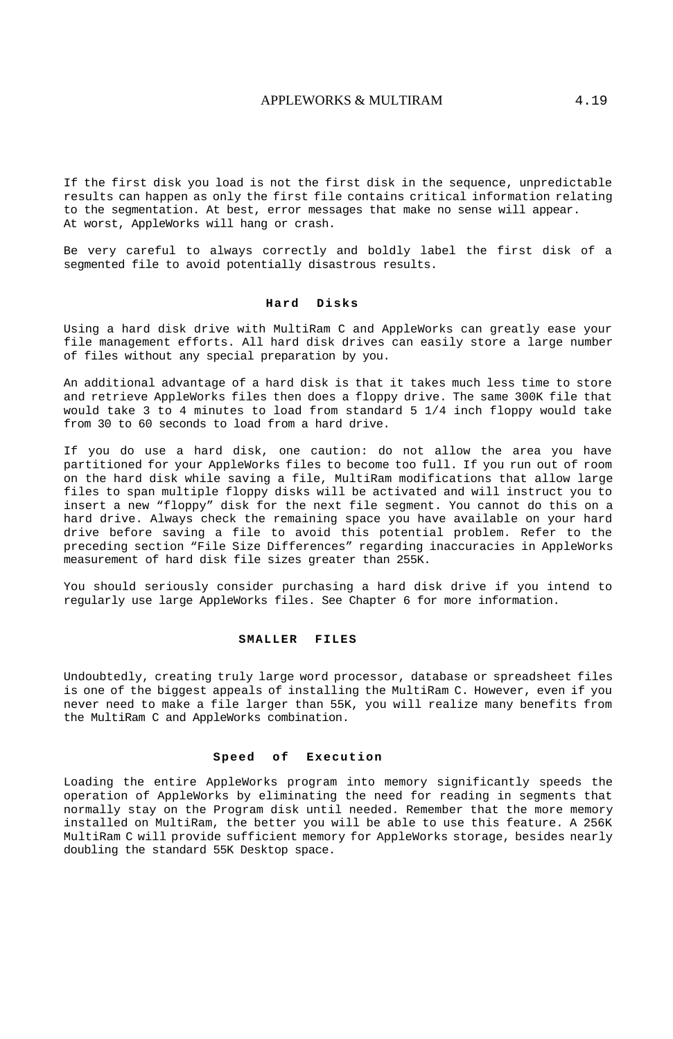If the first disk you load is not the first disk in the sequence, unpredictable results can happen as only the first file contains critical information relating to the segmentation. At best, error messages that make no sense will appear. At worst, AppleWorks will hang or crash.

Be very careful to always correctly and boldly label the first disk of a segmented file to avoid potentially disastrous results.

### Hard Disks

Using a hard disk drive with MultiRam C and AppleWorks can greatly ease your file management efforts. All hard disk drives can easily store a large number of files without any special preparation by you.

An additional advantage of a hard disk is that it takes much less time to store and retrieve AppleWorks files then does a floppy drive. The same 300K file that would take 3 to 4 minutes to load from standard 5 1/4 inch floppy would take from 30 to 60 seconds to load from a hard drive.

If you do use a hard disk, one caution: do not allow the area you have partitioned for your AppleWorks files to become too full. If you run out of room on the hard disk while saving a file, MultiRam modifications that allow large files to span multiple floppy disks will be activated and will instruct you to insert a new “floppy” disk for the next file segment. You cannot do this on a hard drive. Always check the remaining space you have available on your hard drive before saving a file to avoid this potential problem. Refer to the preceding section “File Size Differences” regarding inaccuracies in AppleWorks measurement of hard disk file sizes greater than 255K.

You should seriously consider purchasing a hard disk drive if you intend to regularly use large AppleWorks files. See Chapter 6 for more information.

## SMALLER FILES

Undoubtedly, creating truly large word processor, database or spreadsheet files is one of the biggest appeals of installing the MultiRam C. However, even if you never need to make a file larger than 55K, you will realize many benefits from the MultiRam C and AppleWorks combination.

### Speed of Execution

Loading the entire AppleWorks program into memory significantly speeds the operation of AppleWorks by eliminating the need for reading in segments that normally stay on the Program disk until needed. Remember that the more memory installed on MultiRam, the better you will be able to use this feature. A 256K MultiRam C will provide sufficient memory for AppleWorks storage, besides nearly doubling the standard 55K Desktop space.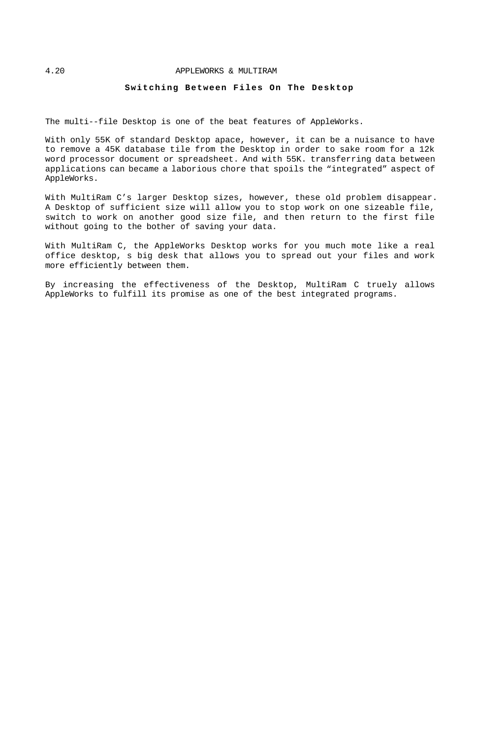## Switching Between Files On The Desktop

The multi--file Desktop is one of the beat features of AppleWorks.

With only 55K of standard Desktop apace, however, it can be a nuisance to have to remove a 45K database tile from the Desktop in order to sake room for a 12k word processor document or spreadsheet. And with 55K. transferring data between applications can became a laborious chore that spoils the “integrated” aspect of AppleWorks.

With MultiRam C’s larger Desktop sizes, however, these old problem disappear. A Desktop of sufficient size will allow you to stop work on one sizeable file, switch to work on another good size file, and then return to the first file without going to the bother of saving your data.

With MultiRam C, the AppleWorks Desktop works for you much mote like a real office desktop, s big desk that allows you to spread out your files and work more efficiently between them.

By increasing the effectiveness of the Desktop, MultiRam C truely allows AppleWorks to fulfill its promise as one of the best integrated programs.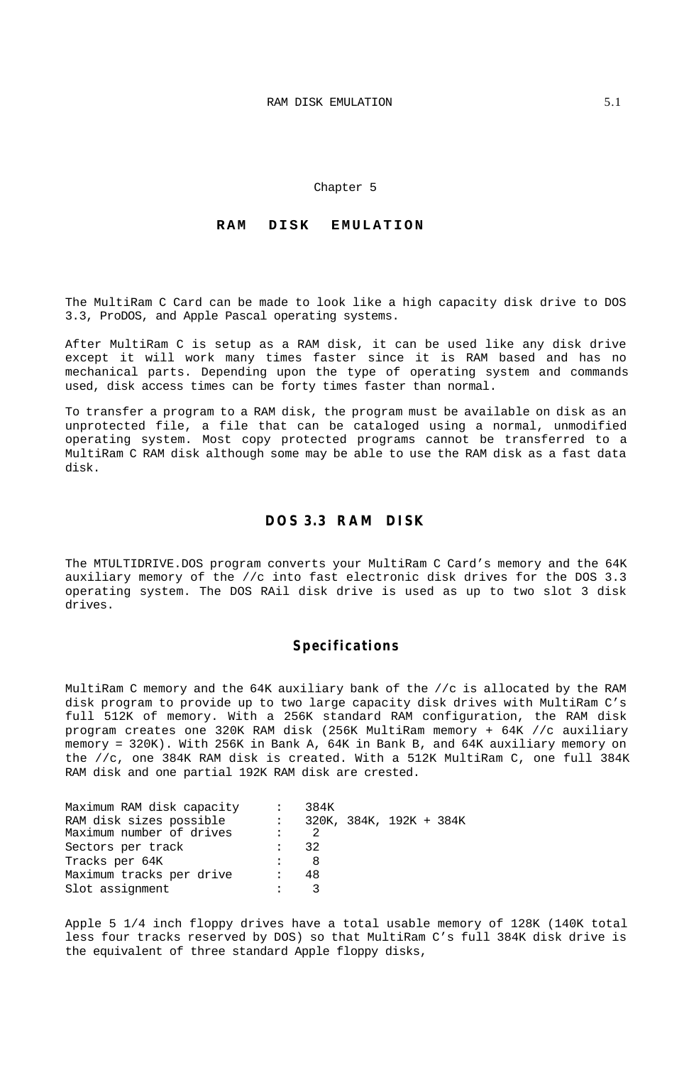# Chapter 5

# RAM DISK EMULATION

The MultiRam C Card can be made to look like a high capacity disk drive to DOS 3.3, ProDOS, and Apple Pascal operating systems.

After MultiRam C is setup as a RAM disk, it can be used like any disk drive except it will work many times faster since it is RAM based and has no mechanical parts. Depending upon the type of operating system and commands used, disk access times can be forty times faster than normal.

To transfer a program to a RAM disk, the program must be available on disk as an unprotected file, a file that can be cataloged using a normal, unmodified operating system. Most copy protected programs cannot be transferred to a MultiRam C RAM disk although some may be able to use the RAM disk as a fast data disk.

## DOS 3.3 RAM DISK

The MTULTIDRIVE.DOS program converts your MultiRam C Card's memory and the 64K auxiliary memory of the //c into fast electronic disk drives for the DOS 3.3 operating system. The DOS RAil disk drive is used as up to two slot 3 disk drives.

### Specifications

MultiRam C memory and the 64K auxiliary bank of the //c is allocated by the RAM disk program to provide up to two large capacity disk drives with MultiRam C's full 512K of memory. With a 256K standard RAM configuration, the RAM disk program creates one 320K RAM disk (256K MultiRam memory + 64K //c auxiliary memory = 320K). With 256K in Bank A, 64K in Bank B, and 64K auxiliary memory on the //c, one 384K RAM disk is created. With a 512K MultiRam C, one full 384K RAM disk and one partial 192K RAM disk are crested.

| | | |
|---|---|---|
| Maximum RAM disk capacity | : | 384K |
| RAM disk sizes possible | : | 320K, 384K, 192K + 384K |
| Maximum number of drives | : | 2 |
| Sectors per track | : | 32 |
| Tracks per 64K | : | 8 |
| Maximum tracks per drive | : | 48 |
| Slot assignment | : | 3 |

Apple 5 1/4 inch floppy drives have a total usable memory of 128K (140K total less four tracks reserved by DOS) so that MultiRam C's full 384K disk drive is the equivalent of three standard Apple floppy disks,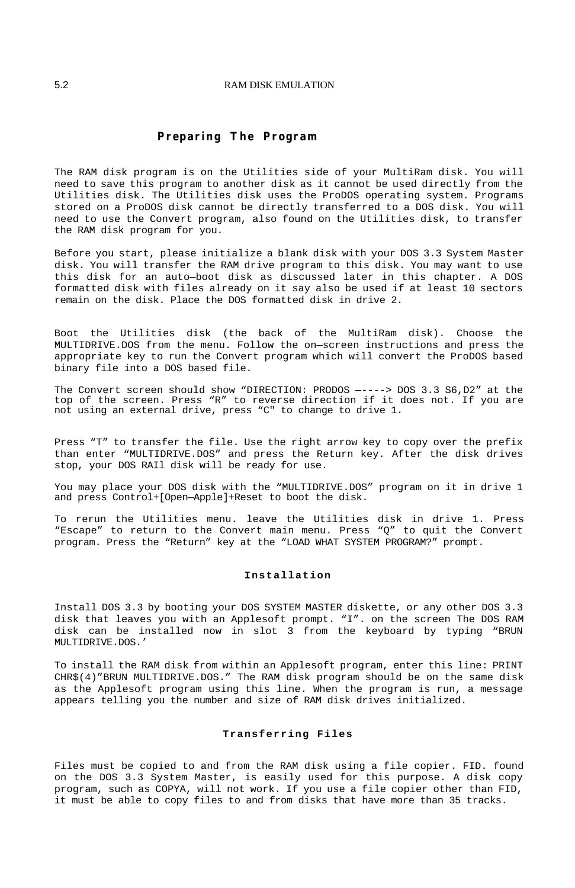## Preparing The Program

The RAM disk program is on the Utilities side of your MultiRam disk. You will need to save this program to another disk as it cannot be used directly from the Utilities disk. The Utilities disk uses the ProDOS operating system. Programs stored on a ProDOS disk cannot be directly transferred to a DOS disk. You will need to use the Convert program, also found on the Utilities disk, to transfer the RAM disk program for you.

Before you start, please initialize a blank disk with your DOS 3.3 System Master disk. You will transfer the RAM drive program to this disk. You may want to use this disk for an auto—boot disk as discussed later in this chapter. A DOS formatted disk with files already on it say also be used if at least 10 sectors remain on the disk. Place the DOS formatted disk in drive 2.

Boot the Utilities disk (the back of the MultiRam disk). Choose the MULTIDRIVE.DOS from the menu. Follow the on—screen instructions and press the appropriate key to run the Convert program which will convert the ProDOS based binary file into a DOS based file.

The Convert screen should show “DIRECTION: PRODOS —----> DOS 3.3 S6,D2” at the top of the screen. Press “R” to reverse direction if it does not. If you are not using an external drive, press “C" to change to drive 1.

Press “T” to transfer the file. Use the right arrow key to copy over the prefix than enter “MULTIDRIVE.DOS” and press the Return key. After the disk drives stop, your DOS RAIl disk will be ready for use.

You may place your DOS disk with the “MULTIDRIVE.DOS” program on it in drive 1 and press Control+[Open—Apple]+Reset to boot the disk.

To rerun the Utilities menu. leave the Utilities disk in drive 1. Press “Escape” to return to the Convert main menu. Press “Q” to quit the Convert program. Press the “Return” key at the “LOAD WHAT SYSTEM PROGRAM?” prompt.

### Installation

Install DOS 3.3 by booting your DOS SYSTEM MASTER diskette, or any other DOS 3.3 disk that leaves you with an Applesoft prompt. “I”. on the screen The DOS RAM disk can be installed now in slot 3 from the keyboard by typing “BRUN MULTIDRIVE.DOS.’

To install the RAM disk from within an Applesoft program, enter this line: PRINT CHR$(4)”BRUN MULTIDRIVE.DOS.” The RAM disk program should be on the same disk as the Applesoft program using this line. When the program is run, a message appears telling you the number and size of RAM disk drives initialized.

### Transferring Files

Files must be copied to and from the RAM disk using a file copier. FID. found on the DOS 3.3 System Master, is easily used for this purpose. A disk copy program, such as COPYA, will not work. If you use a file copier other than FID, it must be able to copy files to and from disks that have more than 35 tracks.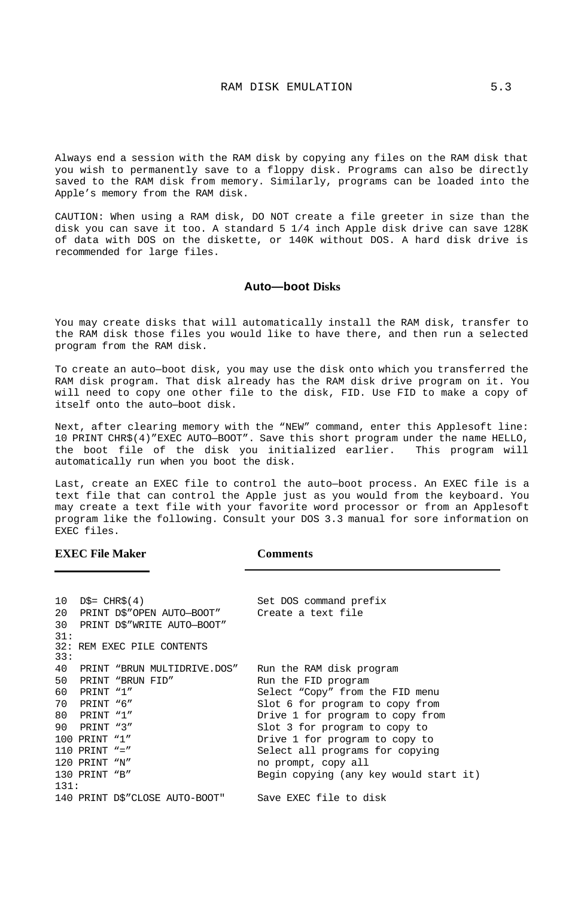Always end a session with the RAM disk by copying any files on the RAM disk that you wish to permanently save to a floppy disk. Programs can also be directly saved to the RAM disk from memory. Similarly, programs can be loaded into the Apple's memory from the RAM disk.

CAUTION: When using a RAM disk, DO NOT create a file greeter in size than the disk you can save it too. A standard 5 1/4 inch Apple disk drive can save 128K of data with DOS on the diskette, or 140K without DOS. A hard disk drive is recommended for large files.

## Auto—boot Disks

You may create disks that will automatically install the RAM disk, transfer to the RAM disk those files you would like to have there, and then run a selected program from the RAM disk.

To create an auto—boot disk, you may use the disk onto which you transferred the RAM disk program. That disk already has the RAM disk drive program on it. You will need to copy one other file to the disk, FID. Use FID to make a copy of itself onto the auto—boot disk.

Next, after clearing memory with the "NEW" command, enter this Applesoft line: 10 PRINT CHR$(4)"EXEC AUTO—BOOT". Save this short program under the name HELLO, the boot file of the disk you initialized earlier. This program will automatically run when you boot the disk.

Last, create an EXEC file to control the auto—boot process. An EXEC file is a text file that can control the Apple just as you would from the keyboard. You may create a text file with your favorite word processor or from an Applesoft program like the following. Consult your DOS 3.3 manual for sore information on EXEC files.

```
EXEC File Maker                  Comments
---------------                  ----------------------------------------

10  D$= CHR$(4)                  Set DOS command prefix
20  PRINT D$"OPEN AUTO—BOOT"     Create a text file
30  PRINT D$"WRITE AUTO—BOOT"
31:
32: REM EXEC PILE CONTENTS
33:
40  PRINT "BRUN MULTIDRIVE.DOS"  Run the RAM disk program
50  PRINT "BRUN FID"             Run the FID program
60  PRINT "1"                    Select "Copy" from the FID menu
70  PRINT "6"                    Slot 6 for program to copy from
80  PRINT "1"                    Drive 1 for program to copy from
90  PRINT "3"                    Slot 3 for program to copy to
100 PRINT "1"                    Drive 1 for program to copy to
110 PRINT "="                    Select all programs for copying
120 PRINT "N"                    no prompt, copy all
130 PRINT "B"                    Begin copying (any key would start it)
131:
140 PRINT D$"CLOSE AUTO-BOOT"    Save EXEC file to disk
```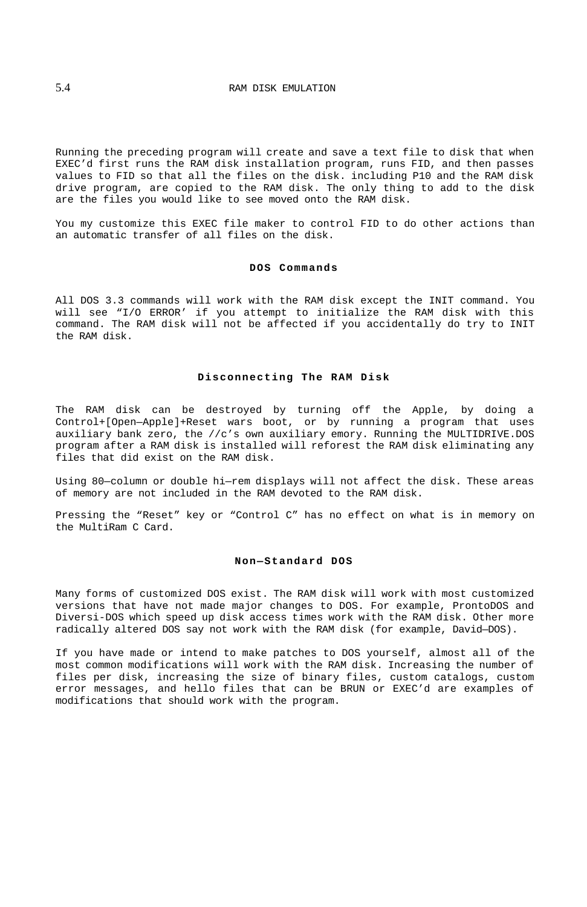Running the preceding program will create and save a text file to disk that when EXEC'd first runs the RAM disk installation program, runs FID, and then passes values to FID so that all the files on the disk. including P10 and the RAM disk drive program, are copied to the RAM disk. The only thing to add to the disk are the files you would like to see moved onto the RAM disk.

You my customize this EXEC file maker to control FID to do other actions than an automatic transfer of all files on the disk.

### DOS Commands

All DOS 3.3 commands will work with the RAM disk except the INIT command. You will see "I/O ERROR' if you attempt to initialize the RAM disk with this command. The RAM disk will not be affected if you accidentally do try to INIT the RAM disk.

### Disconnecting The RAM Disk

The RAM disk can be destroyed by turning off the Apple, by doing a Control+[Open—Apple]+Reset wars boot, or by running a program that uses auxiliary bank zero, the //c's own auxiliary emory. Running the MULTIDRIVE.DOS program after a RAM disk is installed will reforest the RAM disk eliminating any files that did exist on the RAM disk.

Using 80—column or double hi—rem displays will not affect the disk. These areas of memory are not included in the RAM devoted to the RAM disk.

Pressing the "Reset" key or "Control C" has no effect on what is in memory on the MultiRam C Card.

### Non—Standard DOS

Many forms of customized DOS exist. The RAM disk will work with most customized versions that have not made major changes to DOS. For example, ProntoDOS and Diversi-DOS which speed up disk access times work with the RAM disk. Other more radically altered DOS say not work with the RAM disk (for example, David—DOS).

If you have made or intend to make patches to DOS yourself, almost all of the most common modifications will work with the RAM disk. Increasing the number of files per disk, increasing the size of binary files, custom catalogs, custom error messages, and hello files that can be BRUN or EXEC'd are examples of modifications that should work with the program.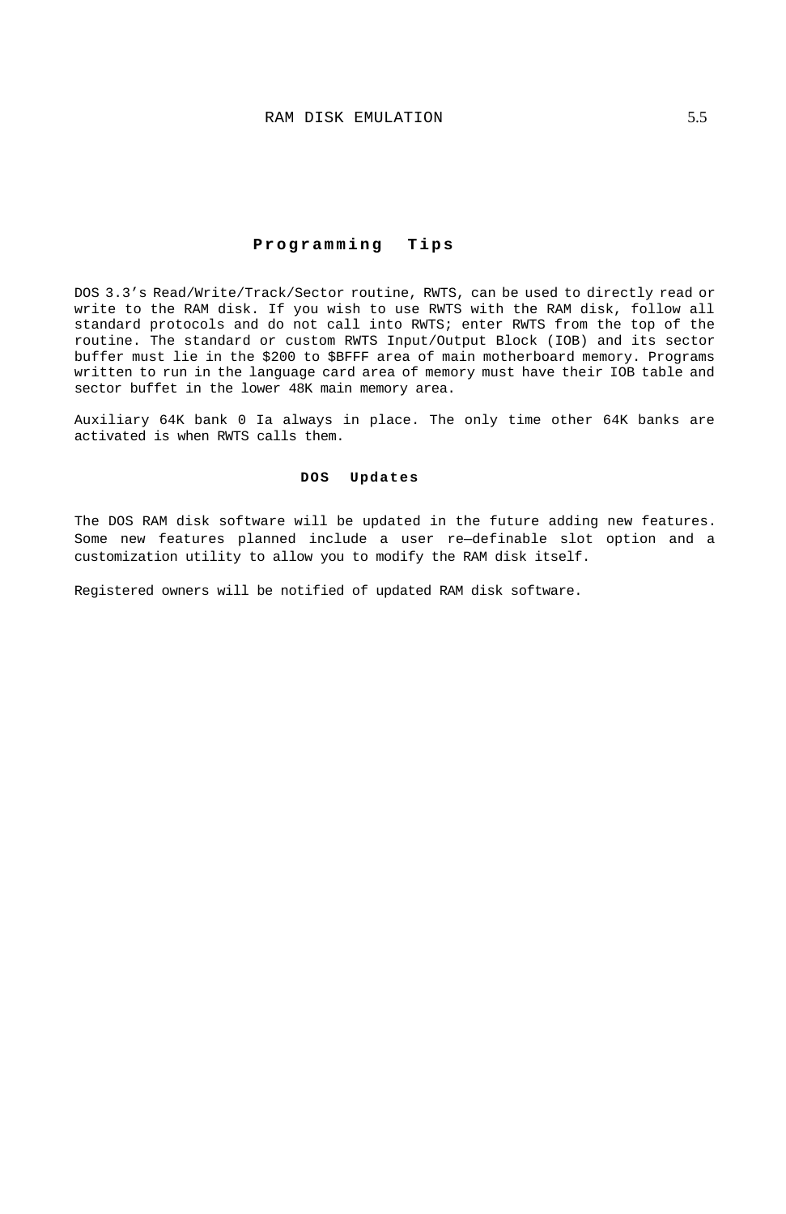## Programming Tips

DOS 3.3's Read/Write/Track/Sector routine, RWTS, can be used to directly read or write to the RAM disk. If you wish to use RWTS with the RAM disk, follow all standard protocols and do not call into RWTS; enter RWTS from the top of the routine. The standard or custom RWTS Input/Output Block (IOB) and its sector buffer must lie in the $200 to $BFFF area of main motherboard memory. Programs written to run in the language card area of memory must have their IOB table and sector buffet in the lower 48K main memory area.

Auxiliary 64K bank 0 Ia always in place. The only time other 64K banks are activated is when RWTS calls them.

### DOS Updates

The DOS RAM disk software will be updated in the future adding new features. Some new features planned include a user re—definable slot option and a customization utility to allow you to modify the RAM disk itself.

Registered owners will be notified of updated RAM disk software.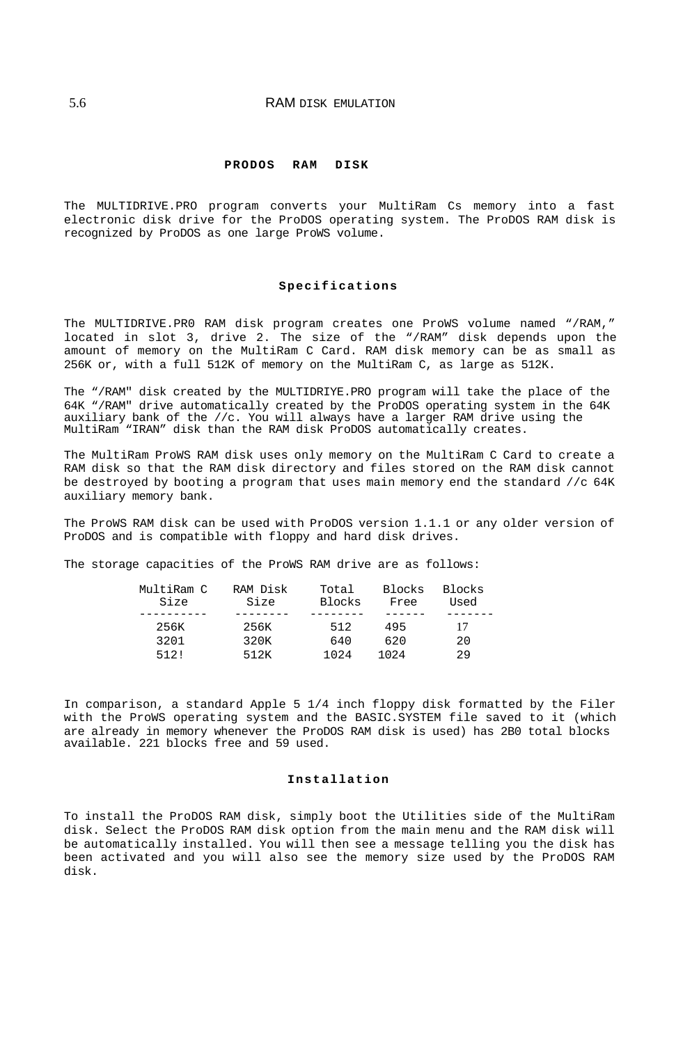## PRODOS RAM DISK

The MULTIDRIVE.PRO program converts your MultiRam Cs memory into a fast electronic disk drive for the ProDOS operating system. The ProDOS RAM disk is recognized by ProDOS as one large ProWS volume.

### Specifications

The MULTIDRIVE.PR0 RAM disk program creates one ProWS volume named "/RAM," located in slot 3, drive 2. The size of the "/RAM" disk depends upon the amount of memory on the MultiRam C Card. RAM disk memory can be as small as 256K or, with a full 512K of memory on the MultiRam C, as large as 512K.

The "/RAM" disk created by the MULTIDRIYE.PRO program will take the place of the 64K "/RAM" drive automatically created by the ProDOS operating system in the 64K auxiliary bank of the //c. You will always have a larger RAM drive using the MultiRam "IRAN" disk than the RAM disk ProDOS automatically creates.

The MultiRam ProWS RAM disk uses only memory on the MultiRam C Card to create a RAM disk so that the RAM disk directory and files stored on the RAM disk cannot be destroyed by booting a program that uses main memory end the standard //c 64K auxiliary memory bank.

The ProWS RAM disk can be used with ProDOS version 1.1.1 or any older version of ProDOS and is compatible with floppy and hard disk drives.

The storage capacities of the ProWS RAM drive are as follows:

| MultiRam C Size | RAM Disk Size | Total Blocks | Blocks Free | Blocks Used |
|---|---|---|---|---|
| 256K | 256K | 512 | 495 | 17 |
| 3201 | 320K | 640 | 620 | 20 |
| 512! | 512K | 1024 | 1024 | 29 |

In comparison, a standard Apple 5 1/4 inch floppy disk formatted by the Filer with the ProWS operating system and the BASIC.SYSTEM file saved to it (which are already in memory whenever the ProDOS RAM disk is used) has 2B0 total blocks available. 221 blocks free and 59 used.

### Installation

To install the ProDOS RAM disk, simply boot the Utilities side of the MultiRam disk. Select the ProDOS RAM disk option from the main menu and the RAM disk will be automatically installed. You will then see a message telling you the disk has been activated and you will also see the memory size used by the ProDOS RAM disk.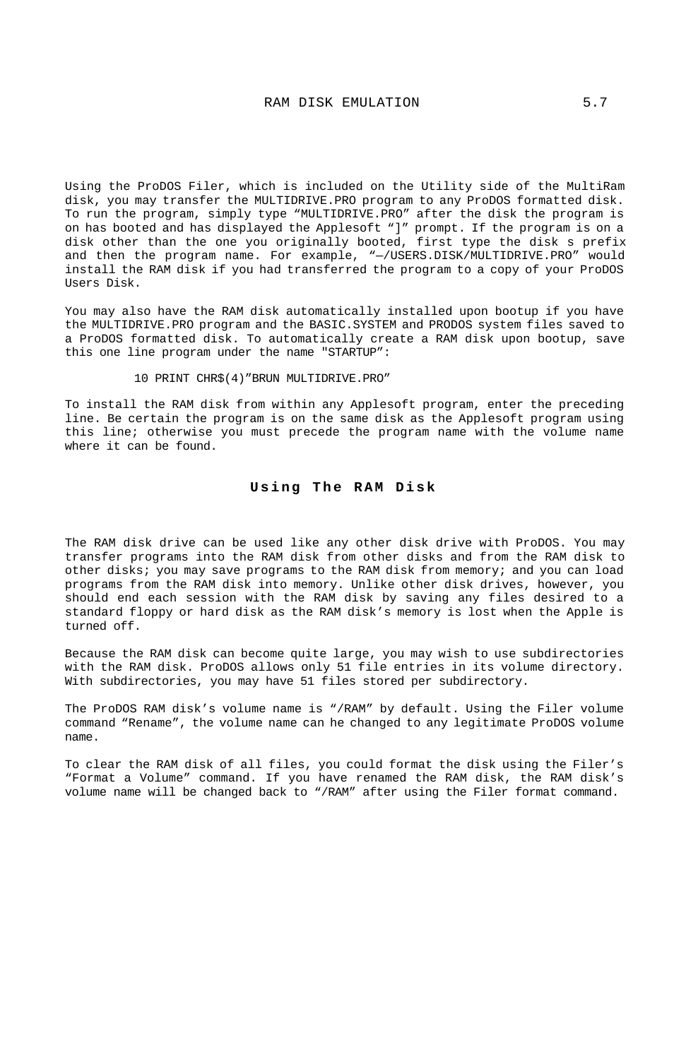Using the ProDOS Filer, which is included on the Utility side of the MultiRam disk, you may transfer the MULTIDRIVE.PRO program to any ProDOS formatted disk. To run the program, simply type “MULTIDRIVE.PRO” after the disk the program is on has booted and has displayed the Applesoft “]” prompt. If the program is on a disk other than the one you originally booted, first type the disk s prefix and then the program name. For example, “—/USERS.DISK/MULTIDRIVE.PRO” would install the RAM disk if you had transferred the program to a copy of your ProDOS Users Disk.

You may also have the RAM disk automatically installed upon bootup if you have the MULTIDRIVE.PRO program and the BASIC.SYSTEM and PRODOS system files saved to a ProDOS formatted disk. To automatically create a RAM disk upon bootup, save this one line program under the name "STARTUP”:

```
10 PRINT CHR$(4)”BRUN MULTIDRIVE.PRO”
```

To install the RAM disk from within any Applesoft program, enter the preceding line. Be certain the program is on the same disk as the Applesoft program using this line; otherwise you must precede the program name with the volume name where it can be found.

## Using The RAM Disk

The RAM disk drive can be used like any other disk drive with ProDOS. You may transfer programs into the RAM disk from other disks and from the RAM disk to other disks; you may save programs to the RAM disk from memory; and you can load programs from the RAM disk into memory. Unlike other disk drives, however, you should end each session with the RAM disk by saving any files desired to a standard floppy or hard disk as the RAM disk’s memory is lost when the Apple is turned off.

Because the RAM disk can become quite large, you may wish to use subdirectories with the RAM disk. ProDOS allows only 51 file entries in its volume directory. With subdirectories, you may have 51 files stored per subdirectory.

The ProDOS RAM disk’s volume name is “/RAM” by default. Using the Filer volume command “Rename”, the volume name can he changed to any legitimate ProDOS volume name.

To clear the RAM disk of all files, you could format the disk using the Filer’s “Format a Volume” command. If you have renamed the RAM disk, the RAM disk’s volume name will be changed back to “/RAM” after using the Filer format command.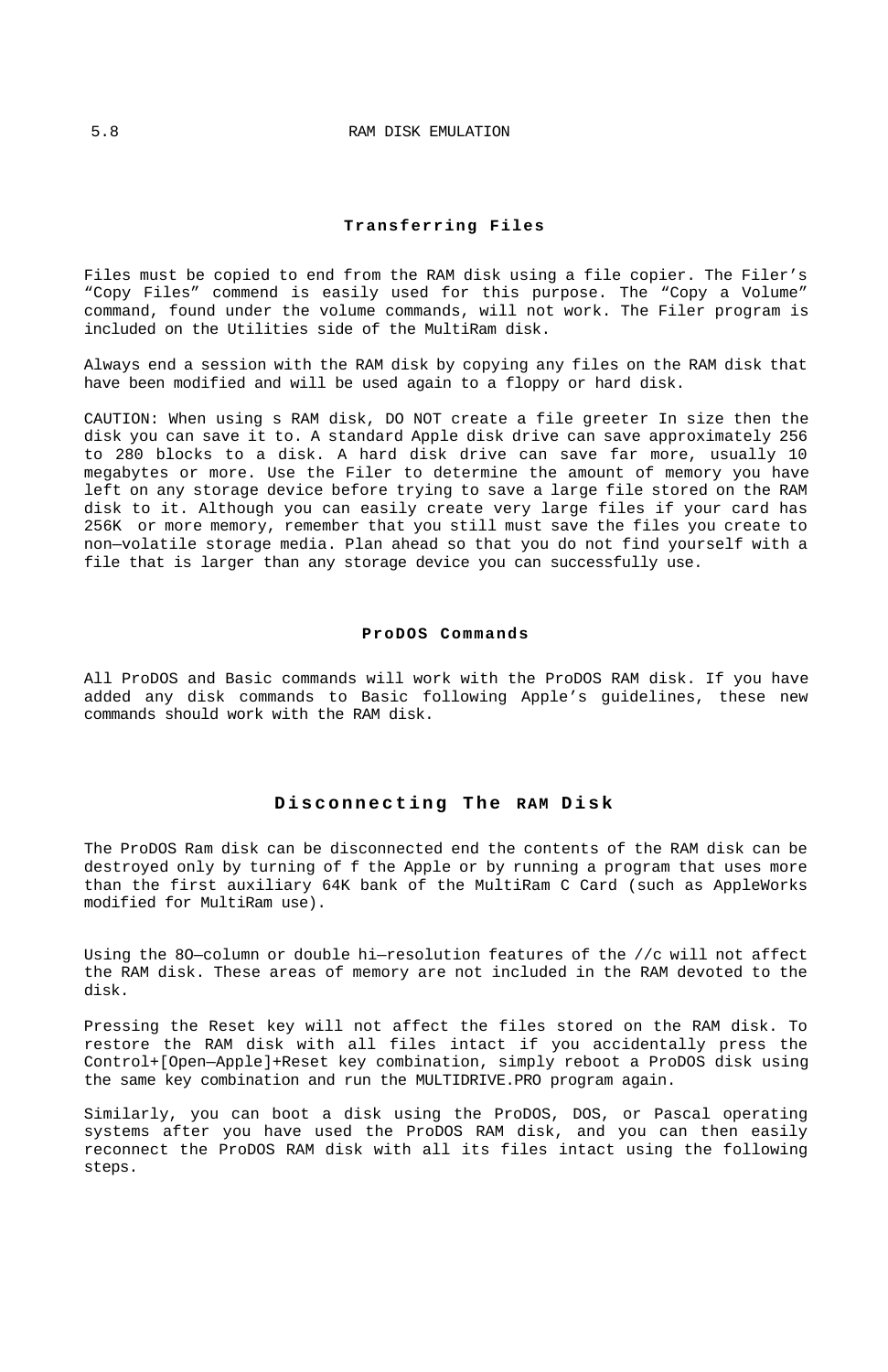### Transferring Files

Files must be copied to end from the RAM disk using a file copier. The Filer's "Copy Files" commend is easily used for this purpose. The "Copy a Volume" command, found under the volume commands, will not work. The Filer program is included on the Utilities side of the MultiRam disk.

Always end a session with the RAM disk by copying any files on the RAM disk that have been modified and will be used again to a floppy or hard disk.

CAUTION: When using s RAM disk, DO NOT create a file greeter In size then the disk you can save it to. A standard Apple disk drive can save approximately 256 to 280 blocks to a disk. A hard disk drive can save far more, usually 10 megabytes or more. Use the Filer to determine the amount of memory you have left on any storage device before trying to save a large file stored on the RAM disk to it. Although you can easily create very large files if your card has 256K or more memory, remember that you still must save the files you create to non—volatile storage media. Plan ahead so that you do not find yourself with a file that is larger than any storage device you can successfully use.

### ProDOS Commands

All ProDOS and Basic commands will work with the ProDOS RAM disk. If you have added any disk commands to Basic following Apple's guidelines, these new commands should work with the RAM disk.

## Disconnecting The RAM Disk

The ProDOS Ram disk can be disconnected end the contents of the RAM disk can be destroyed only by turning of f the Apple or by running a program that uses more than the first auxiliary 64K bank of the MultiRam C Card (such as AppleWorks modified for MultiRam use).

Using the 8O—column or double hi—resolution features of the //c will not affect the RAM disk. These areas of memory are not included in the RAM devoted to the disk.

Pressing the Reset key will not affect the files stored on the RAM disk. To restore the RAM disk with all files intact if you accidentally press the Control+[Open—Apple]+Reset key combination, simply reboot a ProDOS disk using the same key combination and run the MULTIDRIVE.PRO program again.

Similarly, you can boot a disk using the ProDOS, DOS, or Pascal operating systems after you have used the ProDOS RAM disk, and you can then easily reconnect the ProDOS RAM disk with all its files intact using the following steps.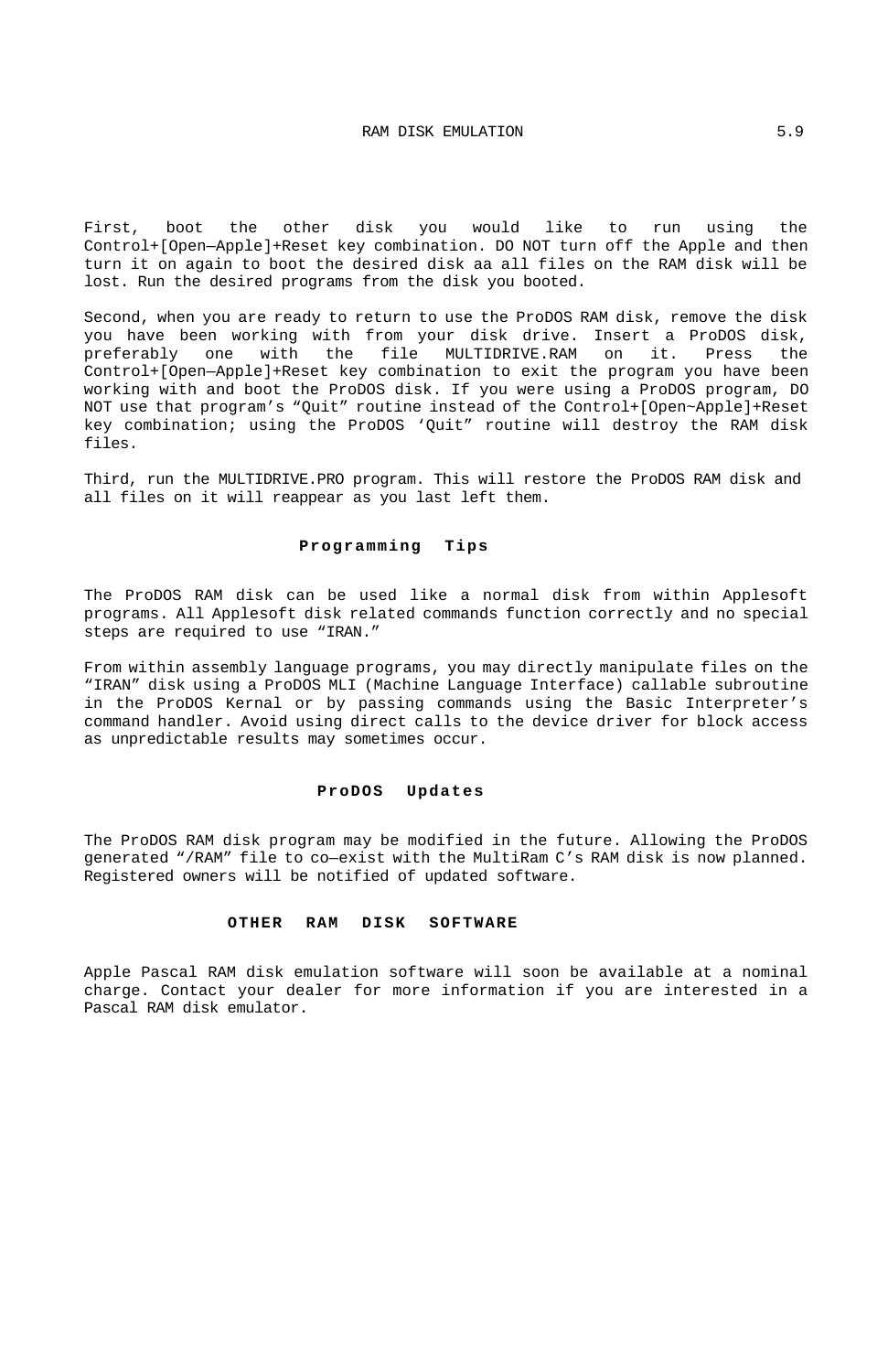First, boot the other disk you would like to run using the Control+[Open—Apple]+Reset key combination. DO NOT turn off the Apple and then turn it on again to boot the desired disk aa all files on the RAM disk will be lost. Run the desired programs from the disk you booted.

Second, when you are ready to return to use the ProDOS RAM disk, remove the disk you have been working with from your disk drive. Insert a ProDOS disk, preferably one with the file MULTIDRIVE.RAM on it. Press the Control+[Open—Apple]+Reset key combination to exit the program you have been working with and boot the ProDOS disk. If you were using a ProDOS program, DO NOT use that program's "Quit" routine instead of the Control+[Open~Apple]+Reset key combination; using the ProDOS 'Quit" routine will destroy the RAM disk files.

Third, run the MULTIDRIVE.PRO program. This will restore the ProDOS RAM disk and all files on it will reappear as you last left them.

## Programming Tips

The ProDOS RAM disk can be used like a normal disk from within Applesoft programs. All Applesoft disk related commands function correctly and no special steps are required to use "IRAN."

From within assembly language programs, you may directly manipulate files on the "IRAN" disk using a ProDOS MLI (Machine Language Interface) callable subroutine in the ProDOS Kernal or by passing commands using the Basic Interpreter's command handler. Avoid using direct calls to the device driver for block access as unpredictable results may sometimes occur.

## ProDOS Updates

The ProDOS RAM disk program may be modified in the future. Allowing the ProDOS generated "/RAM" file to co—exist with the MultiRam C's RAM disk is now planned. Registered owners will be notified of updated software.

## OTHER RAM DISK SOFTWARE

Apple Pascal RAM disk emulation software will soon be available at a nominal charge. Contact your dealer for more information if you are interested in a Pascal RAM disk emulator.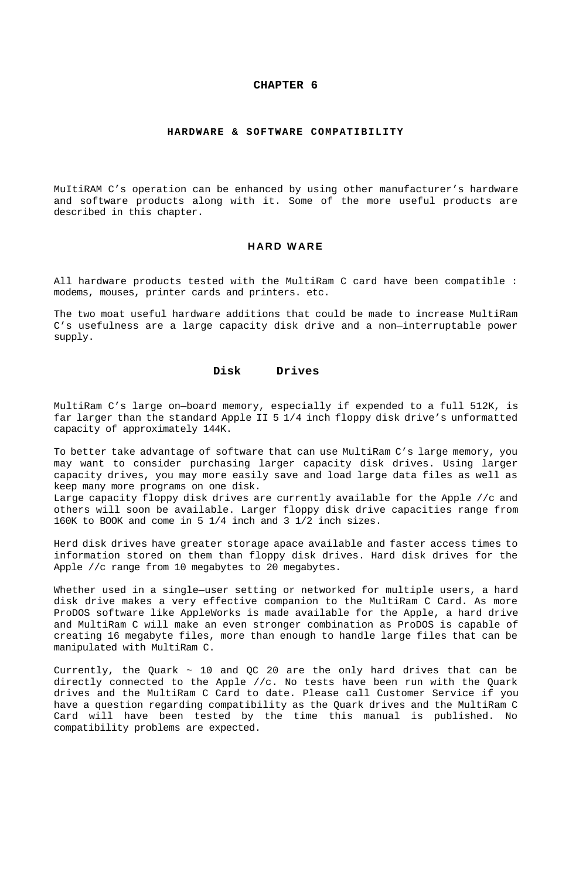# CHAPTER 6

## HARDWARE & SOFTWARE COMPATIBILITY

MuItiRAM C's operation can be enhanced by using other manufacturer's hardware and software products along with it. Some of the more useful products are described in this chapter.

### HARD WARE

All hardware products tested with the MultiRam C card have been compatible : modems, mouses, printer cards and printers. etc.

The two moat useful hardware additions that could be made to increase MultiRam C's usefulness are a large capacity disk drive and a non—interruptable power supply.

#### Disk Drives

MultiRam C's large on—board memory, especially if expended to a full 512K, is far larger than the standard Apple II 5 1/4 inch floppy disk drive's unformatted capacity of approximately 144K.

To better take advantage of software that can use MultiRam C's large memory, you may want to consider purchasing larger capacity disk drives. Using larger capacity drives, you may more easily save and load large data files as well as keep many more programs on one disk.
Large capacity floppy disk drives are currently available for the Apple //c and others will soon be available. Larger floppy disk drive capacities range from 160K to BOOK and come in 5 1/4 inch and 3 1/2 inch sizes.

Herd disk drives have greater storage apace available and faster access times to information stored on them than floppy disk drives. Hard disk drives for the Apple //c range from 10 megabytes to 20 megabytes.

Whether used in a single—user setting or networked for multiple users, a hard disk drive makes a very effective companion to the MultiRam C Card. As more ProDOS software like AppleWorks is made available for the Apple, a hard drive and MultiRam C will make an even stronger combination as ProDOS is capable of creating 16 megabyte files, more than enough to handle large files that can be manipulated with MultiRam C.

Currently, the Quark ~ 10 and QC 20 are the only hard drives that can be directly connected to the Apple //c. No tests have been run with the Quark drives and the MultiRam C Card to date. Please call Customer Service if you have a question regarding compatibility as the Quark drives and the MultiRam C Card will have been tested by the time this manual is published. No compatibility problems are expected.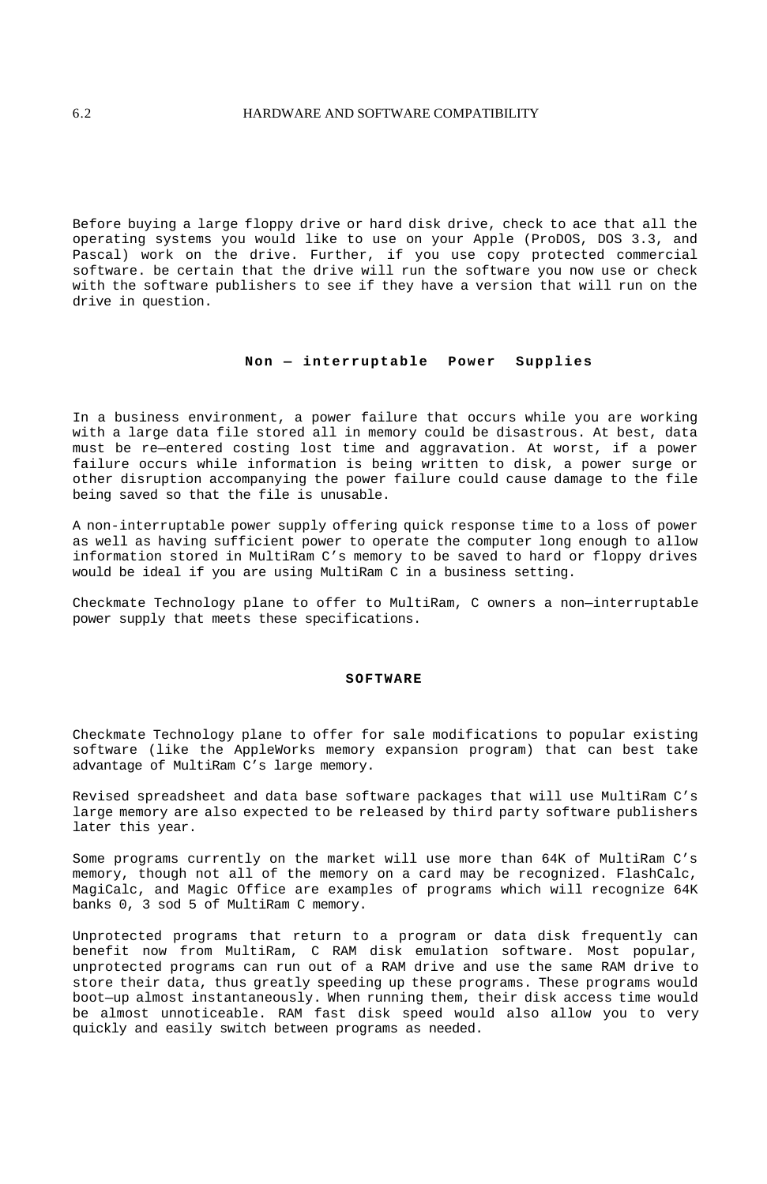Before buying a large floppy drive or hard disk drive, check to ace that all the operating systems you would like to use on your Apple (ProDOS, DOS 3.3, and Pascal) work on the drive. Further, if you use copy protected commercial software. be certain that the drive will run the software you now use or check with the software publishers to see if they have a version that will run on the drive in question.

## Non — interruptable Power Supplies

In a business environment, a power failure that occurs while you are working with a large data file stored all in memory could be disastrous. At best, data must be re—entered costing lost time and aggravation. At worst, if a power failure occurs while information is being written to disk, a power surge or other disruption accompanying the power failure could cause damage to the file being saved so that the file is unusable.

A non-interruptable power supply offering quick response time to a loss of power as well as having sufficient power to operate the computer long enough to allow information stored in MultiRam C’s memory to be saved to hard or floppy drives would be ideal if you are using MultiRam C in a business setting.

Checkmate Technology plane to offer to MultiRam, C owners a non—interruptable power supply that meets these specifications.

## SOFTWARE

Checkmate Technology plane to offer for sale modifications to popular existing software (like the AppleWorks memory expansion program) that can best take advantage of MultiRam C’s large memory.

Revised spreadsheet and data base software packages that will use MultiRam C’s large memory are also expected to be released by third party software publishers later this year.

Some programs currently on the market will use more than 64K of MultiRam C’s memory, though not all of the memory on a card may be recognized. FlashCalc, MagiCalc, and Magic Office are examples of programs which will recognize 64K banks 0, 3 sod 5 of MultiRam C memory.

Unprotected programs that return to a program or data disk frequently can benefit now from MultiRam, C RAM disk emulation software. Most popular, unprotected programs can run out of a RAM drive and use the same RAM drive to store their data, thus greatly speeding up these programs. These programs would boot—up almost instantaneously. When running them, their disk access time would be almost unnoticeable. RAM fast disk speed would also allow you to very quickly and easily switch between programs as needed.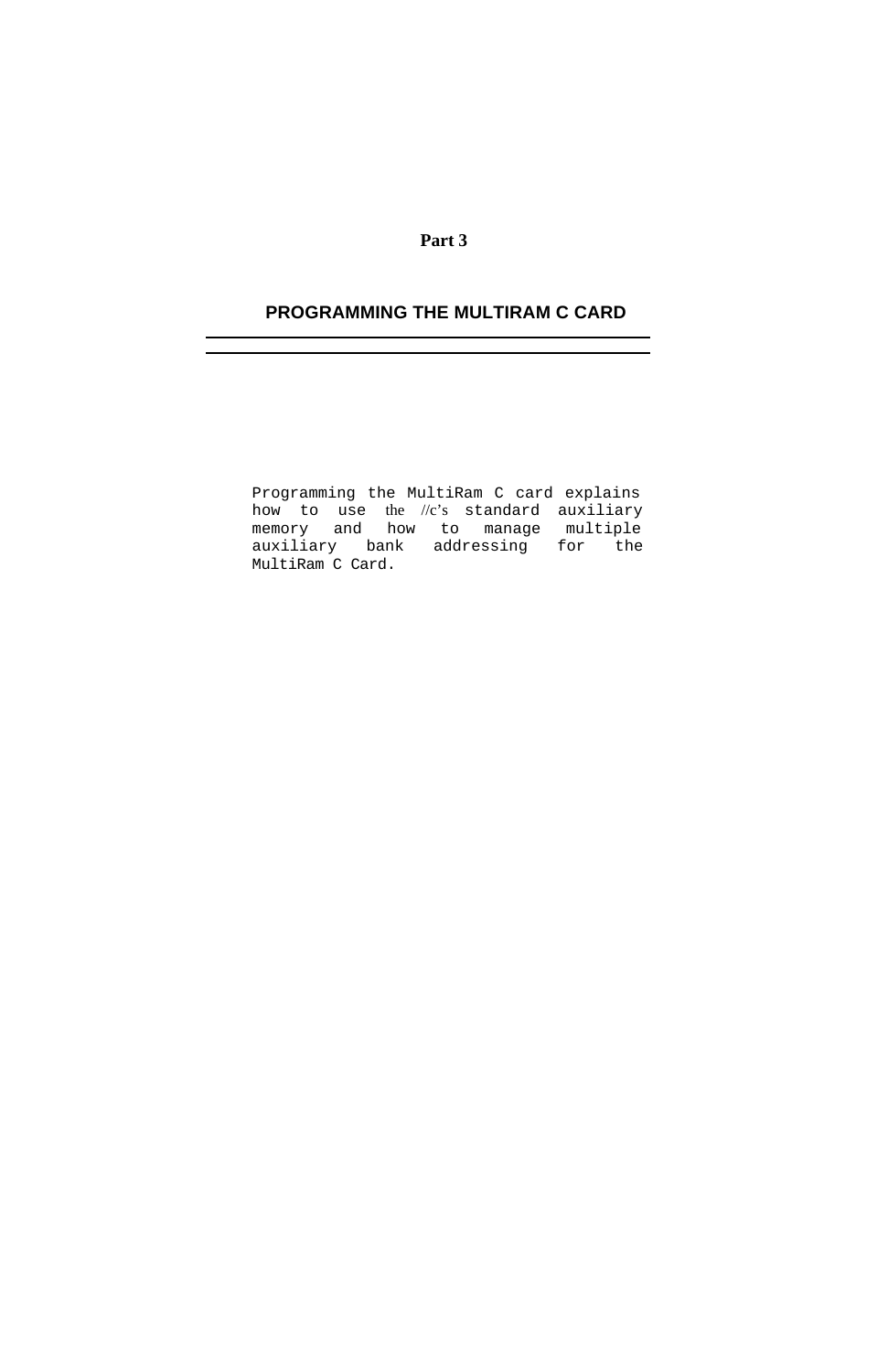**Part 3**

# PROGRAMMING THE MULTIRAM C CARD

---

Programming the MultiRam C card explains how to use the //c's standard auxiliary memory and how to manage multiple auxiliary bank addressing for the MultiRam C Card.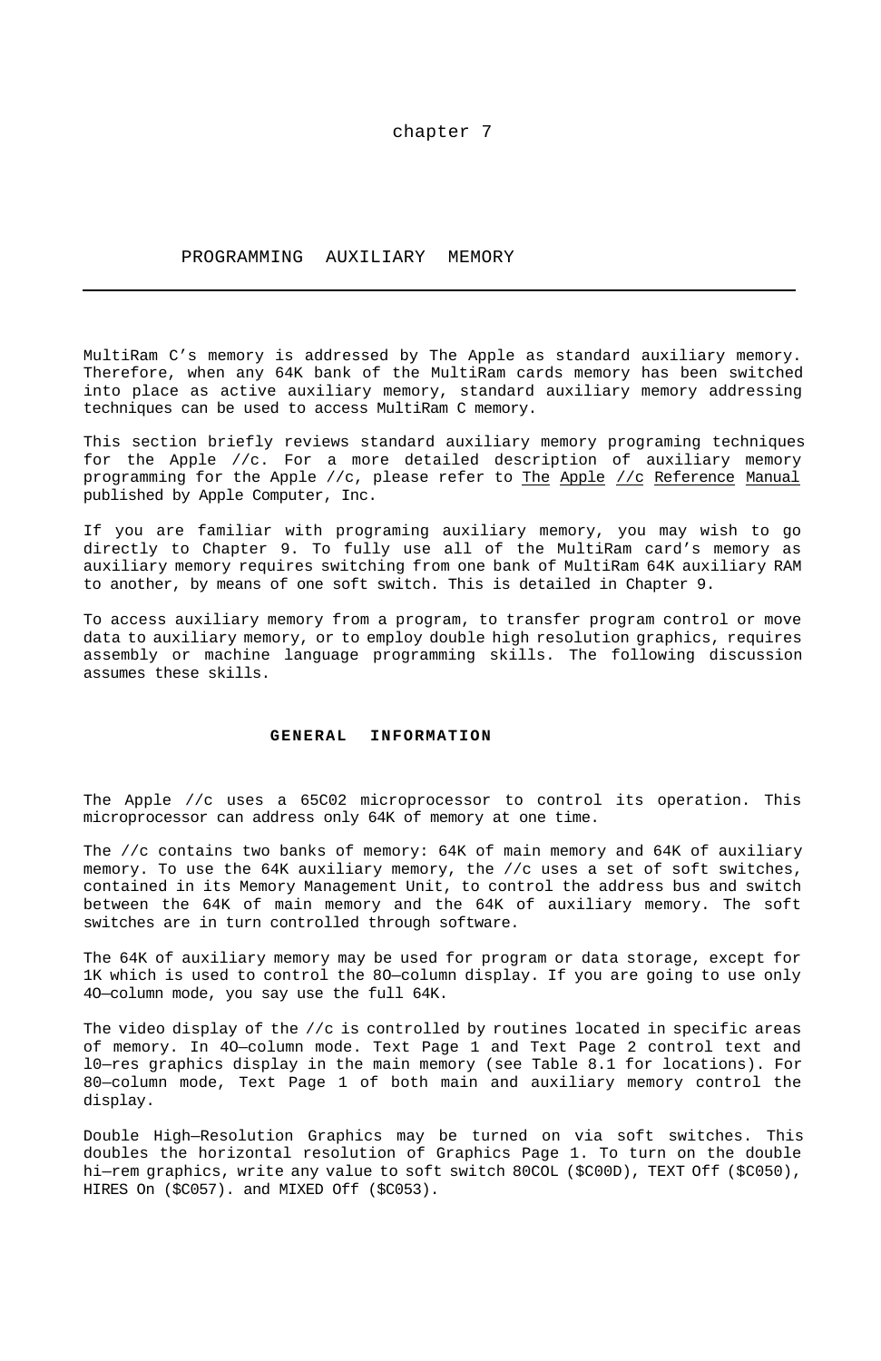chapter 7

# PROGRAMMING AUXILIARY MEMORY

---

MultiRam C's memory is addressed by The Apple as standard auxiliary memory. Therefore, when any 64K bank of the MultiRam cards memory has been switched into place as active auxiliary memory, standard auxiliary memory addressing techniques can be used to access MultiRam C memory.

This section briefly reviews standard auxiliary memory programing techniques for the Apple //c. For a more detailed description of auxiliary memory programming for the Apple //c, please refer to The Apple //c Reference Manual published by Apple Computer, Inc.

If you are familiar with programing auxiliary memory, you may wish to go directly to Chapter 9. To fully use all of the MultiRam card's memory as auxiliary memory requires switching from one bank of MultiRam 64K auxiliary RAM to another, by means of one soft switch. This is detailed in Chapter 9.

To access auxiliary memory from a program, to transfer program control or move data to auxiliary memory, or to employ double high resolution graphics, requires assembly or machine language programming skills. The following discussion assumes these skills.

## GENERAL INFORMATION

The Apple //c uses a 65C02 microprocessor to control its operation. This microprocessor can address only 64K of memory at one time.

The //c contains two banks of memory: 64K of main memory and 64K of auxiliary memory. To use the 64K auxiliary memory, the //c uses a set of soft switches, contained in its Memory Management Unit, to control the address bus and switch between the 64K of main memory and the 64K of auxiliary memory. The soft switches are in turn controlled through software.

The 64K of auxiliary memory may be used for program or data storage, except for 1K which is used to control the 8O—column display. If you are going to use only 4O—column mode, you say use the full 64K.

The video display of the //c is controlled by routines located in specific areas of memory. In 4O—column mode. Text Page 1 and Text Page 2 control text and l0—res graphics display in the main memory (see Table 8.1 for locations). For 80—column mode, Text Page 1 of both main and auxiliary memory control the display.

Double High—Resolution Graphics may be turned on via soft switches. This doubles the horizontal resolution of Graphics Page 1. To turn on the double hi—rem graphics, write any value to soft switch 80COL ($C00D), TEXT Off ($C050), HIRES On ($C057). and MIXED Off ($C053).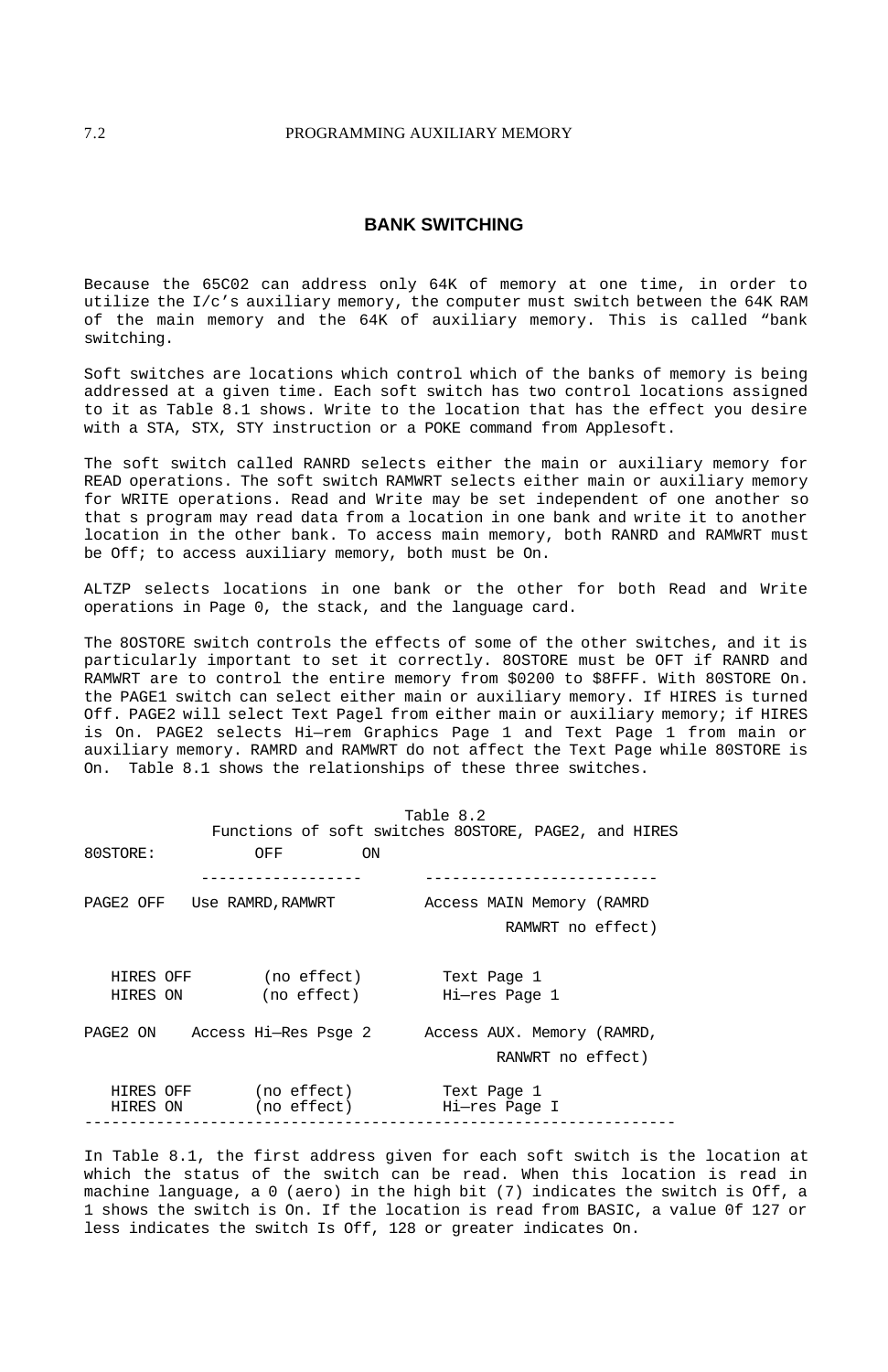## BANK SWITCHING

Because the 65C02 can address only 64K of memory at one time, in order to utilize the I/c's auxiliary memory, the computer must switch between the 64K RAM of the main memory and the 64K of auxiliary memory. This is called "bank switching.

Soft switches are locations which control which of the banks of memory is being addressed at a given time. Each soft switch has two control locations assigned to it as Table 8.1 shows. Write to the location that has the effect you desire with a STA, STX, STY instruction or a POKE command from Applesoft.

The soft switch called RANRD selects either the main or auxiliary memory for READ operations. The soft switch RAMWRT selects either main or auxiliary memory for WRITE operations. Read and Write may be set independent of one another so that s program may read data from a location in one bank and write it to another location in the other bank. To access main memory, both RANRD and RAMWRT must be Off; to access auxiliary memory, both must be On.

ALTZP selects locations in one bank or the other for both Read and Write operations in Page 0, the stack, and the language card.

The 8OSTORE switch controls the effects of some of the other switches, and it is particularly important to set it correctly. 8OSTORE must be OFT if RANRD and RAMWRT are to control the entire memory from $0200 to $8FFF. With 80STORE On. the PAGE1 switch can select either main or auxiliary memory. If HIRES is turned Off. PAGE2 will select Text Pagel from either main or auxiliary memory; if HIRES is On. PAGE2 selects Hi—rem Graphics Page 1 and Text Page 1 from main or auxiliary memory. RAMRD and RAMWRT do not affect the Text Page while 80STORE is On. Table 8.1 shows the relationships of these three switches.

Table 8.2
Functions of soft switches 8OSTORE, PAGE2, and HIRES

| 80STORE: | OFF | ON |
|---|---|---|
| PAGE2 OFF | Use RAMRD,RAMWRT | Access MAIN Memory (RAMRD RAMWRT no effect) |
| HIRES OFF | (no effect) | Text Page 1 |
| HIRES ON | (no effect) | Hi—res Page 1 |
| PAGE2 ON | Access Hi—Res Psge 2 | Access AUX. Memory (RAMRD, RANWRT no effect) |
| HIRES OFF | (no effect) | Text Page 1 |
| HIRES ON | (no effect) | Hi—res Page I |

In Table 8.1, the first address given for each soft switch is the location at which the status of the switch can be read. When this location is read in machine language, a 0 (aero) in the high bit (7) indicates the switch is Off, a 1 shows the switch is On. If the location is read from BASIC, a value 0f 127 or less indicates the switch Is Off, 128 or greater indicates On.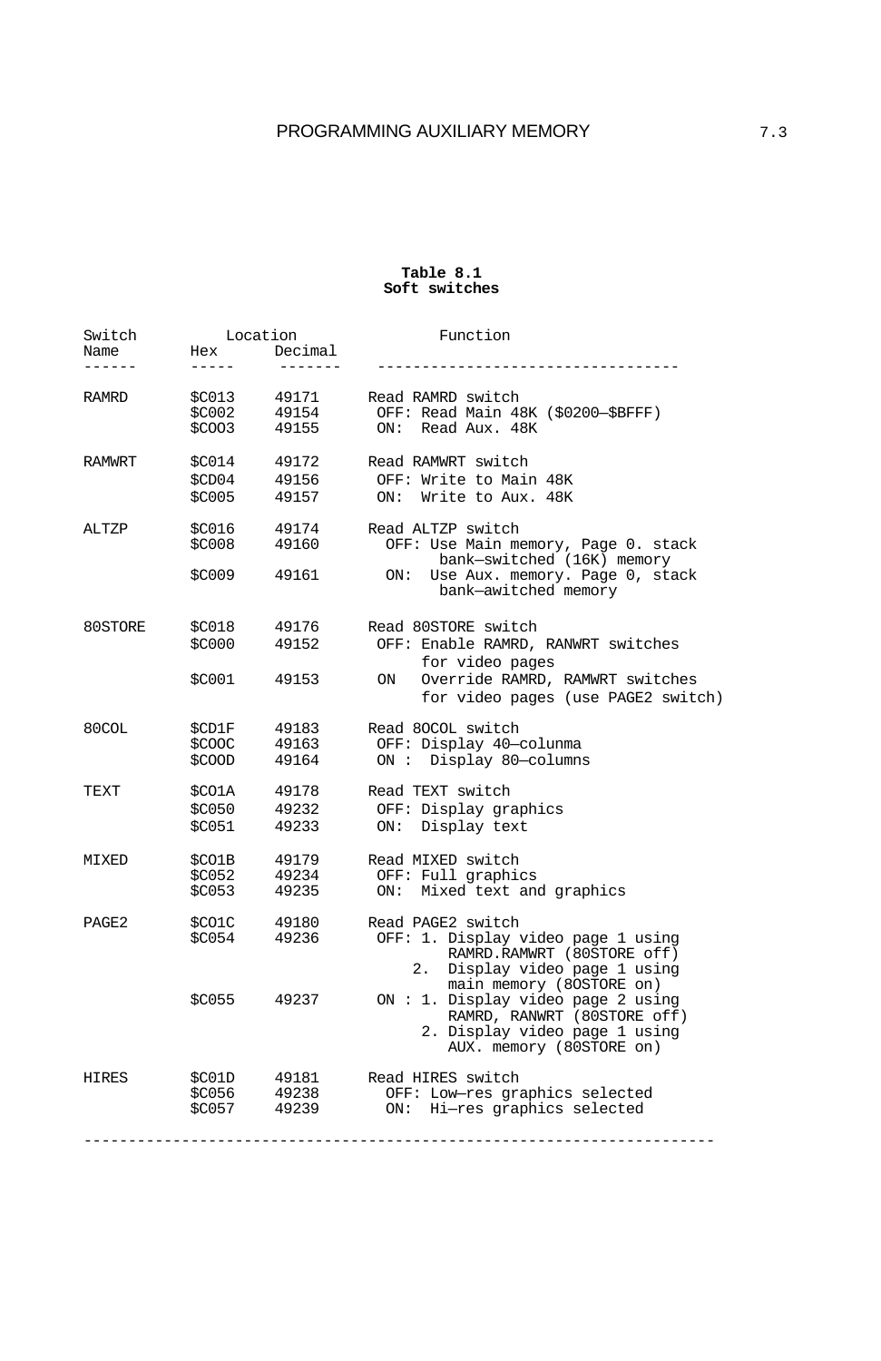**Table 8.1**
**Soft switches**

| Switch Name | Location Hex | Location Decimal | Function |
|---|---|---|---|
| RAMRD | $C013 | 49171 | Read RAMRD switch |
| | $C002 | 49154 | OFF: Read Main 48K ($0200—$BFFF) |
| | $COO3 | 49155 | ON: Read Aux. 48K |
| RAMWRT | $C014 | 49172 | Read RAMWRT switch |
| | $CD04 | 49156 | OFF: Write to Main 48K |
| | $C005 | 49157 | ON: Write to Aux. 48K |
| ALTZP | $C016 | 49174 | Read ALTZP switch |
| | $C008 | 49160 | OFF: Use Main memory, Page 0. stack bank—switched (16K) memory |
| | $C009 | 49161 | ON: Use Aux. memory. Page 0, stack bank—awitched memory |
| 80STORE | $C018 | 49176 | Read 80STORE switch |
| | $C000 | 49152 | OFF: Enable RAMRD, RANWRT switches for video pages |
| | $C001 | 49153 | ON Override RAMRD, RAMWRT switches for video pages (use PAGE2 switch) |
| 80COL | $CD1F | 49183 | Read 8OCOL switch |
| | $COOC | 49163 | OFF: Display 40—colunma |
| | $COOD | 49164 | ON : Display 80—columns |
| TEXT | $CO1A | 49178 | Read TEXT switch |
| | $C050 | 49232 | OFF: Display graphics |
| | $C051 | 49233 | ON: Display text |
| MIXED | $CO1B | 49179 | Read MIXED switch |
| | $C052 | 49234 | OFF: Full graphics |
| | $C053 | 49235 | ON: Mixed text and graphics |
| PAGE2 | $CO1C | 49180 | Read PAGE2 switch |
| | $C054 | 49236 | OFF: 1. Display video page 1 using RAMRD.RAMWRT (80STORE off) 2. Display video page 1 using main memory (8OSTORE on) |
| | $C055 | 49237 | ON : 1. Display video page 2 using RAMRD, RANWRT (80STORE off) 2. Display video page 1 using AUX. memory (80STORE on) |
| HIRES | $C01D | 49181 | Read HIRES switch |
| | $C056 | 49238 | OFF: Low—res graphics selected |
| | $C057 | 49239 | ON: Hi—res graphics selected |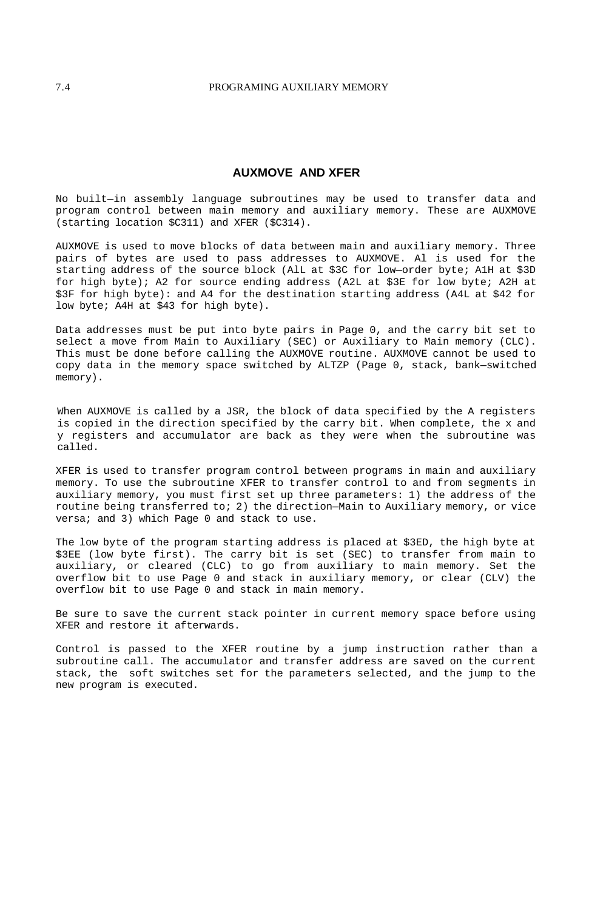## AUXMOVE AND XFER

No built—in assembly language subroutines may be used to transfer data and program control between main memory and auxiliary memory. These are AUXMOVE (starting location $C311) and XFER ($C314).

AUXMOVE is used to move blocks of data between main and auxiliary memory. Three pairs of bytes are used to pass addresses to AUXMOVE. Al is used for the starting address of the source block (AlL at $3C for low—order byte; A1H at $3D for high byte); A2 for source ending address (A2L at $3E for low byte; A2H at $3F for high byte): and A4 for the destination starting address (A4L at $42 for low byte; A4H at $43 for high byte).

Data addresses must be put into byte pairs in Page 0, and the carry bit set to select a move from Main to Auxiliary (SEC) or Auxiliary to Main memory (CLC). This must be done before calling the AUXMOVE routine. AUXMOVE cannot be used to copy data in the memory space switched by ALTZP (Page 0, stack, bank—switched memory).

When AUXMOVE is called by a JSR, the block of data specified by the A registers is copied in the direction specified by the carry bit. When complete, the x and y registers and accumulator are back as they were when the subroutine was called.

XFER is used to transfer program control between programs in main and auxiliary memory. To use the subroutine XFER to transfer control to and from segments in auxiliary memory, you must first set up three parameters: 1) the address of the routine being transferred to; 2) the direction—Main to Auxiliary memory, or vice versa; and 3) which Page 0 and stack to use.

The low byte of the program starting address is placed at $3ED, the high byte at $3EE (low byte first). The carry bit is set (SEC) to transfer from main to auxiliary, or cleared (CLC) to go from auxiliary to main memory. Set the overflow bit to use Page 0 and stack in auxiliary memory, or clear (CLV) the overflow bit to use Page 0 and stack in main memory.

Be sure to save the current stack pointer in current memory space before using XFER and restore it afterwards.

Control is passed to the XFER routine by a jump instruction rather than a subroutine call. The accumulator and transfer address are saved on the current stack, the soft switches set for the parameters selected, and the jump to the new program is executed.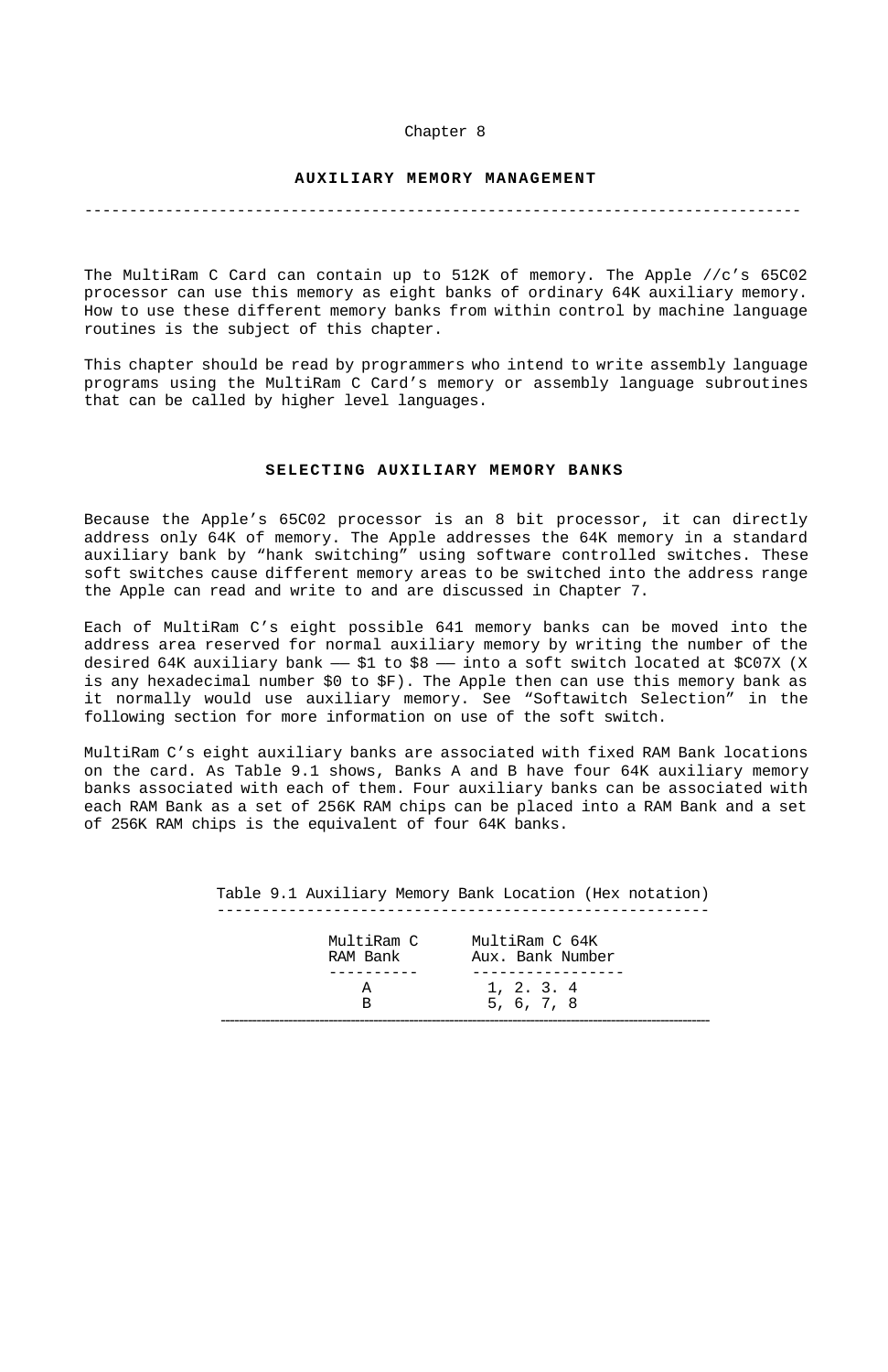Chapter 8

## AUXILIARY MEMORY MANAGEMENT

---

The MultiRam C Card can contain up to 512K of memory. The Apple //c's 65C02 processor can use this memory as eight banks of ordinary 64K auxiliary memory. How to use these different memory banks from within control by machine language routines is the subject of this chapter.

This chapter should be read by programmers who intend to write assembly language programs using the MultiRam C Card's memory or assembly language subroutines that can be called by higher level languages.

### SELECTING AUXILIARY MEMORY BANKS

Because the Apple's 65C02 processor is an 8 bit processor, it can directly address only 64K of memory. The Apple addresses the 64K memory in a standard auxiliary bank by "hank switching" using software controlled switches. These soft switches cause different memory areas to be switched into the address range the Apple can read and write to and are discussed in Chapter 7.

Each of MultiRam C's eight possible 641 memory banks can be moved into the address area reserved for normal auxiliary memory by writing the number of the desired 64K auxiliary bank —— $1 to $8 —— into a soft switch located at $C07X (X is any hexadecimal number $0 to $F). The Apple then can use this memory bank as it normally would use auxiliary memory. See "Softawitch Selection" in the following section for more information on use of the soft switch.

MultiRam C's eight auxiliary banks are associated with fixed RAM Bank locations on the card. As Table 9.1 shows, Banks A and B have four 64K auxiliary memory banks associated with each of them. Four auxiliary banks can be associated with each RAM Bank as a set of 256K RAM chips can be placed into a RAM Bank and a set of 256K RAM chips is the equivalent of four 64K banks.

Table 9.1 Auxiliary Memory Bank Location (Hex notation)

| MultiRam C RAM Bank | MultiRam C 64K Aux. Bank Number |
|---|---|
| A | 1, 2. 3. 4 |
| B | 5, 6, 7, 8 |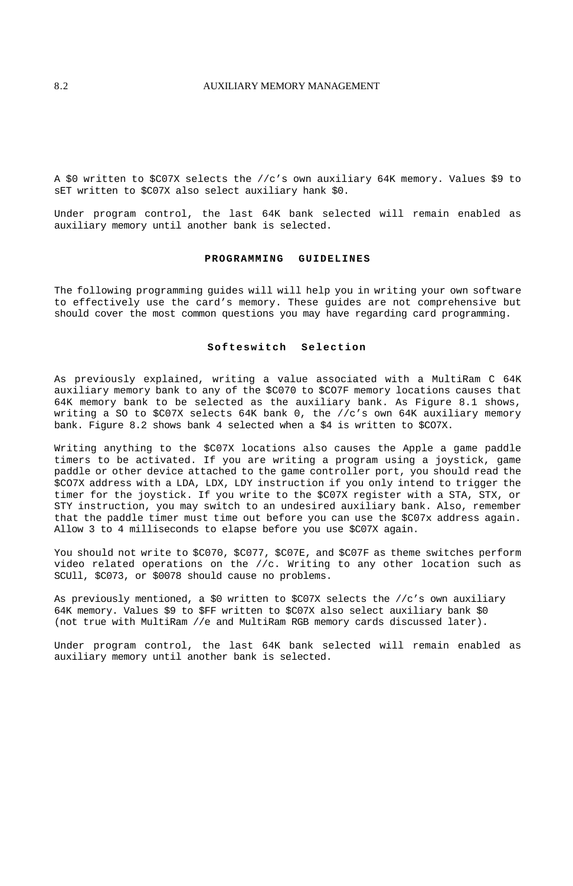A $0 written to $C07X selects the //c's own auxiliary 64K memory. Values $9 to sET written to $C07X also select auxiliary hank $0.

Under program control, the last 64K bank selected will remain enabled as auxiliary memory until another bank is selected.

## PROGRAMMING GUIDELINES

The following programming guides will will help you in writing your own software to effectively use the card's memory. These guides are not comprehensive but should cover the most common questions you may have regarding card programming.

### Softeswitch Selection

As previously explained, writing a value associated with a MultiRam C 64K auxiliary memory bank to any of the $C070 to $CO7F memory locations causes that 64K memory bank to be selected as the auxiliary bank. As Figure 8.1 shows, writing a SO to $C07X selects 64K bank 0, the //c's own 64K auxiliary memory bank. Figure 8.2 shows bank 4 selected when a $4 is written to $CO7X.

Writing anything to the $C07X locations also causes the Apple a game paddle timers to be activated. If you are writing a program using a joystick, game paddle or other device attached to the game controller port, you should read the $CO7X address with a LDA, LDX, LDY instruction if you only intend to trigger the timer for the joystick. If you write to the $C07X register with a STA, STX, or STY instruction, you may switch to an undesired auxiliary bank. Also, remember that the paddle timer must time out before you can use the $C07x address again. Allow 3 to 4 milliseconds to elapse before you use $C07X again.

You should not write to $C070, $C077, $C07E, and $C07F as theme switches perform video related operations on the //c. Writing to any other location such as SCUll, $C073, or $0078 should cause no problems.

As previously mentioned, a $0 written to $C07X selects the //c's own auxiliary 64K memory. Values $9 to $FF written to $C07X also select auxiliary bank $0 (not true with MultiRam //e and MultiRam RGB memory cards discussed later).

Under program control, the last 64K bank selected will remain enabled as auxiliary memory until another bank is selected.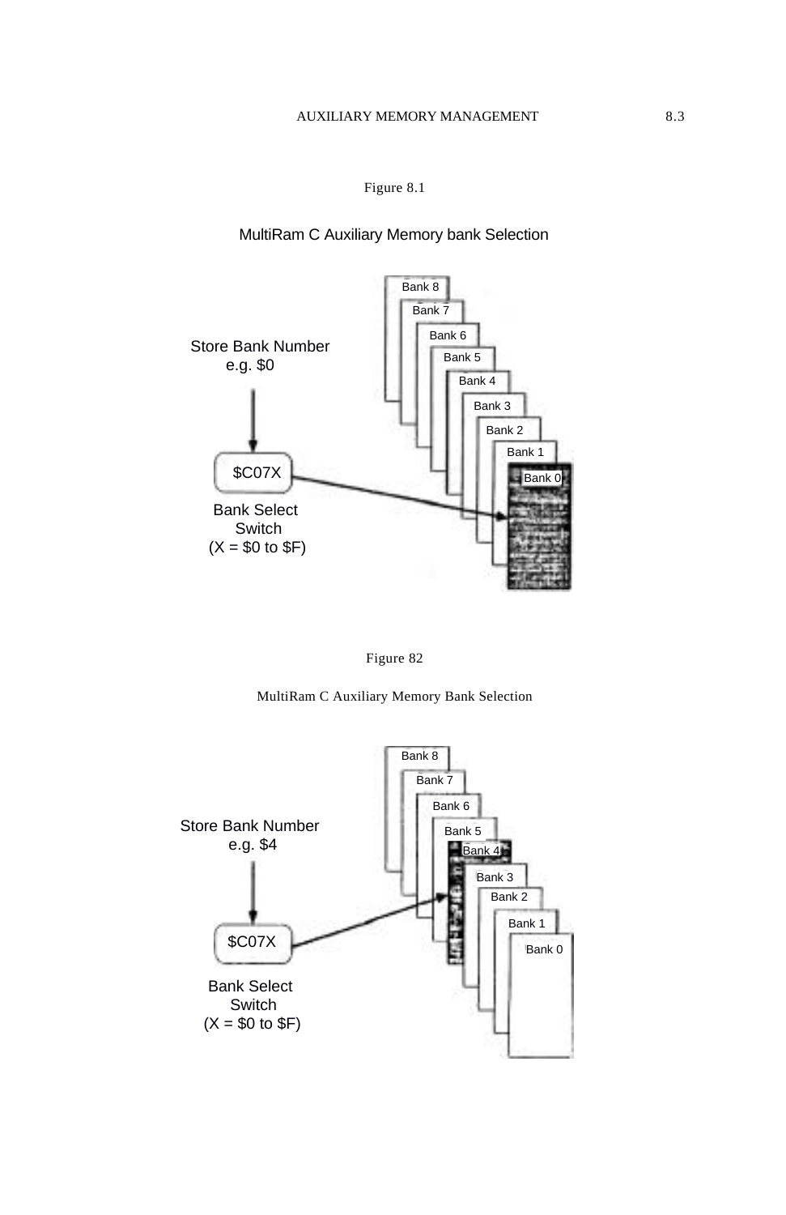Figure 8.1

MultiRam C Auxiliary Memory bank Selection

Store Bank Number
e.g. $0

$C07X

Bank Select
Switch
(X = $0 to $F)

Bank 8
Bank 7
Bank 6
Bank 5
Bank 4
Bank 3
Bank 2
Bank 1
Bank 0

Figure 82

MultiRam C Auxiliary Memory Bank Selection

Store Bank Number
e.g. $4

$C07X

Bank Select
Switch
(X = $0 to $F)

Bank 8
Bank 7
Bank 6
Bank 5
Bank 4
Bank 3
Bank 2
Bank 1
Bank 0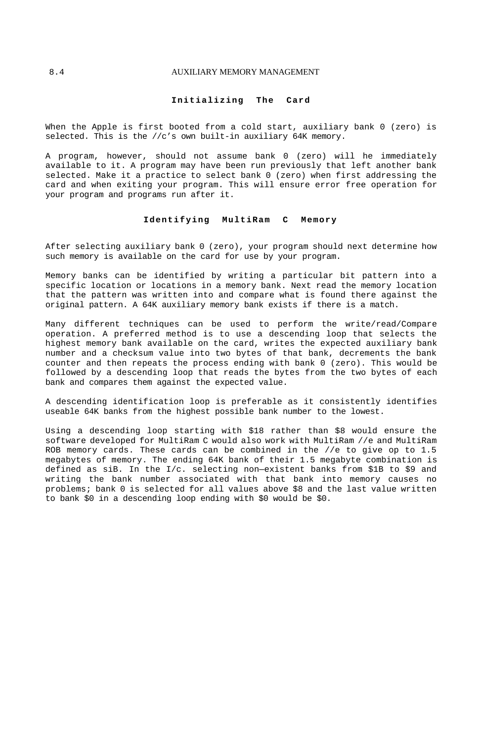## Initializing The Card

When the Apple is first booted from a cold start, auxiliary bank 0 (zero) is selected. This is the //c's own built-in auxiliary 64K memory.

A program, however, should not assume bank 0 (zero) will he immediately available to it. A program may have been run previously that left another bank selected. Make it a practice to select bank 0 (zero) when first addressing the card and when exiting your program. This will ensure error free operation for your program and programs run after it.

## Identifying MultiRam C Memory

After selecting auxiliary bank 0 (zero), your program should next determine how such memory is available on the card for use by your program.

Memory banks can be identified by writing a particular bit pattern into a specific location or locations in a memory bank. Next read the memory location that the pattern was written into and compare what is found there against the original pattern. A 64K auxiliary memory bank exists if there is a match.

Many different techniques can be used to perform the write/read/Compare operation. A preferred method is to use a descending loop that selects the highest memory bank available on the card, writes the expected auxiliary bank number and a checksum value into two bytes of that bank, decrements the bank counter and then repeats the process ending with bank 0 (zero). This would be followed by a descending loop that reads the bytes from the two bytes of each bank and compares them against the expected value.

A descending identification loop is preferable as it consistently identifies useable 64K banks from the highest possible bank number to the lowest.

Using a descending loop starting with $18 rather than $8 would ensure the software developed for MultiRam C would also work with MultiRam //e and MultiRam ROB memory cards. These cards can be combined in the //e to give op to 1.5 megabytes of memory. The ending 64K bank of their 1.5 megabyte combination is defined as siB. In the I/c. selecting non—existent banks from $1B to $9 and writing the bank number associated with that bank into memory causes no problems; bank 0 is selected for all values above $8 and the last value written to bank $0 in a descending loop ending with $0 would be $0.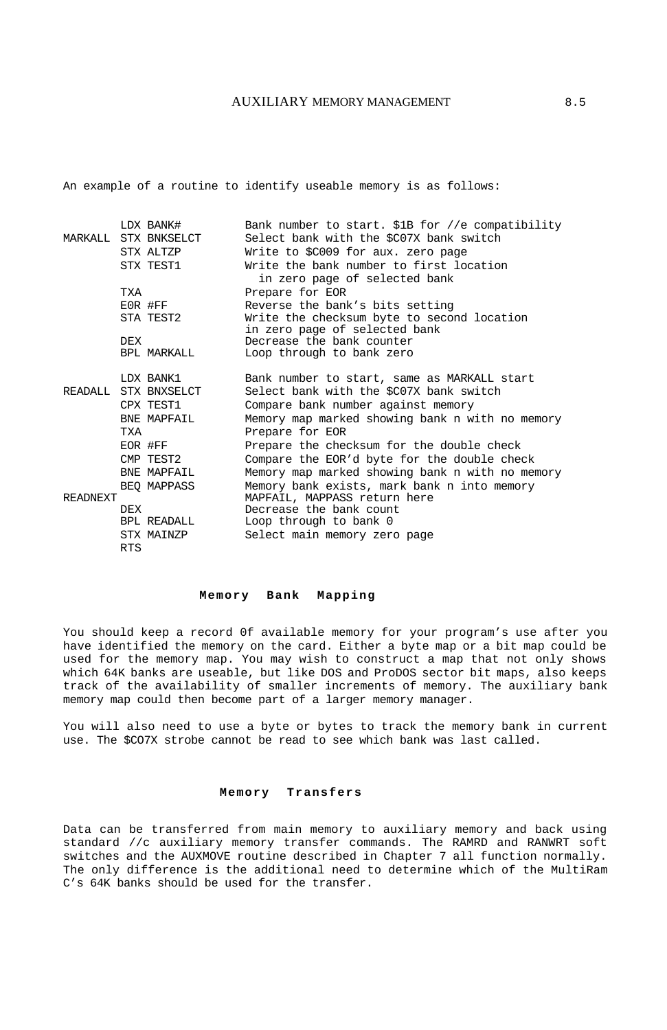An example of a routine to identify useable memory is as follows:

```
        LDX BANK#          Bank number to start. $1B for //e compatibility
MARKALL STX BNKSELCT       Select bank with the $C07X bank switch
        STX ALTZP          Write to $C009 for aux. zero page
        STX TEST1          Write the bank number to first location
                             in zero page of selected bank
        TXA                Prepare for EOR
        EOR #FF            Reverse the bank's bits setting
        STA TEST2          Write the checksum byte to second location
                           in zero page of selected bank
        DEX                Decrease the bank counter
        BPL MARKALL        Loop through to bank zero

        LDX BANK1          Bank number to start, same as MARKALL start
READALL STX BNXSELCT       Select bank with the $C07X bank switch
        CPX TEST1          Compare bank number against memory
        BNE MAPFAIL        Memory map marked showing bank n with no memory
        TXA                Prepare for EOR
        EOR #FF            Prepare the checksum for the double check
        CMP TEST2          Compare the EOR'd byte for the double check
        BNE MAPFAIL        Memory map marked showing bank n with no memory
        BEQ MAPPASS        Memory bank exists, mark bank n into memory
READNEXT                   MAPFAIL, MAPPASS return here
        DEX                Decrease the bank count
        BPL READALL        Loop through to bank 0
        STX MAINZP         Select main memory zero page
        RTS
```

## Memory Bank Mapping

You should keep a record 0f available memory for your program's use after you have identified the memory on the card. Either a byte map or a bit map could be used for the memory map. You may wish to construct a map that not only shows which 64K banks are useable, but like DOS and ProDOS sector bit maps, also keeps track of the availability of smaller increments of memory. The auxiliary bank memory map could then become part of a larger memory manager.

You will also need to use a byte or bytes to track the memory bank in current use. The $CO7X strobe cannot be read to see which bank was last called.

## Memory Transfers

Data can be transferred from main memory to auxiliary memory and back using standard //c auxiliary memory transfer commands. The RAMRD and RANWRT soft switches and the AUXMOVE routine described in Chapter 7 all function normally. The only difference is the additional need to determine which of the MultiRam C's 64K banks should be used for the transfer.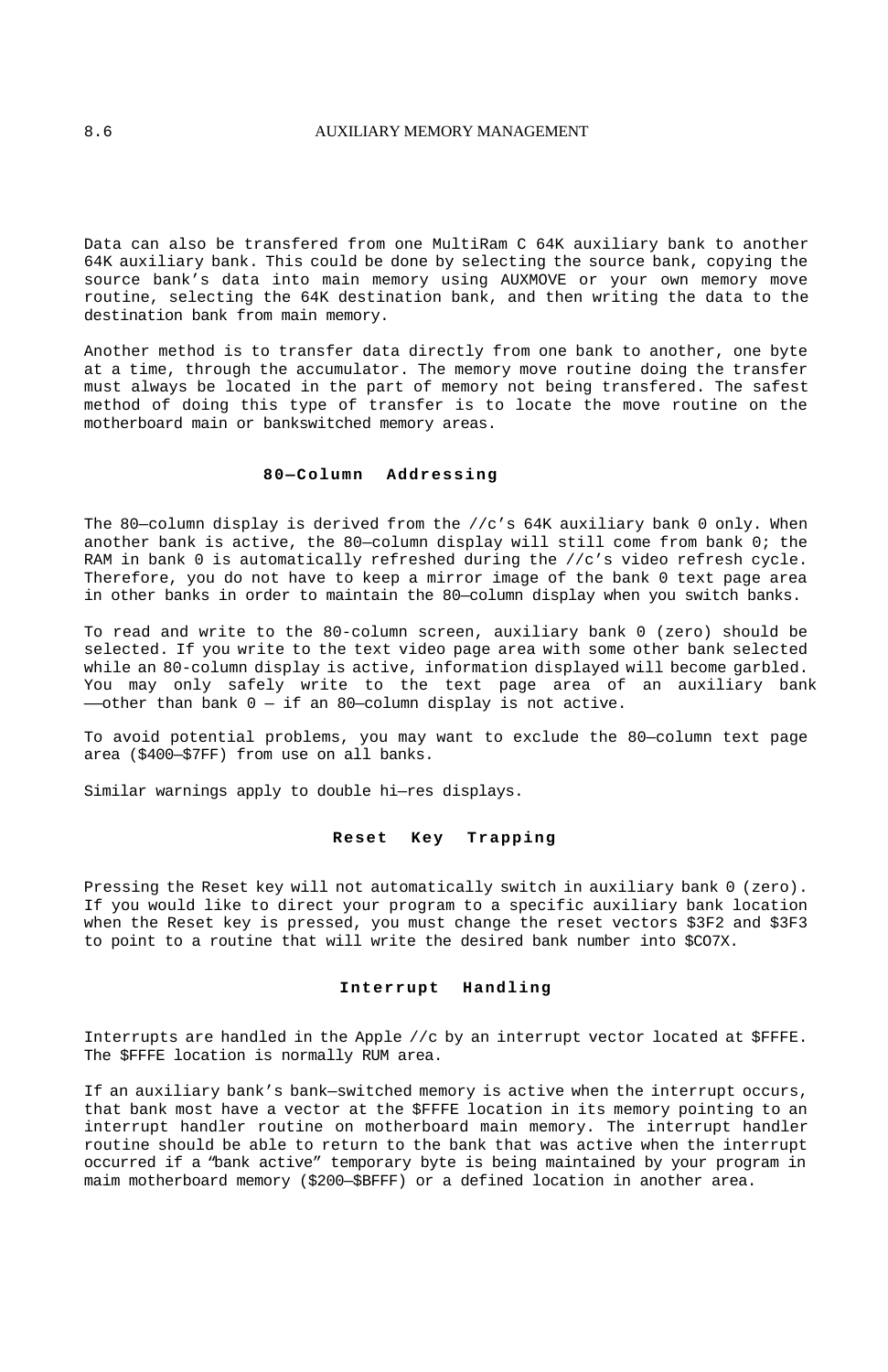Data can also be transfered from one MultiRam C 64K auxiliary bank to another 64K auxiliary bank. This could be done by selecting the source bank, copying the source bank's data into main memory using AUXMOVE or your own memory move routine, selecting the 64K destination bank, and then writing the data to the destination bank from main memory.

Another method is to transfer data directly from one bank to another, one byte at a time, through the accumulator. The memory move routine doing the transfer must always be located in the part of memory not being transfered. The safest method of doing this type of transfer is to locate the move routine on the motherboard main or bankswitched memory areas.

## 80—Column Addressing

The 80—column display is derived from the //c's 64K auxiliary bank 0 only. When another bank is active, the 80—column display will still come from bank 0; the RAM in bank 0 is automatically refreshed during the //c's video refresh cycle. Therefore, you do not have to keep a mirror image of the bank 0 text page area in other banks in order to maintain the 80—column display when you switch banks.

To read and write to the 80-column screen, auxiliary bank 0 (zero) should be selected. If you write to the text video page area with some other bank selected while an 80-column display is active, information displayed will become garbled. You may only safely write to the text page area of an auxiliary bank ——other than bank 0 — if an 80—column display is not active.

To avoid potential problems, you may want to exclude the 80—column text page area ($400—$7FF) from use on all banks.

Similar warnings apply to double hi—res displays.

## Reset Key Trapping

Pressing the Reset key will not automatically switch in auxiliary bank 0 (zero). If you would like to direct your program to a specific auxiliary bank location when the Reset key is pressed, you must change the reset vectors $3F2 and $3F3 to point to a routine that will write the desired bank number into $CO7X.

## Interrupt Handling

Interrupts are handled in the Apple //c by an interrupt vector located at $FFFE. The $FFFE location is normally RUM area.

If an auxiliary bank's bank—switched memory is active when the interrupt occurs, that bank most have a vector at the $FFFE location in its memory pointing to an interrupt handler routine on motherboard main memory. The interrupt handler routine should be able to return to the bank that was active when the interrupt occurred if a "bank active" temporary byte is being maintained by your program in maim motherboard memory ($200—$BFFF) or a defined location in another area.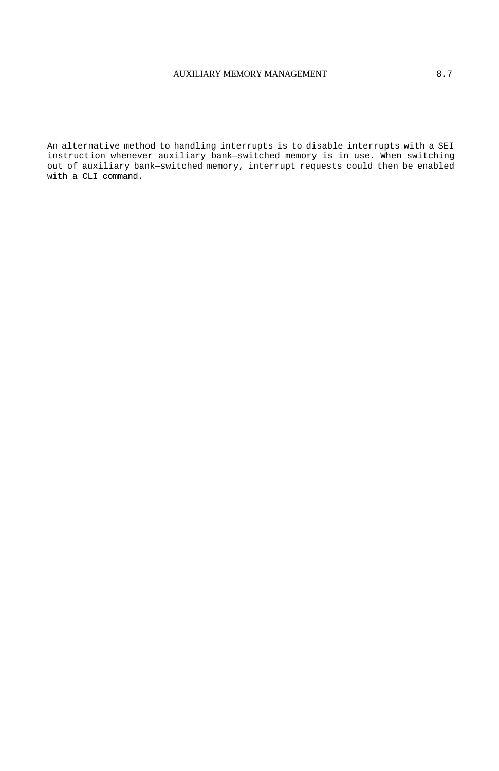An alternative method to handling interrupts is to disable interrupts with a SEI instruction whenever auxiliary bank—switched memory is in use. When switching out of auxiliary bank—switched memory, interrupt requests could then be enabled with a CLI command.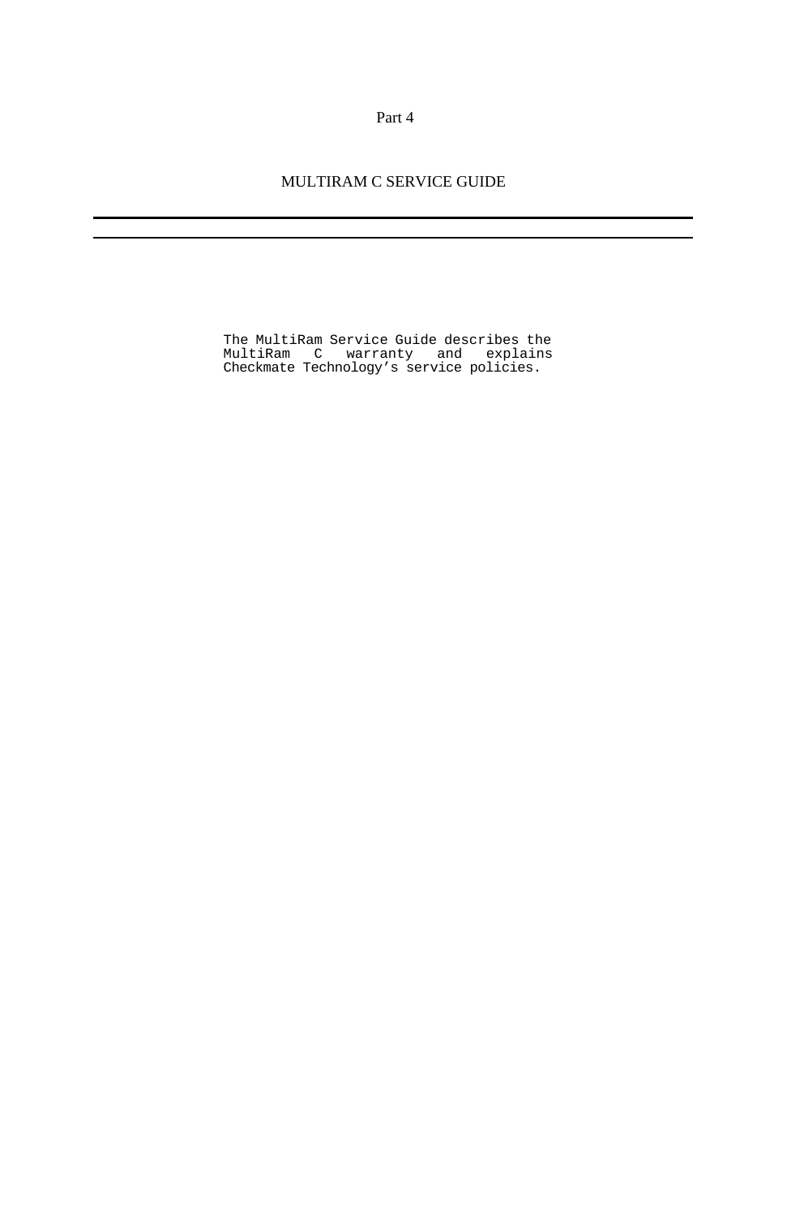Part 4

# MULTIRAM C SERVICE GUIDE

---

The MultiRam Service Guide describes the MultiRam C warranty and explains Checkmate Technology's service policies.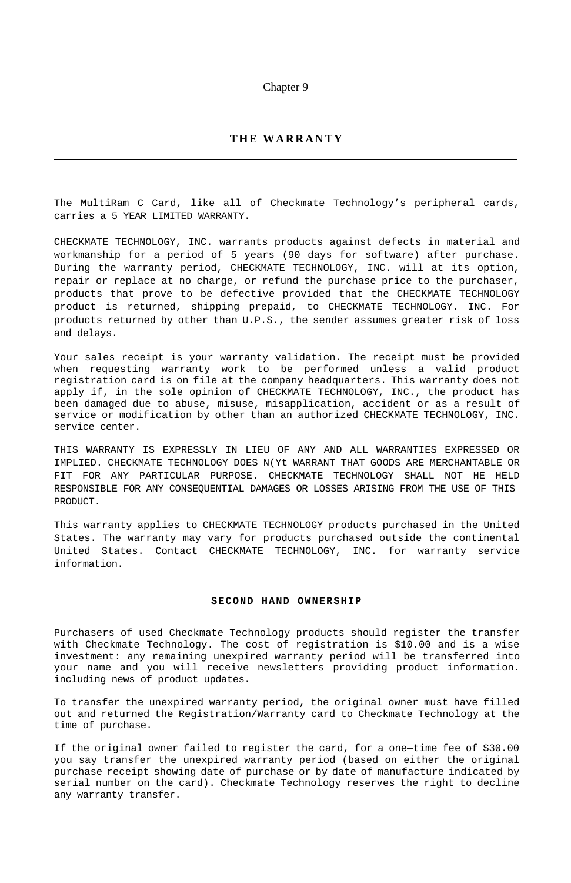Chapter 9

# THE WARRANTY

The MultiRam C Card, like all of Checkmate Technology's peripheral cards, carries a 5 YEAR LIMITED WARRANTY.

CHECKMATE TECHNOLOGY, INC. warrants products against defects in material and workmanship for a period of 5 years (90 days for software) after purchase. During the warranty period, CHECKMATE TECHNOLOGY, INC. will at its option, repair or replace at no charge, or refund the purchase price to the purchaser, products that prove to be defective provided that the CHECKMATE TECHNOLOGY product is returned, shipping prepaid, to CHECKMATE TECHNOLOGY. INC. For products returned by other than U.P.S., the sender assumes greater risk of loss and delays.

Your sales receipt is your warranty validation. The receipt must be provided when requesting warranty work to be performed unless a valid product registration card is on file at the company headquarters. This warranty does not apply if, in the sole opinion of CHECKMATE TECHNOLOGY, INC., the product has been damaged due to abuse, misuse, misapplication, accident or as a result of service or modification by other than an authorized CHECKMATE TECHNOLOGY, INC. service center.

THIS WARRANTY IS EXPRESSLY IN LIEU OF ANY AND ALL WARRANTIES EXPRESSED OR IMPLIED. CHECKMATE TECHNOLOGY DOES N(Yt WARRANT THAT GOODS ARE MERCHANTABLE OR FIT FOR ANY PARTICULAR PURPOSE. CHECKMATE TECHNOLOGY SHALL NOT HE HELD RESPONSIBLE FOR ANY CONSEQUENTIAL DAMAGES OR LOSSES ARISING FROM THE USE OF THIS PRODUCT.

This warranty applies to CHECKMATE TECHNOLOGY products purchased in the United States. The warranty may vary for products purchased outside the continental United States. Contact CHECKMATE TECHNOLOGY, INC. for warranty service information.

## SECOND HAND OWNERSHIP

Purchasers of used Checkmate Technology products should register the transfer with Checkmate Technology. The cost of registration is $10.00 and is a wise investment: any remaining unexpired warranty period will be transferred into your name and you will receive newsletters providing product information. including news of product updates.

To transfer the unexpired warranty period, the original owner must have filled out and returned the Registration/Warranty card to Checkmate Technology at the time of purchase.

If the original owner failed to register the card, for a one—time fee of $30.00 you say transfer the unexpired warranty period (based on either the original purchase receipt showing date of purchase or by date of manufacture indicated by serial number on the card). Checkmate Technology reserves the right to decline any warranty transfer.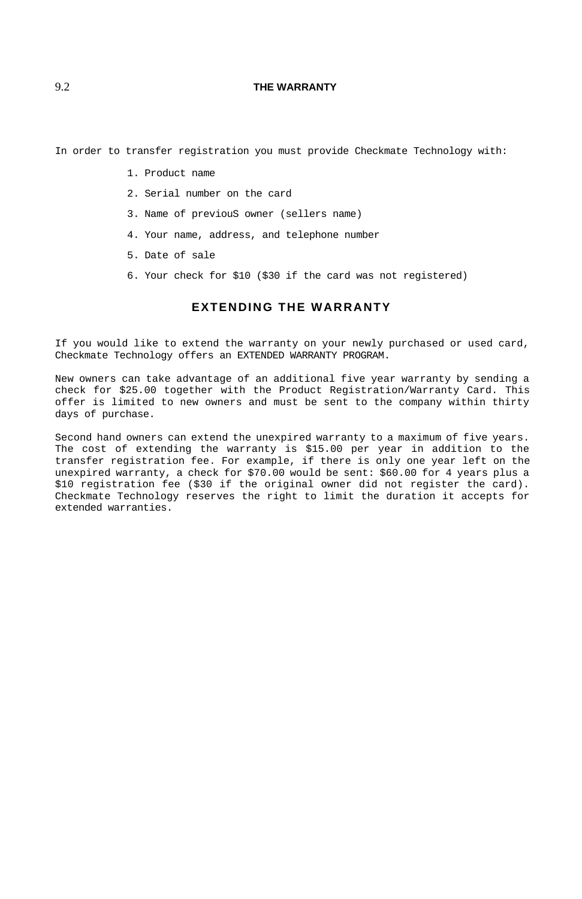In order to transfer registration you must provide Checkmate Technology with:

1. Product name
2. Serial number on the card
3. Name of previouS owner (sellers name)
4. Your name, address, and telephone number
5. Date of sale
6. Your check for $10 ($30 if the card was not registered)

## EXTENDING THE WARRANTY

If you would like to extend the warranty on your newly purchased or used card, Checkmate Technology offers an EXTENDED WARRANTY PROGRAM.

New owners can take advantage of an additional five year warranty by sending a check for $25.00 together with the Product Registration/Warranty Card. This offer is limited to new owners and must be sent to the company within thirty days of purchase.

Second hand owners can extend the unexpired warranty to a maximum of five years. The cost of extending the warranty is $15.00 per year in addition to the transfer registration fee. For example, if there is only one year left on the unexpired warranty, a check for $70.00 would be sent: $60.00 for 4 years plus a $10 registration fee ($30 if the original owner did not register the card). Checkmate Technology reserves the right to limit the duration it accepts for extended warranties.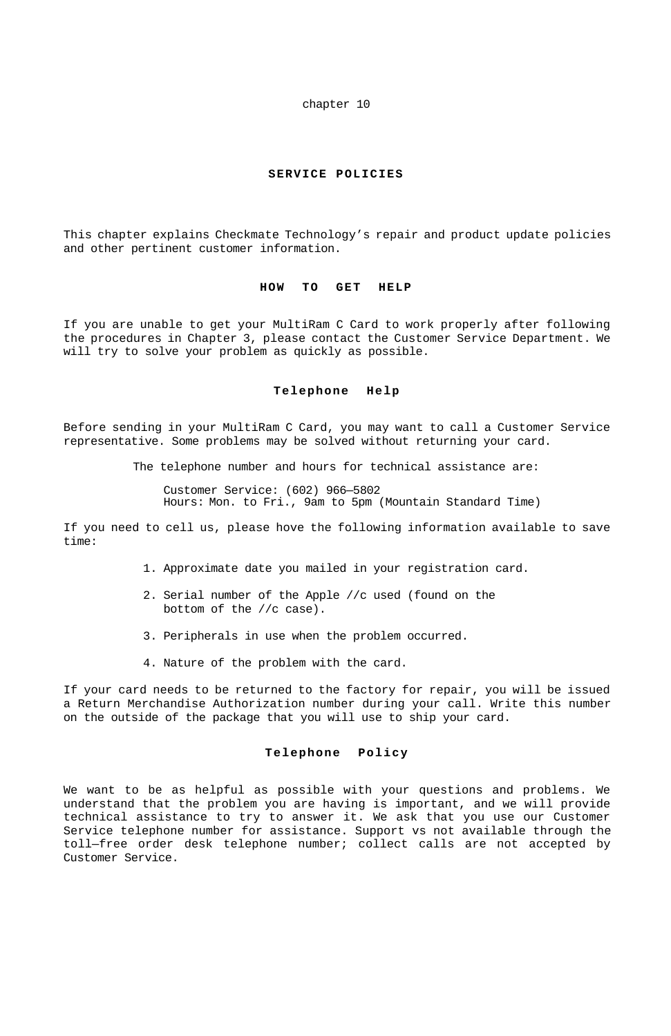chapter 10

# SERVICE POLICIES

This chapter explains Checkmate Technology's repair and product update policies and other pertinent customer information.

## HOW TO GET HELP

If you are unable to get your MultiRam C Card to work properly after following the procedures in Chapter 3, please contact the Customer Service Department. We will try to solve your problem as quickly as possible.

### Telephone Help

Before sending in your MultiRam C Card, you may want to call a Customer Service representative. Some problems may be solved without returning your card.

The telephone number and hours for technical assistance are:

Customer Service: (602) 966—5802
Hours: Mon. to Fri., 9am to 5pm (Mountain Standard Time)

If you need to cell us, please hove the following information available to save time:

1. Approximate date you mailed in your registration card.
2. Serial number of the Apple //c used (found on the bottom of the //c case).
3. Peripherals in use when the problem occurred.
4. Nature of the problem with the card.

If your card needs to be returned to the factory for repair, you will be issued a Return Merchandise Authorization number during your call. Write this number on the outside of the package that you will use to ship your card.

### Telephone Policy

We want to be as helpful as possible with your questions and problems. We understand that the problem you are having is important, and we will provide technical assistance to try to answer it. We ask that you use our Customer Service telephone number for assistance. Support vs not available through the toll—free order desk telephone number; collect calls are not accepted by Customer Service.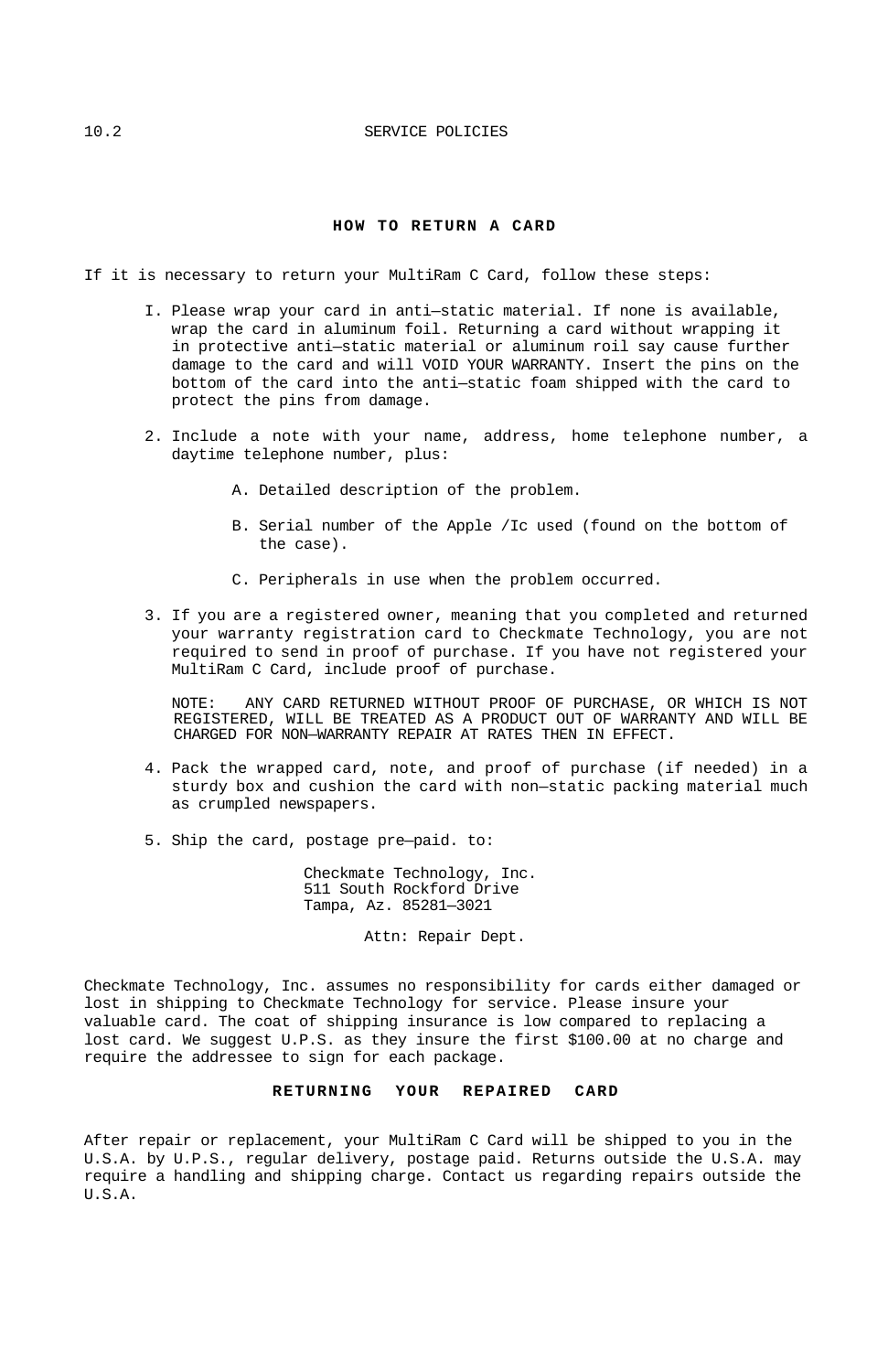## HOW TO RETURN A CARD

If it is necessary to return your MultiRam C Card, follow these steps:

I. Please wrap your card in anti—static material. If none is available, wrap the card in aluminum foil. Returning a card without wrapping it in protective anti—static material or aluminum roil say cause further damage to the card and will VOID YOUR WARRANTY. Insert the pins on the bottom of the card into the anti—static foam shipped with the card to protect the pins from damage.

2. Include a note with your name, address, home telephone number, a daytime telephone number, plus:

   A. Detailed description of the problem.

   B. Serial number of the Apple /Ic used (found on the bottom of the case).

   C. Peripherals in use when the problem occurred.

3. If you are a registered owner, meaning that you completed and returned your warranty registration card to Checkmate Technology, you are not required to send in proof of purchase. If you have not registered your MultiRam C Card, include proof of purchase.

   NOTE: ANY CARD RETURNED WITHOUT PROOF OF PURCHASE, OR WHICH IS NOT REGISTERED, WILL BE TREATED AS A PRODUCT OUT OF WARRANTY AND WILL BE CHARGED FOR NON—WARRANTY REPAIR AT RATES THEN IN EFFECT.

4. Pack the wrapped card, note, and proof of purchase (if needed) in a sturdy box and cushion the card with non—static packing material much as crumpled newspapers.

5. Ship the card, postage pre—paid. to:

   Checkmate Technology, Inc.
   511 South Rockford Drive
   Tampa, Az. 85281—3021

   Attn: Repair Dept.

Checkmate Technology, Inc. assumes no responsibility for cards either damaged or lost in shipping to Checkmate Technology for service. Please insure your valuable card. The coat of shipping insurance is low compared to replacing a lost card. We suggest U.P.S. as they insure the first $100.00 at no charge and require the addressee to sign for each package.

## RETURNING YOUR REPAIRED CARD

After repair or replacement, your MultiRam C Card will be shipped to you in the U.S.A. by U.P.S., regular delivery, postage paid. Returns outside the U.S.A. may require a handling and shipping charge. Contact us regarding repairs outside the U.S.A.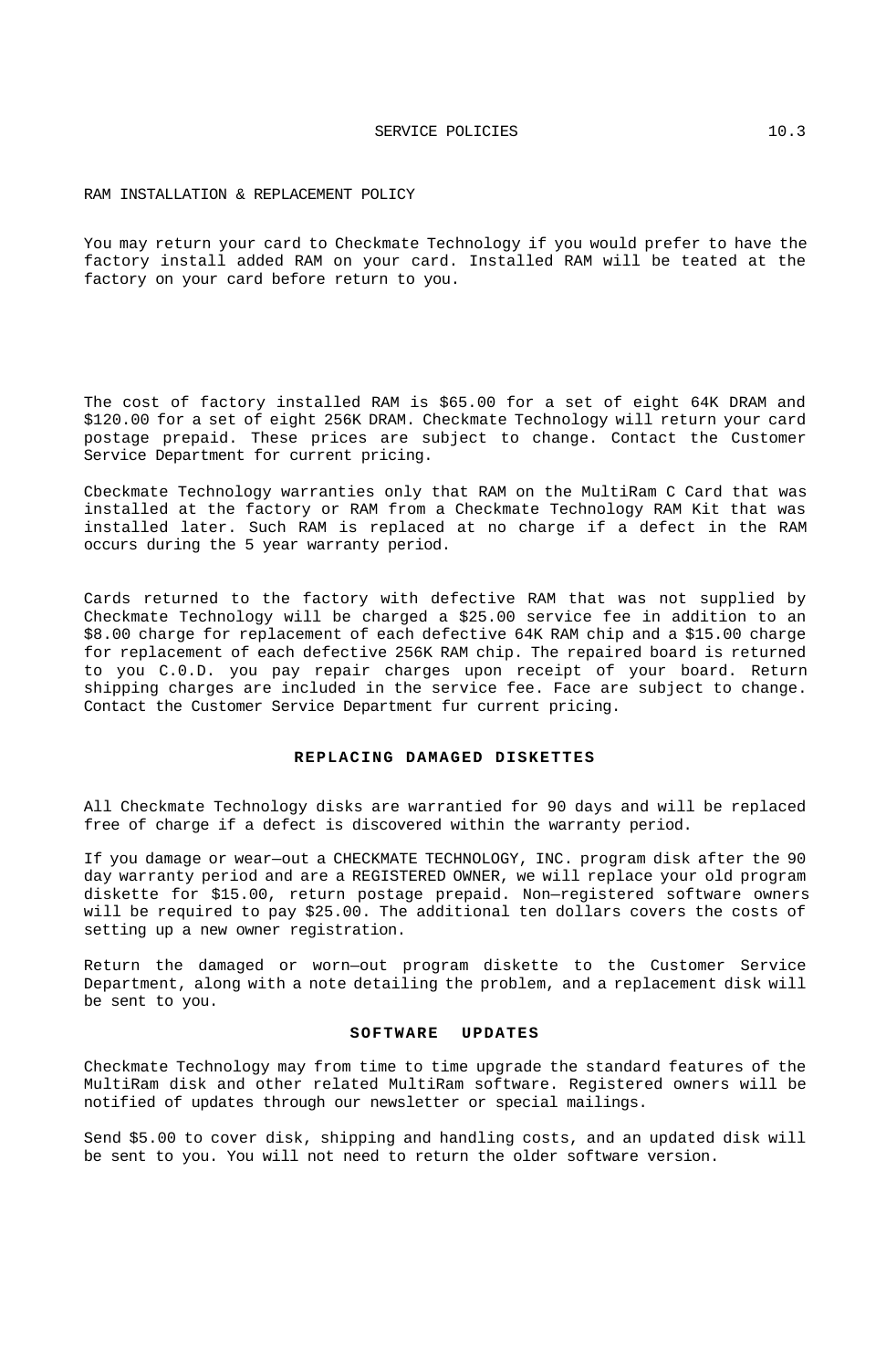RAM INSTALLATION & REPLACEMENT POLICY

You may return your card to Checkmate Technology if you would prefer to have the factory install added RAM on your card. Installed RAM will be teated at the factory on your card before return to you.

The cost of factory installed RAM is $65.00 for a set of eight 64K DRAM and $120.00 for a set of eight 256K DRAM. Checkmate Technology will return your card postage prepaid. These prices are subject to change. Contact the Customer Service Department for current pricing.

Cbeckmate Technology warranties only that RAM on the MultiRam C Card that was installed at the factory or RAM from a Checkmate Technology RAM Kit that was installed later. Such RAM is replaced at no charge if a defect in the RAM occurs during the 5 year warranty period.

Cards returned to the factory with defective RAM that was not supplied by Checkmate Technology will be charged a $25.00 service fee in addition to an $8.00 charge for replacement of each defective 64K RAM chip and a $15.00 charge for replacement of each defective 256K RAM chip. The repaired board is returned to you C.0.D. you pay repair charges upon receipt of your board. Return shipping charges are included in the service fee. Face are subject to change. Contact the Customer Service Department fur current pricing.

## REPLACING DAMAGED DISKETTES

All Checkmate Technology disks are warrantied for 90 days and will be replaced free of charge if a defect is discovered within the warranty period.

If you damage or wear—out a CHECKMATE TECHNOLOGY, INC. program disk after the 90 day warranty period and are a REGISTERED OWNER, we will replace your old program diskette for $15.00, return postage prepaid. Non—registered software owners will be required to pay $25.00. The additional ten dollars covers the costs of setting up a new owner registration.

Return the damaged or worn—out program diskette to the Customer Service Department, along with a note detailing the problem, and a replacement disk will be sent to you.

## SOFTWARE UPDATES

Checkmate Technology may from time to time upgrade the standard features of the MultiRam disk and other related MultiRam software. Registered owners will be notified of updates through our newsletter or special mailings.

Send $5.00 to cover disk, shipping and handling costs, and an updated disk will be sent to you. You will not need to return the older software version.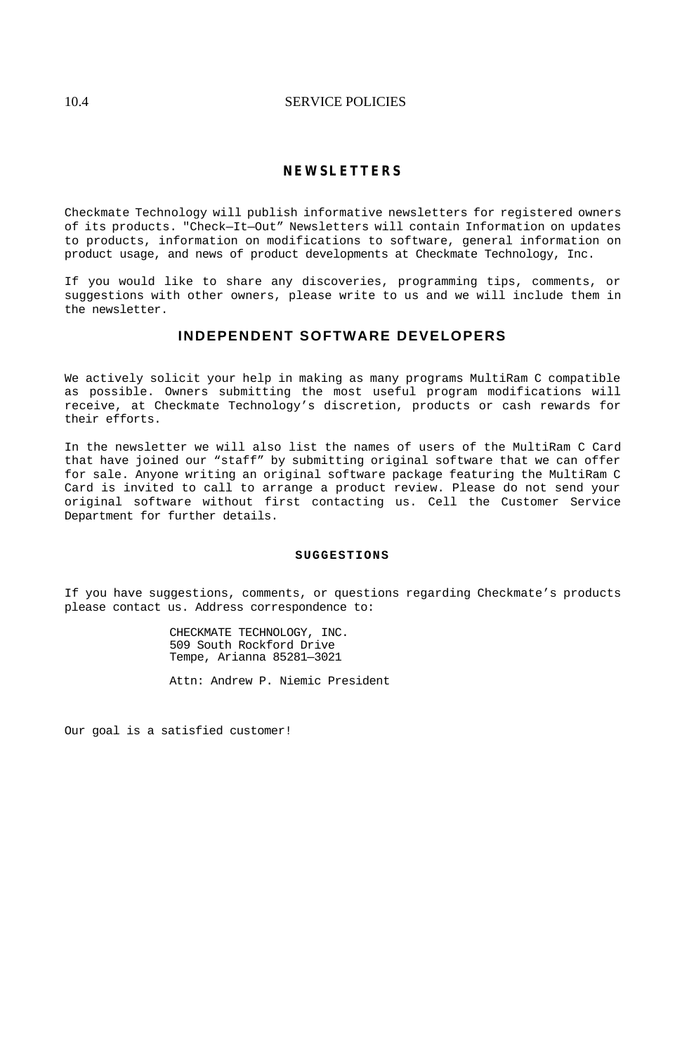## NEWSLETTERS

Checkmate Technology will publish informative newsletters for registered owners of its products. "Check—It—Out" Newsletters will contain Information on updates to products, information on modifications to software, general information on product usage, and news of product developments at Checkmate Technology, Inc.

If you would like to share any discoveries, programming tips, comments, or suggestions with other owners, please write to us and we will include them in the newsletter.

## INDEPENDENT SOFTWARE DEVELOPERS

We actively solicit your help in making as many programs MultiRam C compatible as possible. Owners submitting the most useful program modifications will receive, at Checkmate Technology's discretion, products or cash rewards for their efforts.

In the newsletter we will also list the names of users of the MultiRam C Card that have joined our "staff" by submitting original software that we can offer for sale. Anyone writing an original software package featuring the MultiRam C Card is invited to call to arrange a product review. Please do not send your original software without first contacting us. Cell the Customer Service Department for further details.

### SUGGESTIONS

If you have suggestions, comments, or questions regarding Checkmate's products please contact us. Address correspondence to:

CHECKMATE TECHNOLOGY, INC.
509 South Rockford Drive
Tempe, Arianna 85281—3021

Attn: Andrew P. Niemic President

Our goal is a satisfied customer!